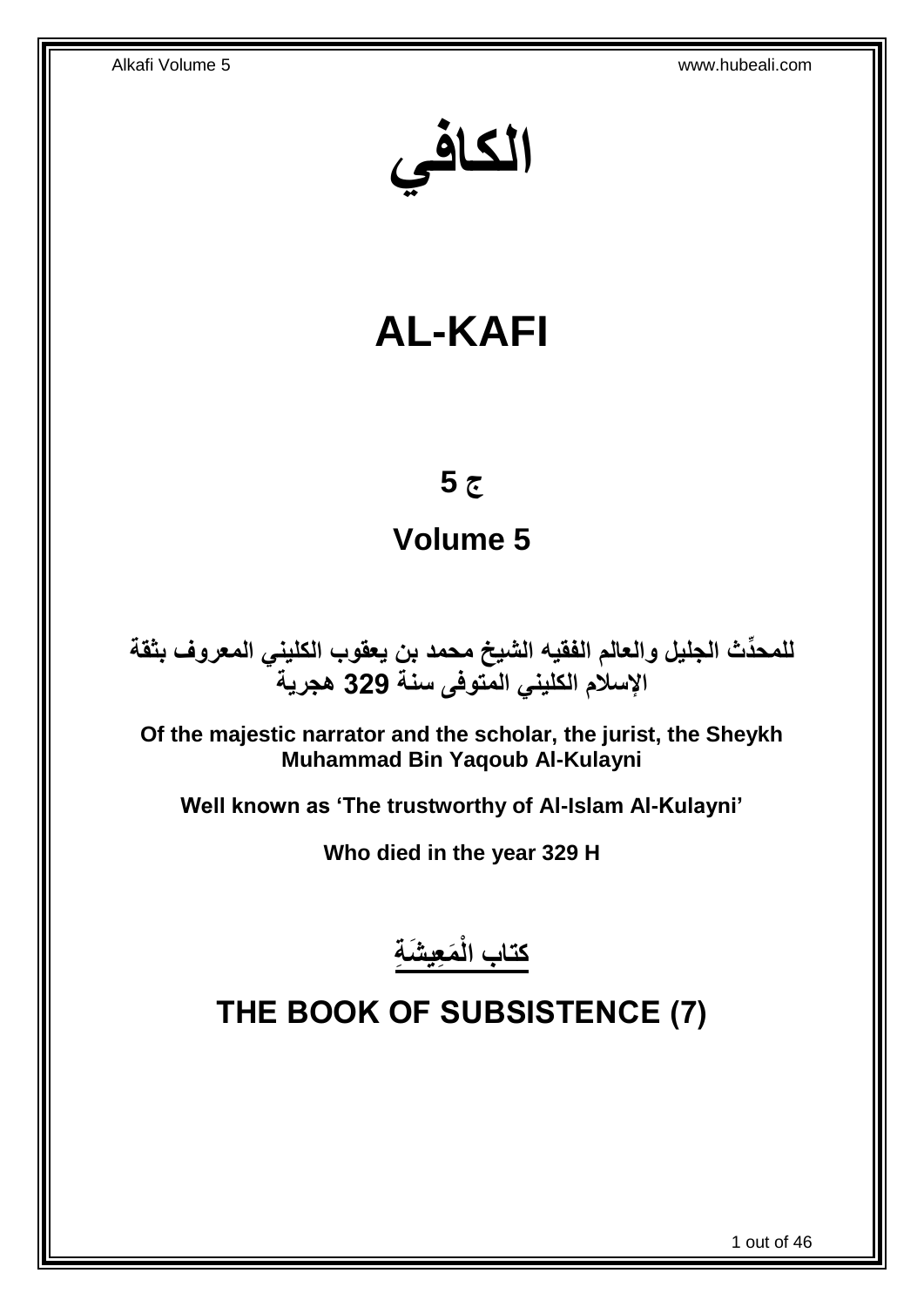# الكافي

# AL-KAFI

## ج 5

## Volume 5

**للمحدِّث الجليل والعالم الفقيه الشيخ محمد بن يعقوب الكليني المعروف بثقة الإسلام الكليني المتوفى سنة 329 هجرية**

**Of the majestic narrator and the scholar, the jurist, the Sheykh Muhammad Bin Yaqoub Al-Kulayni**

**Well known as 'The trustworthy of Al-Islam Al-Kulayni'**

**Who died in the year 329 H**

## كتاب الْمَعِيشَةِ

## THE BOOK OF SUBSISTENCE (7)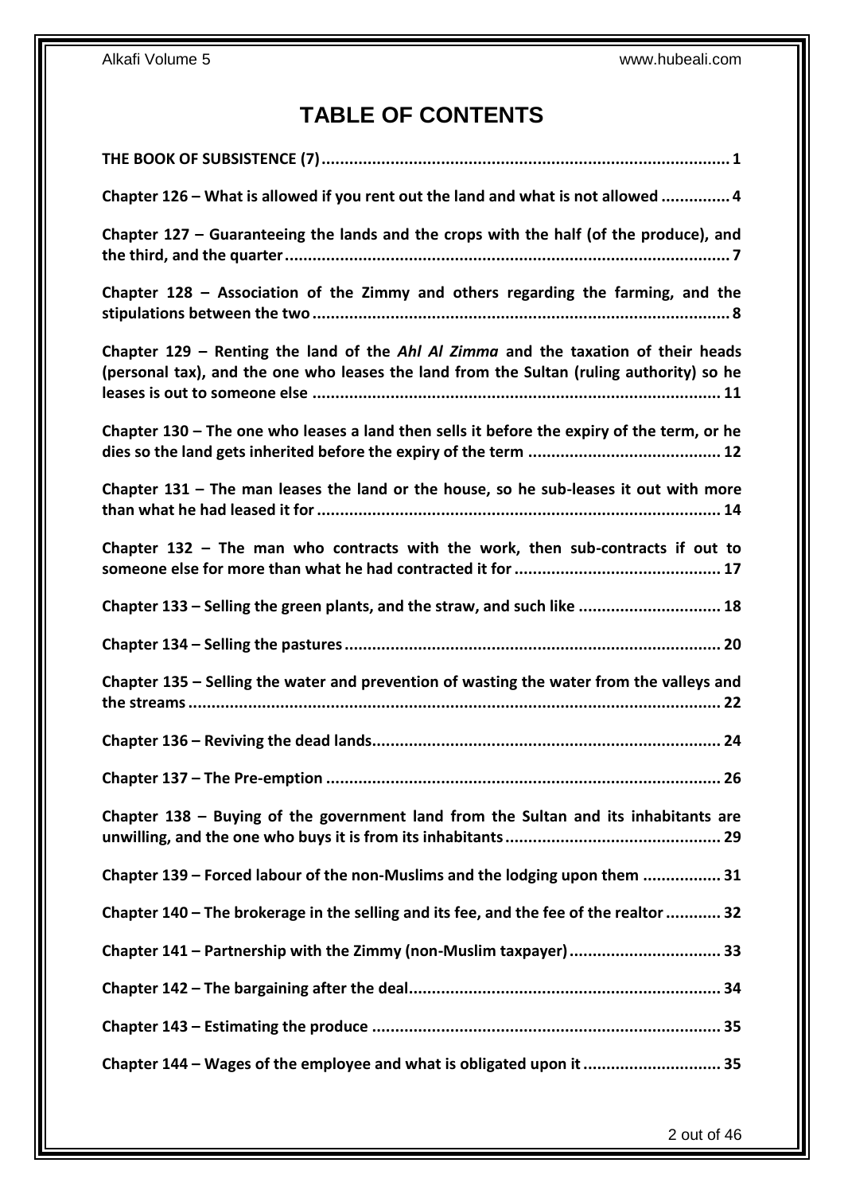# TABLE OF CONTENTS

**THE BOOK OF SUBSISTENCE (7)........................................................................................ 1**

**Chapter 126 – What is allowed if you rent out the land and what is not allowed ............... 4**

**Chapter 127 – Guaranteeing the lands and the crops with the half (of the produce), and the third, and the quarter................................................................................................ 7**

**Chapter 128 – Association of the Zimmy and others regarding the farming, and the stipulations between the two......................................................................................... 8**

**Chapter 129 – Renting the land of the *Ahl Al Zimma* and the taxation of their heads (personal tax), and the one who leases the land from the Sultan (ruling authority) so he leases is out to someone else ........................................................................................ 11**

**Chapter 130 – The one who leases a land then sells it before the expiry of the term, or he dies so the land gets inherited before the expiry of the term .......................................... 12**

**Chapter 131 – The man leases the land or the house, so he sub-leases it out with more than what he had leased it for ....................................................................................... 14**

**Chapter 132 – The man who contracts with the work, then sub-contracts if out to someone else for more than what he had contracted it for ............................................ 17**

**Chapter 133 – Selling the green plants, and the straw, and such like ............................... 18**

**Chapter 134 – Selling the pastures ................................................................................. 20**

**Chapter 135 – Selling the water and prevention of wasting the water from the valleys and the streams .................................................................................................................. 22**

**Chapter 136 – Reviving the dead lands............................................................................ 24**

**Chapter 137 – The Pre-emption ..................................................................................... 26**

**Chapter 138 – Buying of the government land from the Sultan and its inhabitants are unwilling, and the one who buys it is from its inhabitants.............................................. 29**

**Chapter 139 – Forced labour of the non-Muslims and the lodging upon them ................. 31**

**Chapter 140 – The brokerage in the selling and its fee, and the fee of the realtor ............ 32**

**Chapter 141 – Partnership with the Zimmy (non-Muslim taxpayer)................................. 33**

**Chapter 142 – The bargaining after the deal.................................................................... 34**

**Chapter 143 – Estimating the produce ........................................................................... 35**

**Chapter 144 – Wages of the employee and what is obligated upon it .............................. 35**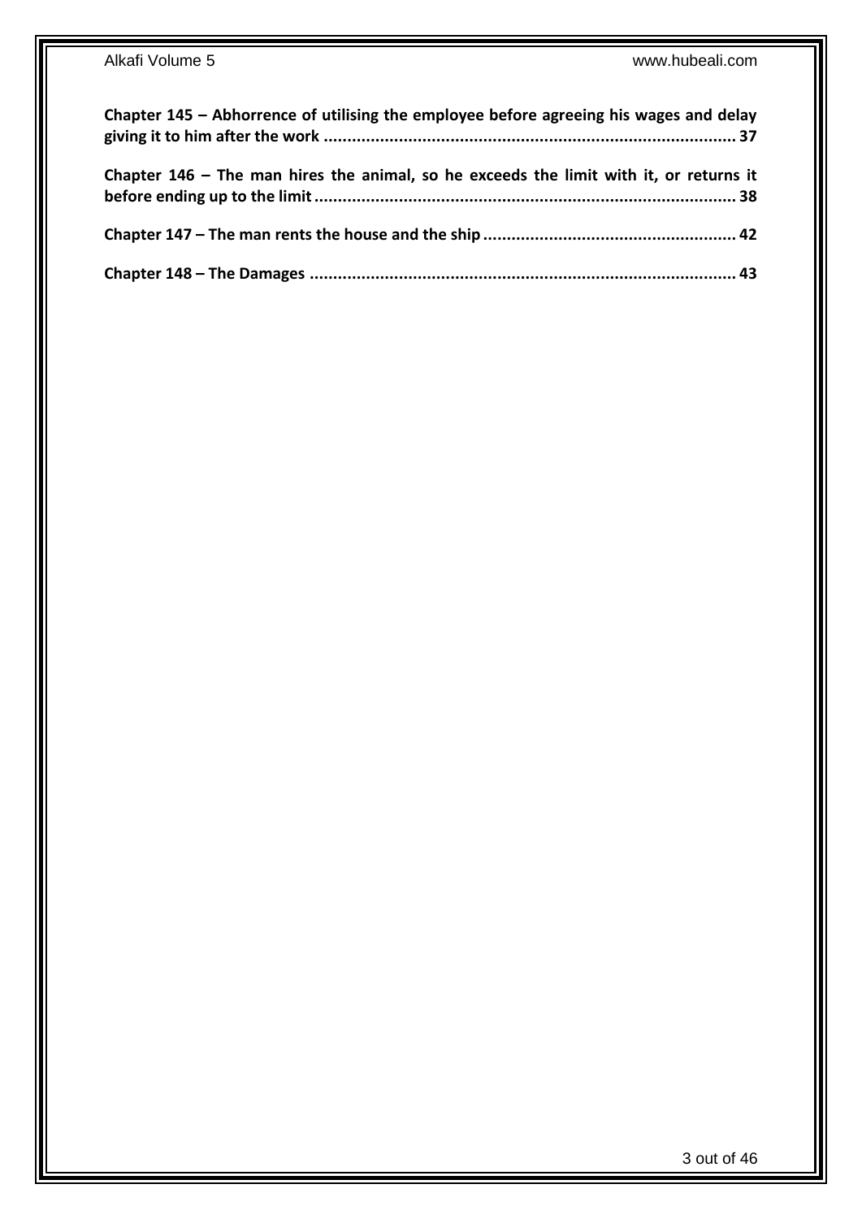**Chapter 145 – Abhorrence of utilising the employee before agreeing his wages and delay giving it to him after the work ........................................................................................ 37**

**Chapter 146 – The man hires the animal, so he exceeds the limit with it, or returns it before ending up to the limit ........................................................................................ 38**

**Chapter 147 – The man rents the house and the ship ...................................................... 42**

**Chapter 148 – The Damages ........................................................................................ 43**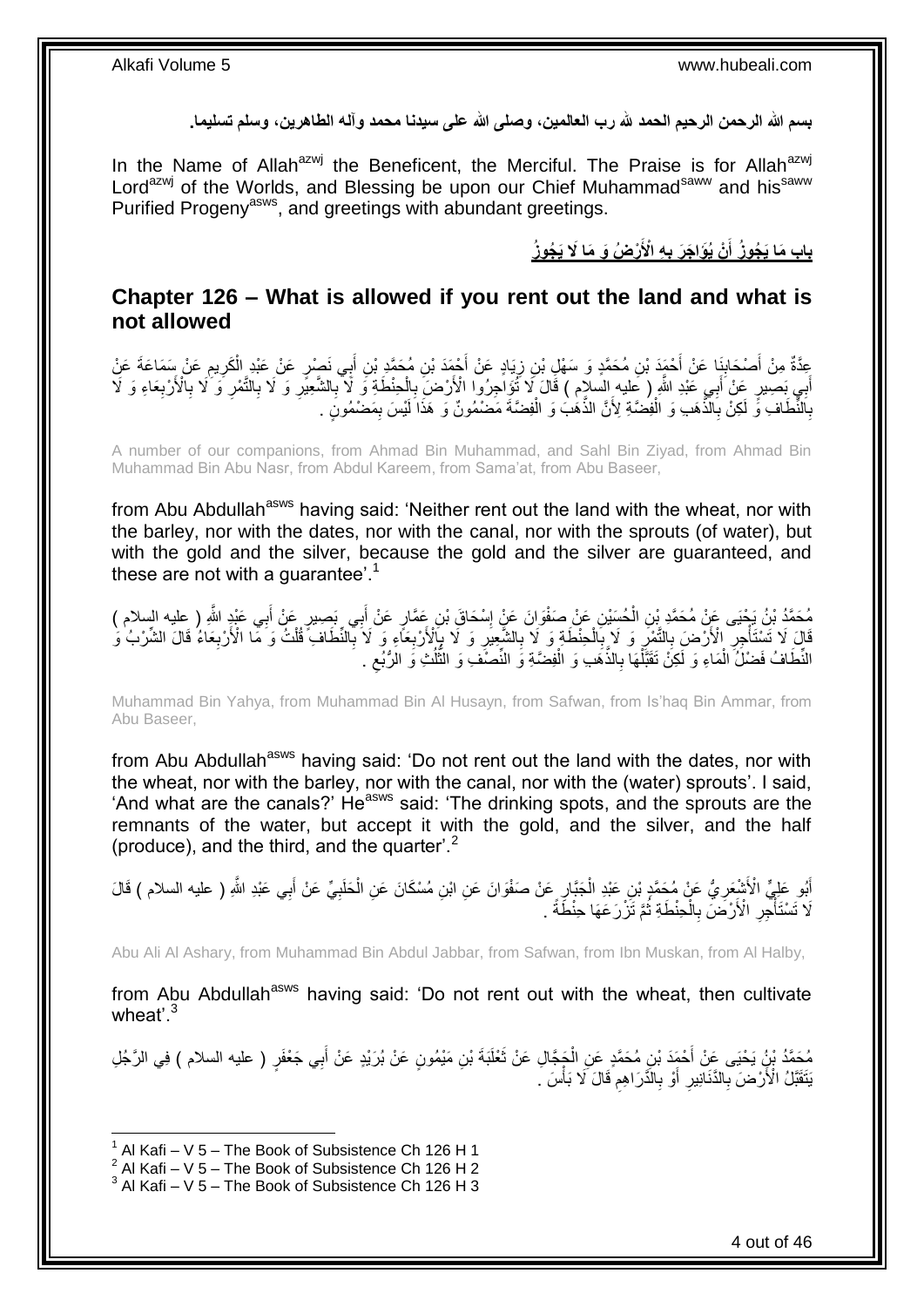**بسم الله الرحمن الرحيم الحمد لله رب العالمين، وصلى الله على سيدنا محمد وآله الطاهرين، وسلم تسليما.**

In the Name of Allah[azwj] the Beneficent, the Merciful. The Praise is for Allah[azwj] Lord[azwj] of the Worlds, and Blessing be upon our Chief Muhammad[saww] and his[saww] Purified Progeny[asws], and greetings with abundant greetings.

## بَابُ مَا يَجُوزُ أَنْ يُؤَاجَرَ بِهِ الْأَرْضُ وَ مَا لَا يَجُوزُ

## Chapter 126 – What is allowed if you rent out the land and what is not allowed

عِدَّةٌ مِنْ أَصْحَابِنَا عَنْ أَحْمَدَ بْنِ مُحَمَّدٍ وَ سَهْلِ بْنِ زِيَادٍ عَنْ أَحْمَدَ بْنِ مُحَمَّدِ بْنِ أَبِي نَصْرٍ عَنْ عَبْدِ الْكَرِيمِ عَنْ سَمَاعَةَ عَنْ أَبِي بَصِيرٍ عَنْ أَبِي عَبْدِ اللَّهِ ( عليه السلام ) قَالَ لَا تُؤَاجِرُوا الْأَرْضَ بِالْحِنْطَةِ وَ لَا بِالشَّعِيرِ وَ لَا بِالتَّمْرِ وَ لَا بِالْأَرْبِعَاءِ وَ لَا بِالنِّطَافِ وَ لَكِنْ بِالذَّهَبِ وَ الْفِضَّةِ لِأَنَّ الذَّهَبَ وَ الْفِضَّةَ مَضْمُونٌ وَ هَذَا لَيْسَ بِمَضْمُونٍ .

A number of our companions, from Ahmad Bin Muhammad, and Sahl Bin Ziyad, from Ahmad Bin Muhammad Bin Abu Nasr, from Abdul Kareem, from Sama'at, from Abu Baseer,

from Abu Abdullah[asws] having said: 'Neither rent out the land with the wheat, nor with the barley, nor with the dates, nor with the canal, nor with the sprouts (of water), but with the gold and the silver, because the gold and the silver are guaranteed, and these are not with a guarantee'.[1]

مُحَمَّدُ بْنُ يَحْيَى عَنْ مُحَمَّدِ بْنِ الْحُسَيْنِ عَنْ صَفْوَانَ عَنْ إِسْحَاقَ بْنِ عَمَّارٍ عَنْ أَبِي بَصِيرٍ عَنْ أَبِي عَبْدِ اللَّهِ ( عليه السلام ) قَالَ لَا تَسْتَأْجِرِ الْأَرْضَ بِالتَّمْرِ وَ لَا بِالْحِنْطَةِ وَ لَا بِالشَّعِيرِ وَ لَا بِالْأَرْبِعَاءِ وَ لَا بِالنِّطَافِ قُلْتُ وَ مَا الْأَرْبِعَاءُ قَالَ الشِّرْبُ وَ النِّطَافُ فَضْلُ الْمَاءِ وَ لَكِنْ تَقَبَّلْهَا بِالذَّهَبِ وَ الْفِضَّةِ وَ النِّصْفِ وَ الثُّلُثِ وَ الرُّبُعِ .

Muhammad Bin Yahya, from Muhammad Bin Al Husayn, from Safwan, from Is'haq Bin Ammar, from Abu Baseer,

from Abu Abdullah[asws] having said: 'Do not rent out the land with the dates, nor with the wheat, nor with the barley, nor with the canal, nor with the (water) sprouts'. I said, 'And what are the canals?' He[asws] said: 'The drinking spots, and the sprouts are the remnants of the water, but accept it with the gold, and the silver, and the half (produce), and the third, and the quarter'.[2]

أَبُو عَلِيٍّ الْأَشْعَرِيُّ عَنْ مُحَمَّدِ بْنِ عَبْدِ الْجَبَّارِ عَنْ صَفْوَانَ عَنِ ابْنِ مُسْكَانَ عَنِ الْحَلَبِيِّ عَنْ أَبِي عَبْدِ اللَّهِ ( عليه السلام ) قَالَ لَا تَسْتَأْجِرِ الْأَرْضَ بِالْحِنْطَةِ ثُمَّ تَزْرَعَهَا حِنْطَةً .

Abu Ali Al Ashary, from Muhammad Bin Abdul Jabbar, from Safwan, from Ibn Muskan, from Al Halby,

from Abu Abdullah[asws] having said: 'Do not rent out with the wheat, then cultivate wheat'.[3]

مُحَمَّدُ بْنُ يَحْيَى عَنْ أَحْمَدَ بْنِ مُحَمَّدٍ عَنِ الْحَجَّالِ عَنْ ثَعْلَبَةَ بْنِ مَيْمُونٍ عَنْ بُرَيْدٍ عَنْ أَبِي جَعْفَرٍ ( عليه السلام ) فِي الرَّجُلِ يَتَقَبَّلُ الْأَرْضَ بِالدَّنَانِيرِ أَوْ بِالدَّرَاهِمِ قَالَ لَا بَأْسَ .

---

[1] Al Kafi – V 5 – The Book of Subsistence Ch 126 H 1
[2] Al Kafi – V 5 – The Book of Subsistence Ch 126 H 2
[3] Al Kafi – V 5 – The Book of Subsistence Ch 126 H 3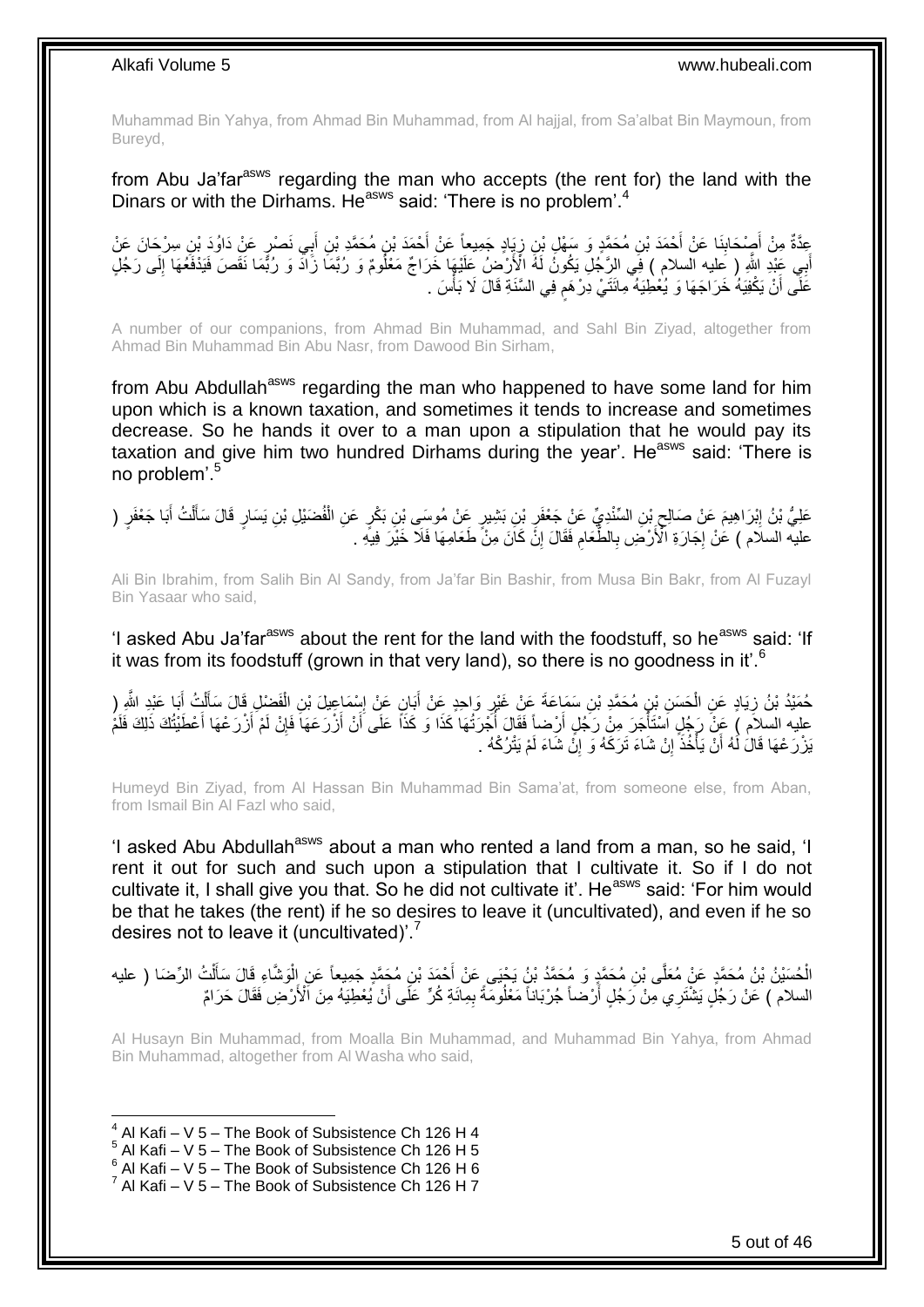Muhammad Bin Yahya, from Ahmad Bin Muhammad, from Al hajjal, from Sa'albat Bin Maymoun, from Bureyd,

from Abu Ja'far[asws] regarding the man who accepts (the rent for) the land with the Dinars or with the Dirhams. He[asws] said: 'There is no problem'.[4]

عِدَّةٌ مِنْ أَصْحَابِنَا عَنْ أَحْمَدَ بْنِ مُحَمَّدٍ وَ سَهْلِ بْنِ زِيَادٍ جَمِيعاً عَنْ أَحْمَدَ بْنِ مُحَمَّدِ بْنِ أَبِي نَصْرٍ عَنْ دَاوُدَ بْنِ سِرْحَانَ عَنْ أَبِي عَبْدِ اللَّهِ ( عليه السلام ) فِي الرَّجُلِ يَكُونُ لَهُ الْأَرْضُ عَلَيْهَا خَرَاجٌ مَعْلُومٌ وَ رُبَّمَا زَادَ وَ رُبَّمَا نَقَصَ فَيَدْفَعُهَا إِلَى رَجُلٍ عَلَى أَنْ يَكْفِيَهُ خَرَاجَهَا وَ يُعْطِيَهُ مِائَتَيْ دِرْهَمٍ فِي السَّنَةِ قَالَ لَا بَأْسَ .

A number of our companions, from Ahmad Bin Muhammad, and Sahl Bin Ziyad, altogether from Ahmad Bin Muhammad Bin Abu Nasr, from Dawood Bin Sirham,

from Abu Abdullah[asws] regarding the man who happened to have some land for him upon which is a known taxation, and sometimes it tends to increase and sometimes decrease. So he hands it over to a man upon a stipulation that he would pay its taxation and give him two hundred Dirhams during the year'. He[asws] said: 'There is no problem'.[5]

عَلِيُّ بْنُ إِبْرَاهِيمَ عَنْ صَالِحِ بْنِ السِّنْدِيِّ عَنْ جَعْفَرِ بْنِ بَشِيرٍ عَنْ مُوسَى بْنِ بَكْرٍ عَنِ الْفُضَيْلِ بْنِ يَسَارٍ قَالَ سَأَلْتُ أَبَا جَعْفَرٍ ( عليه السلام ) عَنْ إِجَارَةِ الْأَرْضِ بِالطَّعَامِ فَقَالَ إِنْ كَانَ مِنْ طَعَامِهَا فَلَا خَيْرَ فِيهِ .

Ali Bin Ibrahim, from Salih Bin Al Sandy, from Ja'far Bin Bashir, from Musa Bin Bakr, from Al Fuzayl Bin Yasaar who said,

'I asked Abu Ja'far[asws] about the rent for the land with the foodstuff, so he[asws] said: 'If it was from its foodstuff (grown in that very land), so there is no goodness in it'.[6]

حُمَيْدُ بْنُ زِيَادٍ عَنِ الْحَسَنِ بْنِ مُحَمَّدِ بْنِ سَمَاعَةَ عَنْ غَيْرِ وَاحِدٍ عَنْ أَبَانٍ عَنْ إِسْمَاعِيلَ بْنِ الْفَضْلِ قَالَ سَأَلْتُ أَبَا عَبْدِ اللَّهِ ( عليه السلام ) عَنْ رَجُلٍ اسْتَأْجَرَ مِنْ رَجُلٍ أَرْضاً فَقَالَ أَجِّرْنِيهَا كَذَا وَ كَذَا عَلَى أَنْ أَزْرَعَهَا فَإِنْ لَمْ أَزْرَعْهَا أَعْطَيْتُكَ ذَلِكَ فَلَمْ يَزْرَعْهَا قَالَ لَهُ أَنْ يَأْخُذَ إِنْ شَاءَ تَرَكَهُ وَ إِنْ شَاءَ لَمْ يَتْرُكْهُ .

Humeyd Bin Ziyad, from Al Hassan Bin Muhammad Bin Sama'at, from someone else, from Aban, from Ismail Bin Al Fazl who said,

'I asked Abu Abdullah[asws] about a man who rented a land from a man, so he said, 'I rent it out for such and such upon a stipulation that I cultivate it. So if I do not cultivate it, I shall give you that. So he did not cultivate it'. He[asws] said: 'For him would be that he takes (the rent) if he so desires to leave it (uncultivated), and even if he so desires not to leave it (uncultivated)'.[7]

الْحُسَيْنُ بْنُ مُحَمَّدٍ عَنْ مُعَلَّى بْنِ مُحَمَّدٍ وَ مُحَمَّدُ بْنُ يَحْيَى عَنْ أَحْمَدَ بْنِ مُحَمَّدٍ جَمِيعاً عَنِ الْوَشَّاءِ قَالَ سَأَلْتُ الرِّضَا ( عليه السلام ) عَنْ رَجُلٍ يَشْتَرِي مِنْ رَجُلٍ أَرْضاً جُرْبَاناً مَعْلُومَةً بِمِائَةِ كُرٍّ عَلَى أَنْ يُعْطِيَهُ مِنَ الْأَرْضِ فَقَالَ حَرَامٌ

Al Husayn Bin Muhammad, from Moalla Bin Muhammad, and Muhammad Bin Yahya, from Ahmad Bin Muhammad, altogether from Al Washa who said,

[4] Al Kafi – V 5 – The Book of Subsistence Ch 126 H 4
[5] Al Kafi – V 5 – The Book of Subsistence Ch 126 H 5
[6] Al Kafi – V 5 – The Book of Subsistence Ch 126 H 6
[7] Al Kafi – V 5 – The Book of Subsistence Ch 126 H 7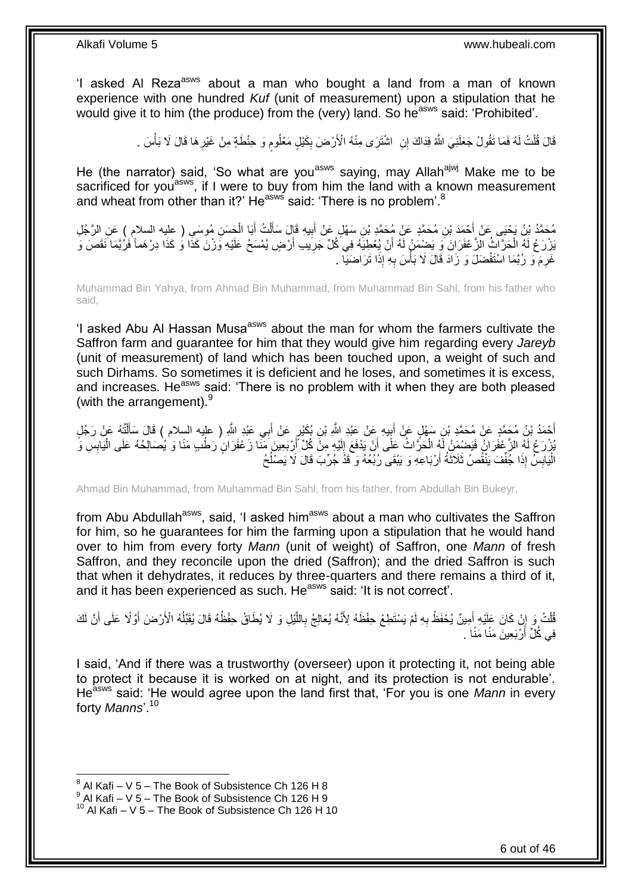'I asked Al Reza[asws] about a man who bought a land from a man of known experience with one hundred *Kuf* (unit of measurement) upon a stipulation that he would give it to him (the produce) from the (very) land. So he[asws] said: 'Prohibited'.

قَالَ قُلْتُ لَهُ فَمَا تَقُولُ جَعَلَنِيَ اللَّهُ فِدَاكَ إِنِ اشْتَرَى مِنْهُ الْأَرْضَ بِكَيْلٍ مَعْلُومٍ وَ حِنْطَةٍ مِنْ غَيْرِهَا قَالَ لَا بَأْسَ .

He (the narrator) said, 'So what are you[asws] saying, may Allah[azwj] Make me to be sacrificed for you[asws], if I were to buy from him the land with a known measurement and wheat from other than it?' He[asws] said: 'There is no problem'.[8]

مُحَمَّدُ بْنُ يَحْيَى عَنْ أَحْمَدَ بْنِ مُحَمَّدٍ عَنْ مُحَمَّدِ بْنِ سَهْلٍ عَنْ أَبِيهِ قَالَ سَأَلْتُ أَبَا الْحَسَنِ مُوسَى ( عليه السلام ) عَنِ الرَّجُلِ يَزْرَعُ لَهُ الْحَرَّاثُ الزَّعْفَرَانَ وَ يَضْمَنُ لَهُ أَنْ يُعْطِيَهُ فِي كُلِّ جَرِيبِ أَرْضٍ يُمْسَحُ عَلَيْهِ وَزْنَ كَذَا وَ كَذَا دِرْهَماً فَرُبَّمَا نَقَصَ وَ غَرِمَ وَ رُبَّمَا اسْتَفْضَلَ وَ زَادَ قَالَ لَا بَأْسَ بِهِ إِذَا تَرَاضَيَا .

Muhammad Bin Yahya, from Ahmad Bin Muhammad, from Muhammad Bin Sahl, from his father who said,

'I asked Abu Al Hassan Musa[asws] about the man for whom the farmers cultivate the Saffron farm and guarantee for him that they would give him regarding every *Jareyb* (unit of measurement) of land which has been touched upon, a weight of such and such Dirhams. So sometimes it is deficient and he loses, and sometimes it is excess, and increases. He[asws] said: 'There is no problem with it when they are both pleased (with the arrangement).[9]

أَحْمَدُ بْنُ مُحَمَّدٍ عَنْ مُحَمَّدِ بْنِ سَهْلٍ عَنْ أَبِيهِ عَنْ عَبْدِ اللَّهِ بْنِ بُكَيْرٍ عَنْ أَبِي عَبْدِ اللَّهِ ( عليه السلام ) قَالَ سَأَلْتُهُ عَنْ رَجُلٍ يُزْرَعُ لَهُ الزَّعْفَرَانُ فَيَضْمَنُ لَهُ الْحَرَّاثُ عَلَى أَنْ يَدْفَعَ إِلَيْهِ مِنْ كُلِّ أَرْبَعِينَ مَنّاً زَعْفَرَانٍ رَطْبٍ مَنّاً وَ يُصَالِحُهُ عَلَى الْيَابِسِ وَ الْيَابِسُ إِذَا جُفِّفَ يَنْقُصُ ثَلَاثَةُ أَرْبَاعِهِ وَ يَبْقَى رُبُعُهُ وَ قَدْ جُرِّبَ قَالَ لَا يَصْلُحُ

Ahmad Bin Muhammad, from Muhammad Bin Sahl, from his father, from Abdullah Bin Bukeyr,

from Abu Abdullah[asws], said, 'I asked him[asws] about a man who cultivates the Saffron for him, so he guarantees for him the farming upon a stipulation that he would hand over to him from every forty *Mann* (unit of weight) of Saffron, one *Mann* of fresh Saffron, and they reconcile upon the dried (Saffron); and the dried Saffron is such that when it dehydrates, it reduces by three-quarters and there remains a third of it, and it has been experienced as such. He[asws] said: 'It is not correct'.

قُلْتُ وَ إِنْ كَانَ عَلَيْهِ أَمِينٌ يُحْفَظُ بِهِ لَمْ يَسْتَطِعْ حِفْظَهُ لِأَنَّهُ يُعَالِجُ بِاللَّيْلِ وَ لَا يُطَاقُ حِفْظُهُ قَالَ يُقَبِّلُهُ الْأَرْضَ أَوَّلًا عَلَى أَنَّ لَكَ فِي كُلِّ أَرْبَعِينَ مَنّاً مَنّاً .

I said, 'And if there was a trustworthy (overseer) upon it protecting it, not being able to protect it because it is worked on at night, and its protection is not endurable'. He[asws] said: 'He would agree upon the land first that, 'For you is one *Mann* in every forty *Manns*'.[10]

[8] Al Kafi – V 5 – The Book of Subsistence Ch 126 H 8
[9] Al Kafi – V 5 – The Book of Subsistence Ch 126 H 9
[10] Al Kafi – V 5 – The Book of Subsistence Ch 126 H 10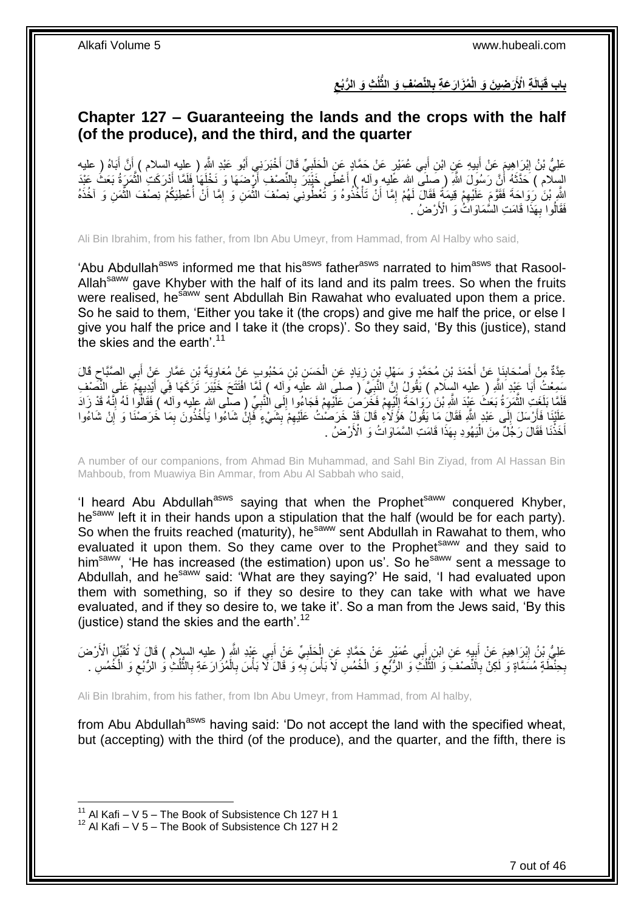## باب قَبَالَةِ الْأَرَضِينَ وَ الْمُزَارَعَةِ بِالنِّصْفِ وَ الثُّلُثِ وَ الرُّبُعِ

## Chapter 127 – Guaranteeing the lands and the crops with the half (of the produce), and the third, and the quarter

عَلِيُّ بْنُ إِبْرَاهِيمَ عَنْ أَبِيهِ عَنِ ابْنِ أَبِي عُمَيْرٍ عَنْ حَمَّادٍ عَنِ الْحَلَبِيِّ قَالَ أَخْبَرَنِي أَبُو عَبْدِ اللَّهِ ( عليه السلام ) أَنَّ أَبَاهُ ( عليه السلام ) حَدَّثَهُ أَنَّ رَسُولَ اللَّهِ ( صلى الله عليه وآله ) أَعْطَى خَيْبَرَ بِالنِّصْفِ أَرْضَهَا وَ نَخْلَهَا فَلَمَّا أَدْرَكَتِ الثَّمَرَةُ بَعَثَ عَبْدَ اللَّهِ بْنَ رَوَاحَةَ فَقَوَّمَ عَلَيْهِمْ قِيمَةً فَقَالَ لَهُمْ إِمَّا أَنْ تَأْخُذُوهُ وَ تُعْطُونِي نِصْفَ الثَّمَنِ وَ إِمَّا أَنْ أُعْطِيَكُمْ نِصْفَ الثَّمَنِ وَ آخُذَهُ فَقَالُوا بِهَذَا قَامَتِ السَّمَاوَاتُ وَ الْأَرْضُ .

Ali Bin Ibrahim, from his father, from Ibn Abu Umeyr, from Hammad, from Al Halby who said,

'Abu Abdullah[asws] informed me that his[asws] father[asws] narrated to him[asws] that Rasool-Allah[saww] gave Khyber with the half of its land and its palm trees. So when the fruits were realised, he[saww] sent Abdullah Bin Rawahat who evaluated upon them a price. So he said to them, 'Either you take it (the crops) and give me half the price, or else I give you half the price and I take it (the crops)'. So they said, 'By this (justice), stand the skies and the earth'.[11]

عِدَّةٌ مِنْ أَصْحَابِنَا عَنْ أَحْمَدَ بْنِ مُحَمَّدٍ وَ سَهْلِ بْنِ زِيَادٍ عَنِ الْحَسَنِ بْنِ مَحْبُوبٍ عَنْ مُعَاوِيَةَ بْنِ عَمَّارٍ عَنْ أَبِي الصَّبَّاحِ قَالَ سَمِعْتُ أَبَا عَبْدِ اللَّهِ ( عليه السلام ) يَقُولُ إِنَّ النَّبِيَّ ( صلى الله عليه وآله ) لَمَّا افْتَتَحَ خَيْبَرَ تَرَكَهَا فِي أَيْدِيهِمْ عَلَى النِّصْفِ فَلَمَّا بَلَغَتِ الثَّمَرَةُ بَعَثَ عَبْدَ اللَّهِ بْنَ رَوَاحَةَ إِلَيْهِمْ فَخَرَصَ عَلَيْهِمْ فَجَاءُوا إِلَى النَّبِيِّ ( صلى الله عليه وآله ) فَقَالُوا لَهُ إِنَّهُ قَدْ زَادَ عَلَيْنَا فَأَرْسَلَ إِلَى عَبْدِ اللَّهِ فَقَالَ مَا يَقُولُ هَؤُلَاءِ قَالَ قَدْ خَرَصْتُ عَلَيْهِمْ بِشَيْءٍ فَإِنْ شَاءُوا يَأْخُذُونَ بِمَا خَرَصْنَا وَ إِنْ شَاءُوا أَخَذْنَا فَقَالَ رَجُلٌ مِنَ الْيَهُودِ بِهَذَا قَامَتِ السَّمَاوَاتُ وَ الْأَرْضُ .

A number of our companions, from Ahmad Bin Muhammad, and Sahl Bin Ziyad, from Al Hassan Bin Mahboub, from Muawiya Bin Ammar, from Abu Al Sabbah who said,

'I heard Abu Abdullah[asws] saying that when the Prophet[saww] conquered Khyber, he[saww] left it in their hands upon a stipulation that the half (would be for each party). So when the fruits reached (maturity), he[saww] sent Abdullah in Rawahat to them, who evaluated it upon them. So they came over to the Prophet[saww] and they said to him[saww], 'He has increased (the estimation) upon us'. So he[saww] sent a message to Abdullah, and he[saww] said: 'What are they saying?' He said, 'I had evaluated upon them with something, so if they so desire to they can take with what we have evaluated, and if they so desire to, we take it'. So a man from the Jews said, 'By this (justice) stand the skies and the earth'.[12]

عَلِيُّ بْنُ إِبْرَاهِيمَ عَنْ أَبِيهِ عَنِ ابْنِ أَبِي عُمَيْرٍ عَنْ حَمَّادٍ عَنِ الْحَلَبِيِّ عَنْ أَبِي عَبْدِ اللَّهِ ( عليه السلام ) قَالَ لَا تُقَبِّلِ الْأَرْضَ بِحِنْطَةٍ مُسَمَّاةٍ وَ لَكِنْ بِالنِّصْفِ وَ الثُّلُثِ وَ الرُّبُعِ وَ الْخُمُسِ لَا بَأْسَ بِهِ وَ قَالَ لَا بَأْسَ بِالْمُزَارَعَةِ بِالثُّلُثِ وَ الرُّبُعِ وَ الْخُمُسِ .

Ali Bin Ibrahim, from his father, from Ibn Abu Umeyr, from Hammad, from Al halby,

from Abu Abdullah[asws] having said: 'Do not accept the land with the specified wheat, but (accepting) with the third (of the produce), and the quarter, and the fifth, there is

[11] Al Kafi – V 5 – The Book of Subsistence Ch 127 H 1
[12] Al Kafi – V 5 – The Book of Subsistence Ch 127 H 2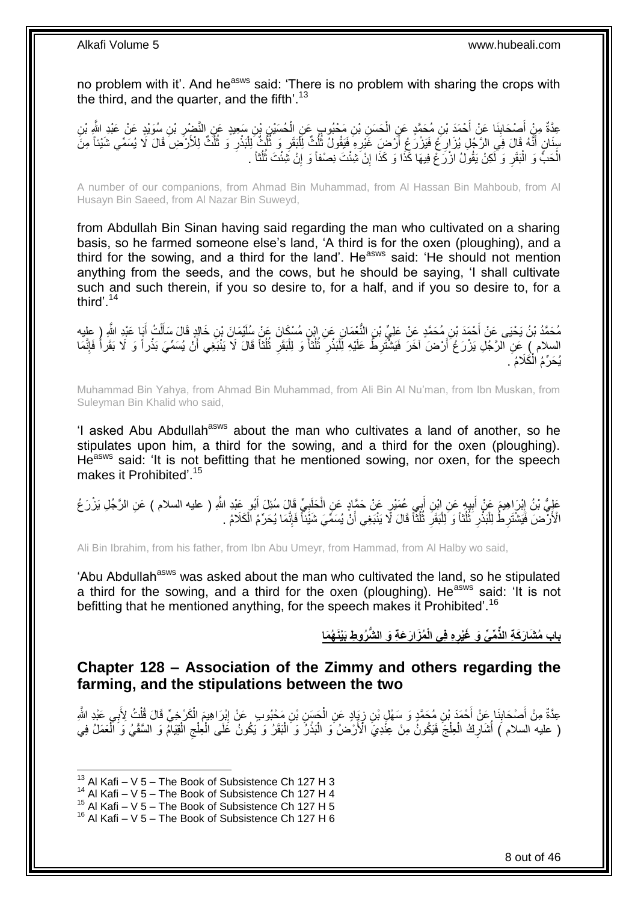no problem with it'. And he[asws] said: 'There is no problem with sharing the crops with the third, and the quarter, and the fifth'.[13]

عِدَّةٌ مِنْ أَصْحَابِنَا عَنْ أَحْمَدَ بْنِ مُحَمَّدٍ عَنِ الْحَسَنِ بْنِ مَحْبُوبٍ عَنِ الْحُسَيْنِ بْنِ سَعِيدٍ عَنِ النَّضْرِ بْنِ سُوَيْدٍ عَنْ عَبْدِ اللَّهِ بْنِ سِنَانٍ أَنَّهُ قَالَ فِي الرَّجُلِ يُزَارِعُ فَيَزْرَعُ أَرْضَ غَيْرِهِ فَيَقُولُ ثُلُثٌ لِلْبَقَرِ وَ ثُلُثٌ لِلْبَذْرِ وَ ثُلُثٌ لِلْأَرْضِ قَالَ لَا يُسَمِّي شَيْئاً مِنَ الْحَبِّ وَ الْبَقَرِ وَ لَكِنْ يَقُولُ ازْرَعْ فِيهَا كَذَا وَ كَذَا إِنْ شِئْتَ نِصْفاً وَ إِنْ شِئْتَ ثُلُثاً .

A number of our companions, from Ahmad Bin Muhammad, from Al Hassan Bin Mahboub, from Al Husayn Bin Saeed, from Al Nazar Bin Suweyd,

from Abdullah Bin Sinan having said regarding the man who cultivated on a sharing basis, so he farmed someone else's land, 'A third is for the oxen (ploughing), and a third for the sowing, and a third for the land'. He[asws] said: 'He should not mention anything from the seeds, and the cows, but he should be saying, 'I shall cultivate such and such therein, if you so desire to, for a half, and if you so desire to, for a third'.[14]

مُحَمَّدُ بْنُ يَحْيَى عَنْ أَحْمَدَ بْنِ مُحَمَّدٍ عَنْ عَلِيِّ بْنِ النُّعْمَانِ عَنِ ابْنِ مُسْكَانَ عَنْ سُلَيْمَانَ بْنِ خَالِدٍ قَالَ سَأَلْتُ أَبَا عَبْدِ اللَّهِ ( عليه السلام ) عَنِ الرَّجُلِ يَزْرَعُ أَرْضَ آخَرَ فَيَشْتَرِطُ عَلَيْهِ لِلْبَذْرِ ثُلُثاً وَ لِلْبَقَرِ ثُلُثاً قَالَ لَا يَنْبَغِي أَنْ يُسَمِّيَ بَذْراً وَ لَا بَقَراً فَإِنَّمَا يُحَرِّمُ الْكَلَامُ .

Muhammad Bin Yahya, from Ahmad Bin Muhammad, from Ali Bin Al Nu'man, from Ibn Muskan, from Suleyman Bin Khalid who said,

'I asked Abu Abdullah[asws] about the man who cultivates a land of another, so he stipulates upon him, a third for the sowing, and a third for the oxen (ploughing). He[asws] said: 'It is not befitting that he mentioned sowing, nor oxen, for the speech makes it Prohibited'.[15]

عَلِيُّ بْنُ إِبْرَاهِيمَ عَنْ أَبِيهِ عَنِ ابْنِ أَبِي عُمَيْرٍ عَنْ حَمَّادٍ عَنِ الْحَلَبِيِّ قَالَ سُئِلَ أَبُو عَبْدِ اللَّهِ ( عليه السلام ) عَنِ الرَّجُلِ يَزْرَعُ الْأَرْضَ فَيَشْتَرِطُ لِلْبَذْرِ ثُلُثاً وَ لِلْبَقَرِ ثُلُثاً قَالَ لَا يَنْبَغِي أَنْ يُسَمِّيَ شَيْئاً فَإِنَّمَا يُحَرِّمُ الْكَلَامُ .

Ali Bin Ibrahim, from his father, from Ibn Abu Umeyr, from Hammad, from Al Halby wo said,

'Abu Abdullah[asws] was asked about the man who cultivated the land, so he stipulated a third for the sowing, and a third for the oxen (ploughing). He[asws] said: 'It is not befitting that he mentioned anything, for the speech makes it Prohibited'.[16]

## بَابُ مُشَارَكَةِ الذِّمِّيِّ وَ غَيْرِهِ فِي الْمُزَارَعَةِ وَ الشُّرُوطِ بَيْنَهُمَا

## Chapter 128 – Association of the Zimmy and others regarding the farming, and the stipulations between the two

عِدَّةٌ مِنْ أَصْحَابِنَا عَنْ أَحْمَدَ بْنِ مُحَمَّدٍ وَ سَهْلِ بْنِ زِيَادٍ عَنِ الْحَسَنِ بْنِ مَحْبُوبٍ عَنْ إِبْرَاهِيمَ الْكَرْخِيِّ قَالَ قُلْتُ لِأَبِي عَبْدِ اللَّهِ ( عليه السلام ) أُشَارِكُ الْعِلْجَ فَيَكُونُ مِنْ عِنْدِيَ الْأَرْضُ وَ الْبَذْرُ وَ الْبَقَرُ وَ يَكُونُ عَلَى الْعِلْجِ الْقِيَامُ وَ السَّقْيُ وَ الْعَمَلُ فِي

---
[13] Al Kafi – V 5 – The Book of Subsistence Ch 127 H 3
[14] Al Kafi – V 5 – The Book of Subsistence Ch 127 H 4
[15] Al Kafi – V 5 – The Book of Subsistence Ch 127 H 5
[16] Al Kafi – V 5 – The Book of Subsistence Ch 127 H 6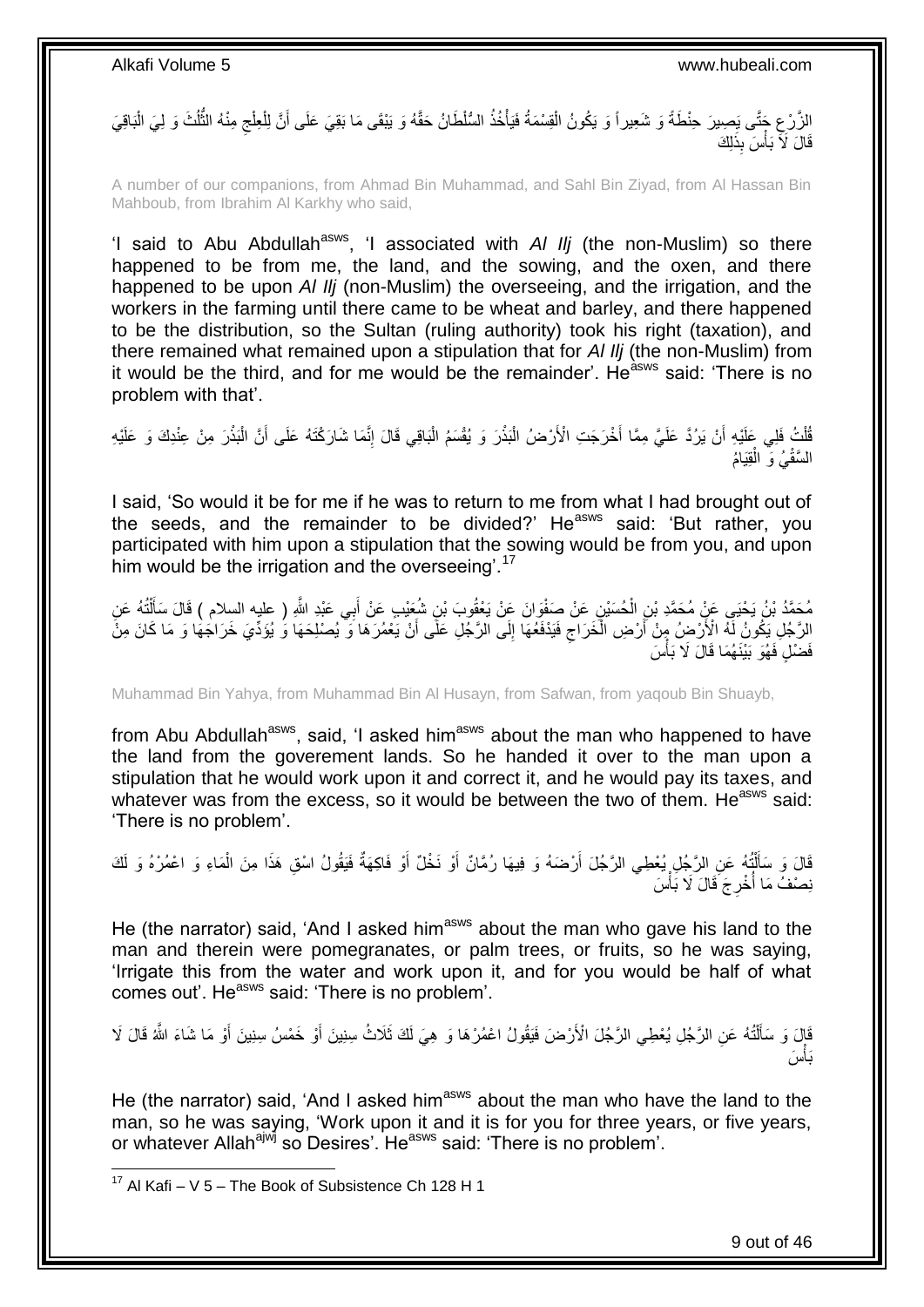الزَّرْعِ حَتَّى يَصِيرَ حِنْطَةً وَ شَعِيراً وَ يَكُونُ الْقِسْمَةُ فَيَأْخُذُ السُّلْطَانُ حَقَّهُ وَ يَبْقَى مَا بَقِيَ عَلَى أَنَّ لِلْعِلْجِ مِنْهُ الثُّلُثَ وَ لِيَ الْبَاقِيَ قَالَ لَا بَأْسَ بِذَلِكَ

A number of our companions, from Ahmad Bin Muhammad, and Sahl Bin Ziyad, from Al Hassan Bin Mahboub, from Ibrahim Al Karkhy who said,

'I said to Abu Abdullah[asws], 'I associated with *Al Ilj* (the non-Muslim) so there happened to be from me, the land, and the sowing, and the oxen, and there happened to be upon *Al Ilj* (non-Muslim) the overseeing, and the irrigation, and the workers in the farming until there came to be wheat and barley, and there happened to be the distribution, so the Sultan (ruling authority) took his right (taxation), and there remained what remained upon a stipulation that for *Al Ilj* (the non-Muslim) from it would be the third, and for me would be the remainder'. He[asws] said: 'There is no problem with that'.

قُلْتُ فَلِي عَلَيْهِ أَنْ يَرُدَّ عَلَيَّ مِمَّا أَخْرَجَتِ الْأَرْضُ الْبَذْرَ وَ يُقْسَمُ الْبَاقِي قَالَ إِنَّمَا شَارَكْتَهُ عَلَى أَنَّ الْبَذْرَ مِنْ عِنْدِكَ وَ عَلَيْهِ السَّقْيُ وَ الْقِيَامُ

I said, 'So would it be for me if he was to return to me from what I had brought out of the seeds, and the remainder to be divided?' He[asws] said: 'But rather, you participated with him upon a stipulation that the sowing would be from you, and upon him would be the irrigation and the overseeing'.[17]

مُحَمَّدُ بْنُ يَحْيَى عَنْ مُحَمَّدِ بْنِ الْحُسَيْنِ عَنْ صَفْوَانَ عَنْ يَعْقُوبَ بْنِ شُعَيْبٍ عَنْ أَبِي عَبْدِ اللَّهِ ( عليه السلام ) قَالَ سَأَلْتُهُ عَنِ الرَّجُلِ يَكُونُ لَهُ الْأَرْضُ مِنْ أَرْضِ الْخَرَاجِ فَيَدْفَعُهَا إِلَى الرَّجُلِ عَلَى أَنْ يَعْمُرَهَا وَ يُصْلِحَهَا وَ يُؤَدِّيَ خَرَاجَهَا وَ مَا كَانَ مِنْ فَضْلٍ فَهُوَ بَيْنَهُمَا قَالَ لَا بَأْسَ

Muhammad Bin Yahya, from Muhammad Bin Al Husayn, from Safwan, from yaqoub Bin Shuayb,

from Abu Abdullah[asws], said, 'I asked him[asws] about the man who happened to have the land from the goverement lands. So he handed it over to the man upon a stipulation that he would work upon it and correct it, and he would pay its taxes, and whatever was from the excess, so it would be between the two of them. He[asws] said: 'There is no problem'.

قَالَ وَ سَأَلْتُهُ عَنِ الرَّجُلِ يُعْطِي الرَّجُلَ أَرْضَهُ وَ فِيهَا رُمَّانٌ أَوْ نَخْلٌ أَوْ فَاكِهَةٌ فَيَقُولُ اسْقِ هَذَا مِنَ الْمَاءِ وَ اعْمُرْهُ وَ لَكَ نِصْفُ مَا أَخْرَجَ قَالَ لَا بَأْسَ

He (the narrator) said, 'And I asked him[asws] about the man who gave his land to the man and therein were pomegranates, or palm trees, or fruits, so he was saying, 'Irrigate this from the water and work upon it, and for you would be half of what comes out'. He[asws] said: 'There is no problem'.

قَالَ وَ سَأَلْتُهُ عَنِ الرَّجُلِ يُعْطِي الرَّجُلَ الْأَرْضَ فَيَقُولُ اعْمُرْهَا وَ هِيَ لَكَ ثَلَاثُ سِنِينَ أَوْ خَمْسُ سِنِينَ أَوْ مَا شَاءَ اللَّهُ قَالَ لَا بَأْسَ

He (the narrator) said, 'And I asked him[asws] about the man who have the land to the man, so he was saying, 'Work upon it and it is for you for three years, or five years, or whatever Allah[ajwj] so Desires'. He[asws] said: 'There is no problem'.

[17] Al Kafi – V 5 – The Book of Subsistence Ch 128 H 1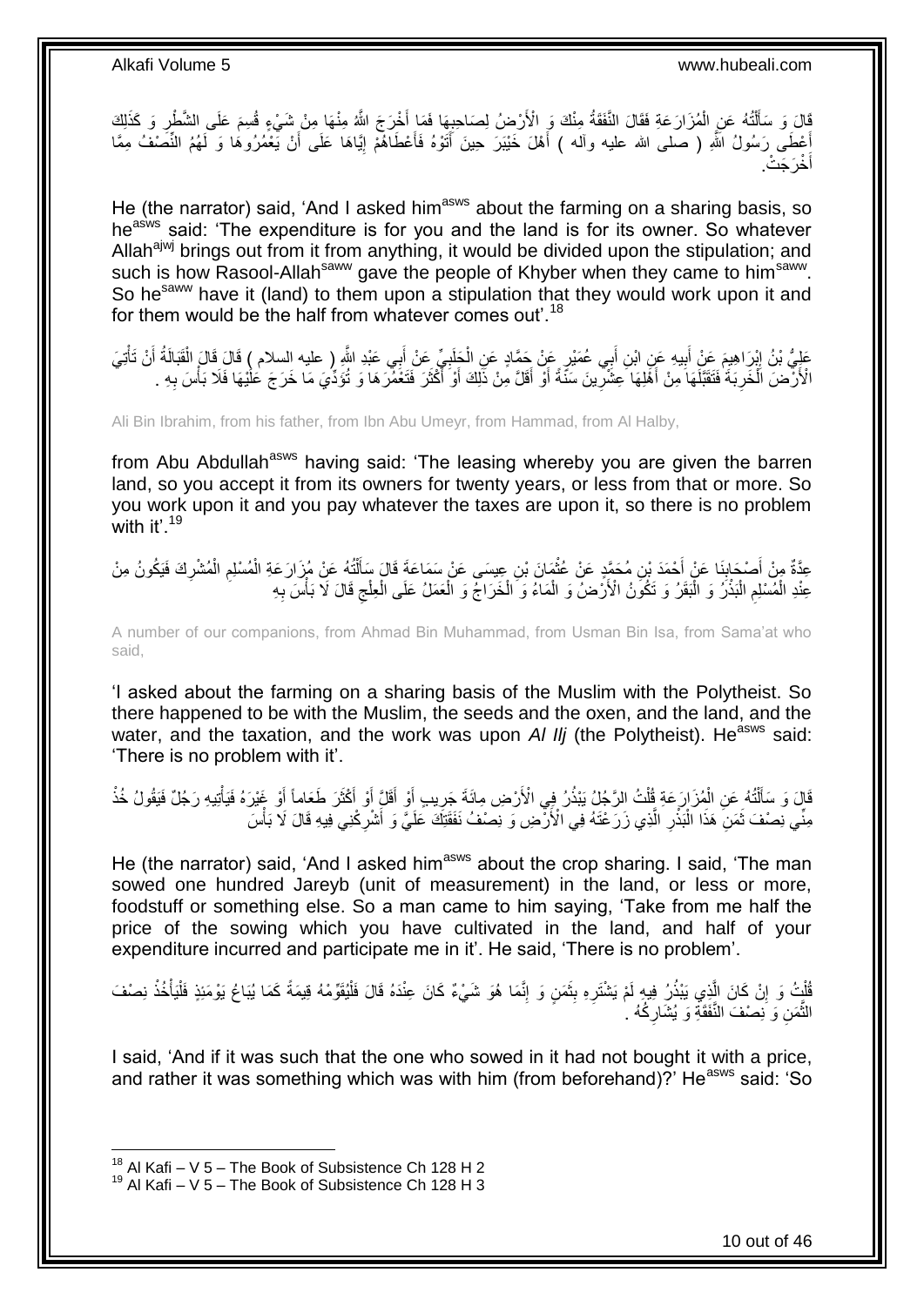قَالَ وَ سَأَلْتُهُ عَنِ الْمُزَارَعَةِ فَقَالَ النَّفَقَةُ مِنْكَ وَ الْأَرْضُ لِصَاحِبِهَا فَمَا أَخْرَجَ اللَّهُ مِنْهَا مِنْ شَيْءٍ قُسِمَ عَلَى الشَّطْرِ وَ كَذَلِكَ أَعْطَى رَسُولُ اللَّهِ ( صلى الله عليه وآله ) أَهْلَ خَيْبَرَ حِينَ أَتَوْهُ فَأَعْطَاهُمْ إِيَّاهَا عَلَى أَنْ يَعْمُرُوهَا وَ لَهُمُ النِّصْفُ مِمَّا أَخْرَجَتْ.

He (the narrator) said, 'And I asked him[asws] about the farming on a sharing basis, so he[asws] said: 'The expenditure is for you and the land is for its owner. So whatever Allah[ajwj] brings out from it from anything, it would be divided upon the stipulation; and such is how Rasool-Allah[saww] gave the people of Khyber when they came to him[saww]. So he[saww] have it (land) to them upon a stipulation that they would work upon it and for them would be the half from whatever comes out'.[18]

عَلِيُّ بْنُ إِبْرَاهِيمَ عَنْ أَبِيهِ عَنِ ابْنِ أَبِي عُمَيْرٍ عَنْ حَمَّادٍ عَنِ الْحَلَبِيِّ عَنْ أَبِي عَبْدِ اللَّهِ ( عليه السلام ) قَالَ قَالَ الْقَبَالَةُ أَنْ تَأْتِيَ الْأَرْضَ الْخَرِبَةَ فَتَقَبَّلَهَا مِنْ أَهْلِهَا عِشْرِينَ سَنَةً أَوْ أَقَلَّ مِنْ ذَلِكَ أَوْ أَكْثَرَ فَتَعْمُرَهَا وَ تُؤَدِّيَ مَا خَرَجَ عَلَيْهَا فَلَا بَأْسَ بِهِ .

Ali Bin Ibrahim, from his father, from Ibn Abu Umeyr, from Hammad, from Al Halby,

from Abu Abdullah[asws] having said: 'The leasing whereby you are given the barren land, so you accept it from its owners for twenty years, or less from that or more. So you work upon it and you pay whatever the taxes are upon it, so there is no problem with it'.[19]

عِدَّةٌ مِنْ أَصْحَابِنَا عَنْ أَحْمَدَ بْنِ مُحَمَّدٍ عَنْ عُثْمَانَ بْنِ عِيسَى عَنْ سَمَاعَةَ قَالَ سَأَلْتُهُ عَنْ مُزَارَعَةِ الْمُسْلِمِ الْمُشْرِكَ فَيَكُونُ مِنْ عِنْدِ الْمُسْلِمِ الْبَذْرُ وَ الْبَقَرُ وَ تَكُونُ الْأَرْضُ وَ الْمَاءُ وَ الْخَرَاجُ وَ الْعَمَلُ عَلَى الْعِلْجِ قَالَ لَا بَأْسَ بِهِ

A number of our companions, from Ahmad Bin Muhammad, from Usman Bin Isa, from Sama'at who said,

'I asked about the farming on a sharing basis of the Muslim with the Polytheist. So there happened to be with the Muslim, the seeds and the oxen, and the land, and the water, and the taxation, and the work was upon *Al Ilj* (the Polytheist). He[asws] said: 'There is no problem with it'.

قَالَ وَ سَأَلْتُهُ عَنِ الْمُزَارَعَةِ قُلْتُ الرَّجُلُ يَبْذُرُ فِي الْأَرْضِ مِائَةَ جَرِيبٍ أَوْ أَقَلَّ أَوْ أَكْثَرَ طَعَاماً أَوْ غَيْرَهُ فَيَأْتِيهِ رَجُلٌ فَيَقُولُ خُذْ مِنِّي نِصْفَ ثَمَنِ هَذَا الْبَذْرِ الَّذِي زَرَعْتَهُ فِي الْأَرْضِ وَ نِصْفَ نَفَقَتِكَ عَلَيَّ وَ أَشْرِكْنِي فِيهِ قَالَ لَا بَأْسَ

He (the narrator) said, 'And I asked him[asws] about the crop sharing. I said, 'The man sowed one hundred Jareyb (unit of measurement) in the land, or less or more, foodstuff or something else. So a man came to him saying, 'Take from me half the price of the sowing which you have cultivated in the land, and half of your expenditure incurred and participate me in it'. He said, 'There is no problem'.

قُلْتُ وَ إِنْ كَانَ الَّذِي يَبْذُرُ فِيهِ لَمْ يَشْتَرِهِ بِثَمَنٍ وَ إِنَّمَا هُوَ شَيْءٌ كَانَ عِنْدَهُ قَالَ فَلْيُقَوِّمْهُ قِيمَةً كَمَا يُبَاعُ يَوْمَئِذٍ فَلْيَأْخُذْ نِصْفَ الثَّمَنِ وَ نِصْفَ النَّفَقَةِ وَ يُشَارِكُهُ .

I said, 'And if it was such that the one who sowed in it had not bought it with a price, and rather it was something which was with him (from beforehand)?' He[asws] said: 'So

---

[18] Al Kafi – V 5 – The Book of Subsistence Ch 128 H 2
[19] Al Kafi – V 5 – The Book of Subsistence Ch 128 H 3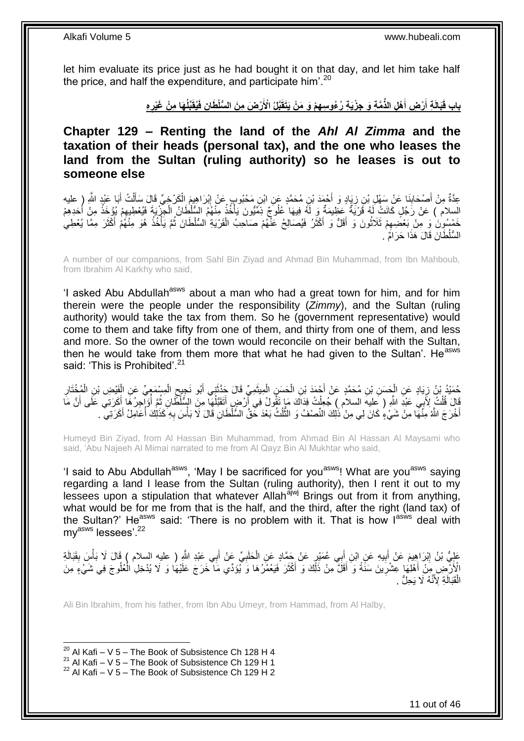let him evaluate its price just as he had bought it on that day, and let him take half the price, and half the expenditure, and participate him'.[20]

## باب قَبَالَةِ أَرْضِ أَهْلِ الذِّمَّةِ وَ جِزْيَةِ رُءُوسِهِمْ وَ مَنْ يَتَقَبَّلُ الْأَرْضَ مِنَ السُّلْطَانِ فَيُقَبِّلُهَا مِنْ غَيْرِهِ

## Chapter 129 – Renting the land of the *Ahl Al Zimma* and the taxation of their heads (personal tax), and the one who leases the land from the Sultan (ruling authority) so he leases is out to someone else

عِدَّةٌ مِنْ أَصْحَابِنَا عَنْ سَهْلِ بْنِ زِيَادٍ وَ أَحْمَدَ بْنِ مُحَمَّدٍ عَنِ ابْنِ مَحْبُوبٍ عَنْ إِبْرَاهِيمَ الْكَرْخِيِّ قَالَ سَأَلْتُ أَبَا عَبْدِ اللَّهِ ( عليه السلام ) عَنْ رَجُلٍ كَانَتْ لَهُ قَرْيَةٌ عَظِيمَةٌ وَ لَهُ فِيهَا عُلُوجٌ ذِمِّيُّونَ يَأْخُذُ مِنْهُمُ السُّلْطَانُ الْجِزْيَةَ فَيُعْطِيهِمْ يُؤْخَذُ مِنْ أَحَدِهِمْ خَمْسُونَ وَ مِنْ بَعْضِهِمْ ثَلَاثُونَ وَ أَقَلُّ وَ أَكْثَرُ فَيُصَالِحُ عَنْهُمْ صَاحِبُ الْقَرْيَةِ السُّلْطَانَ ثُمَّ يَأْخُذُ هُوَ مِنْهُمْ أَكْثَرَ مِمَّا يُعْطِي السُّلْطَانَ قَالَ هَذَا حَرَامٌ .

A number of our companions, from Sahl Bin Ziyad and Ahmad Bin Muhammad, from Ibn Mahboub, from Ibrahim Al Karkhy who said,

'I asked Abu Abdullah[asws] about a man who had a great town for him, and for him therein were the people under the responsibility (*Zimmy*), and the Sultan (ruling authority) would take the tax from them. So he (government representative) would come to them and take fifty from one of them, and thirty from one of them, and less and more. So the owner of the town would reconcile on their behalf with the Sultan, then he would take from them more that what he had given to the Sultan'. He[asws] said: 'This is Prohibited'.[21]

حُمَيْدُ بْنُ زِيَادٍ عَنِ الْحَسَنِ بْنِ مُحَمَّدٍ عَنْ أَحْمَدَ بْنِ الْحَسَنِ الْمِيثَمِيِّ قَالَ حَدَّثَنِي أَبُو نَجِيحٍ الْمِسْمَعِيُّ عَنِ الْفَيْضِ بْنِ الْمُخْتَارِ قَالَ قُلْتُ لِأَبِي عَبْدِ اللَّهِ ( عليه السلام ) جُعِلْتُ فِدَاكَ مَا تَقُولُ فِي أَرْضٍ أَتَقَبَّلُهَا مِنَ السُّلْطَانِ ثُمَّ أُوَاجِرُهَا أَكَرَتِي عَلَى أَنَّ مَا أَخْرَجَ اللَّهُ مِنْهَا مِنْ شَيْءٍ كَانَ لِي مِنْ ذَلِكَ النِّصْفُ وَ الثُّلُثُ بَعْدَ حَقِّ السُّلْطَانِ قَالَ لَا بَأْسَ بِهِ كَذَلِكَ أُعَامِلُ أَكَرَتِي .

Humeyd Bin Ziyad, from Al Hassan Bin Muhammad, from Ahmad Bin Al Hassan Al Maysami who said, 'Abu Najeeh Al Mimai narrated to me from Al Qayz Bin Al Mukhtar who said,

'I said to Abu Abdullah[asws], 'May I be sacrificed for you[asws]! What are you[asws] saying regarding a land I lease from the Sultan (ruling authority), then I rent it out to my lessees upon a stipulation that whatever Allah[ajwj] Brings out from it from anything, what would be for me from that is the half, and the third, after the right (land tax) of the Sultan?' He[asws] said: 'There is no problem with it. That is how I[asws] deal with my[asws] lessees'.[22]

عَلِيُّ بْنُ إِبْرَاهِيمَ عَنْ أَبِيهِ عَنِ ابْنِ أَبِي عُمَيْرٍ عَنْ حَمَّادٍ عَنِ الْحَلَبِيِّ عَنْ أَبِي عَبْدِ اللَّهِ ( عليه السلام ) قَالَ لَا بَأْسَ بِقَبَالَةِ الْأَرْضِ مِنْ أَهْلِهَا عِشْرِينَ سَنَةً وَ أَقَلَّ مِنْ ذَلِكَ وَ أَكْثَرَ فَيَعْمُرُهَا وَ يُؤَدِّي مَا خَرَجَ عَلَيْهَا وَ لَا يُدْخِلِ الْعُلُوجَ فِي شَيْءٍ مِنَ الْقَبَالَةِ لِأَنَّهُ لَا يَحِلُّ .

Ali Bin Ibrahim, from his father, from Ibn Abu Umeyr, from Hammad, from Al Halby,

---

[20] Al Kafi – V 5 – The Book of Subsistence Ch 128 H 4
[21] Al Kafi – V 5 – The Book of Subsistence Ch 129 H 1
[22] Al Kafi – V 5 – The Book of Subsistence Ch 129 H 2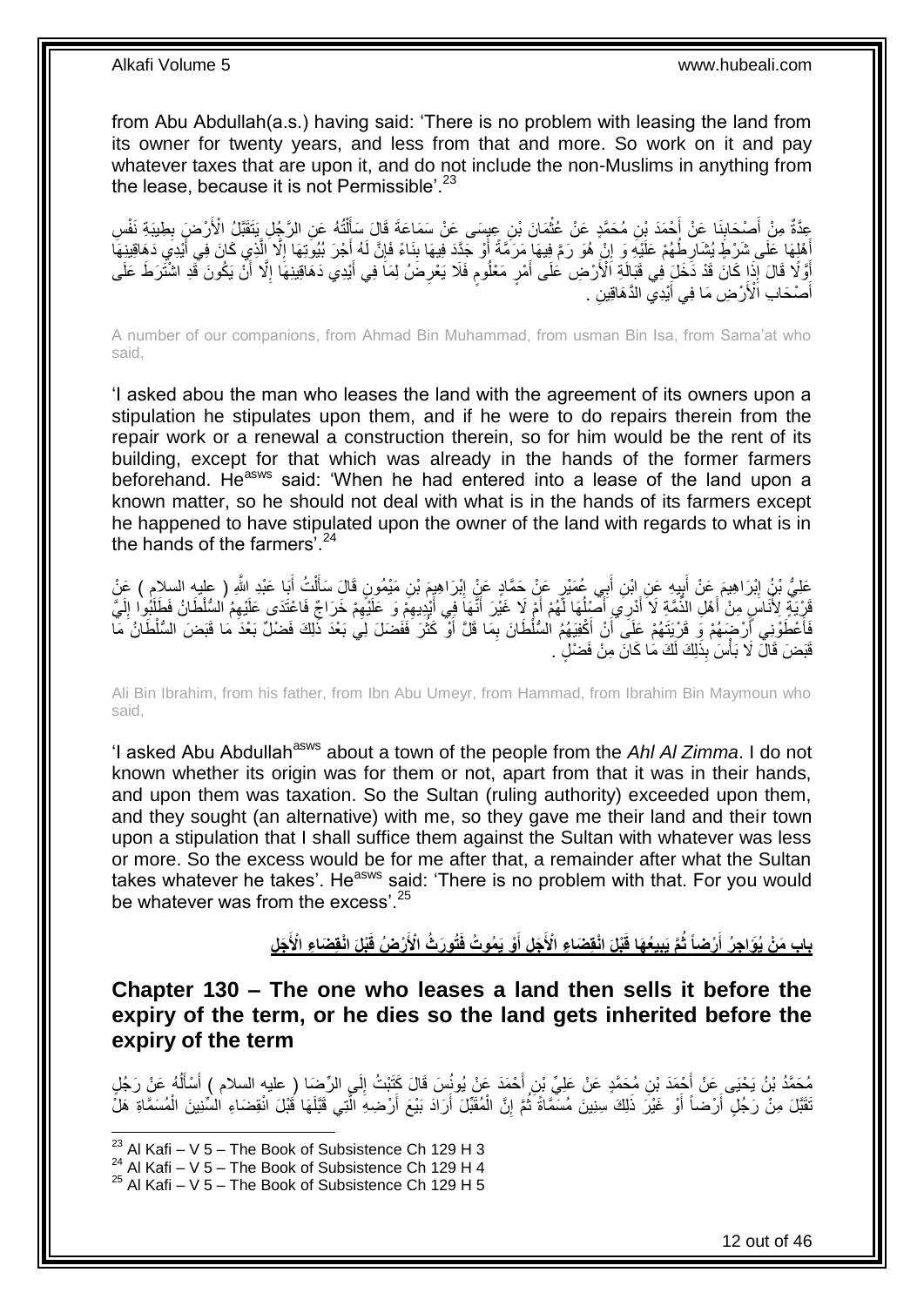from Abu Abdullah(a.s.) having said: 'There is no problem with leasing the land from its owner for twenty years, and less from that and more. So work on it and pay whatever taxes that are upon it, and do not include the non-Muslims in anything from the lease, because it is not Permissible'.[23]

عِدَّةٌ مِنْ أَصْحَابِنَا عَنْ أَحْمَدَ بْنِ مُحَمَّدٍ عَنْ عُثْمَانَ بْنِ عِيسَى عَنْ سَمَاعَةَ قَالَ سَأَلْتُهُ عَنِ الرَّجُلِ يَتَقَبَّلُ الْأَرْضَ بِطِيبَةِ نَفْسِ أَهْلِهَا عَلَى شَرْطٍ يُشَارِطُهُمْ عَلَيْهِ وَ إِنْ هُوَ رَمَّ فِيهَا مَرَمَّةً أَوْ جَدَّدَ فِيهَا بِنَاءً فَإِنَّ لَهُ أَجْرَ بُيُوتِهَا إِلَّا الَّذِي كَانَ فِي أَيْدِي دَهَاقِينِهَا أَوَّلًا قَالَ إِذَا كَانَ قَدْ دَخَلَ فِي قَبَالَةِ الْأَرْضِ عَلَى أَمْرٍ مَعْلُومٍ فَلَا يَعْرِضُ لِمَا فِي أَيْدِي دَهَاقِينِهَا إِلَّا أَنْ يَكُونَ قَدِ اشْتَرَطَ عَلَى أَصْحَابِ الْأَرْضِ مَا فِي أَيْدِي الدَّهَاقِينِ .

A number of our companions, from Ahmad Bin Muhammad, from usman Bin Isa, from Sama'at who said,

'I asked abou the man who leases the land with the agreement of its owners upon a stipulation he stipulates upon them, and if he were to do repairs therein from the repair work or a renewal a construction therein, so for him would be the rent of its building, except for that which was already in the hands of the former farmers beforehand. He[asws] said: 'When he had entered into a lease of the land upon a known matter, so he should not deal with what is in the hands of its farmers except he happened to have stipulated upon the owner of the land with regards to what is in the hands of the farmers'.[24]

عَلِيُّ بْنُ إِبْرَاهِيمَ عَنْ أَبِيهِ عَنِ ابْنِ أَبِي عُمَيْرٍ عَنْ حَمَّادٍ عَنْ إِبْرَاهِيمَ بْنِ مَيْمُونٍ قَالَ سَأَلْتُ أَبَا عَبْدِ اللَّهِ ( عليه السلام ) عَنْ قَرْيَةٍ لِأُنَاسٍ مِنْ أَهْلِ الذِّمَّةِ لَا أَدْرِي أَصْلُهَا لَهُمْ أَمْ لَا غَيْرَ أَنَّهَا فِي أَيْدِيهِمْ وَ عَلَيْهِمْ خَرَاجٌ فَاعْتَدَى عَلَيْهِمُ السُّلْطَانُ فَطَلَبُوا إِلَيَّ فَأَعْطَوْنِي أَرْضَهُمْ وَ قَرْيَتَهُمْ عَلَى أَنْ أَكْفِيَهُمُ السُّلْطَانَ بِمَا قَلَّ أَوْ كَثُرَ فَفَضَلَ لِي بَعْدَ ذَلِكَ فَضْلٌ بَعْدَ مَا قَبَضَ السُّلْطَانُ مَا قَبَضَ قَالَ لَا بَأْسَ بِذَلِكَ لَكَ مَا كَانَ مِنْ فَضْلٍ .

Ali Bin Ibrahim, from his father, from Ibn Abu Umeyr, from Hammad, from Ibrahim Bin Maymoun who said,

'I asked Abu Abdullah[asws] about a town of the people from the *Ahl Al Zimma*. I do not known whether its origin was for them or not, apart from that it was in their hands, and upon them was taxation. So the Sultan (ruling authority) exceeded upon them, and they sought (an alternative) with me, so they gave me their land and their town upon a stipulation that I shall suffice them against the Sultan with whatever was less or more. So the excess would be for me after that, a remainder after what the Sultan takes whatever he takes'. He[asws] said: 'There is no problem with that. For you would be whatever was from the excess'.[25]

## بابِ مَنْ يُوَاجِرُ أَرْضاً ثُمَّ يَبِيعُهَا قَبْلَ انْقِضَاءِ الْأَجَلِ أَوْ يَمُوتُ فَتُورَثُ الْأَرْضُ قَبْلَ انْقِضَاءِ الْأَجَلِ

## Chapter 130 – The one who leases a land then sells it before the expiry of the term, or he dies so the land gets inherited before the expiry of the term

مُحَمَّدُ بْنُ يَحْيَى عَنْ أَحْمَدَ بْنِ مُحَمَّدٍ عَنْ عَلِيِّ بْنِ أَحْمَدَ عَنْ يُونُسَ قَالَ كَتَبْتُ إِلَى الرِّضَا ( عليه السلام ) أَسْأَلُهُ عَنْ رَجُلٍ تَقَبَّلَ مِنْ رَجُلٍ أَرْضاً أَوْ غَيْرَ ذَلِكَ سِنِينَ مُسَمَّاةً ثُمَّ إِنَّ الْمُقَبِّلَ أَرَادَ بَيْعَ أَرْضِهِ الَّتِي قَبَّلَهَا قَبْلَ انْقِضَاءِ السِّنِينَ الْمُسَمَّاةِ هَلْ

[23] Al Kafi – V 5 – The Book of Subsistence Ch 129 H 3
[24] Al Kafi – V 5 – The Book of Subsistence Ch 129 H 4
[25] Al Kafi – V 5 – The Book of Subsistence Ch 129 H 5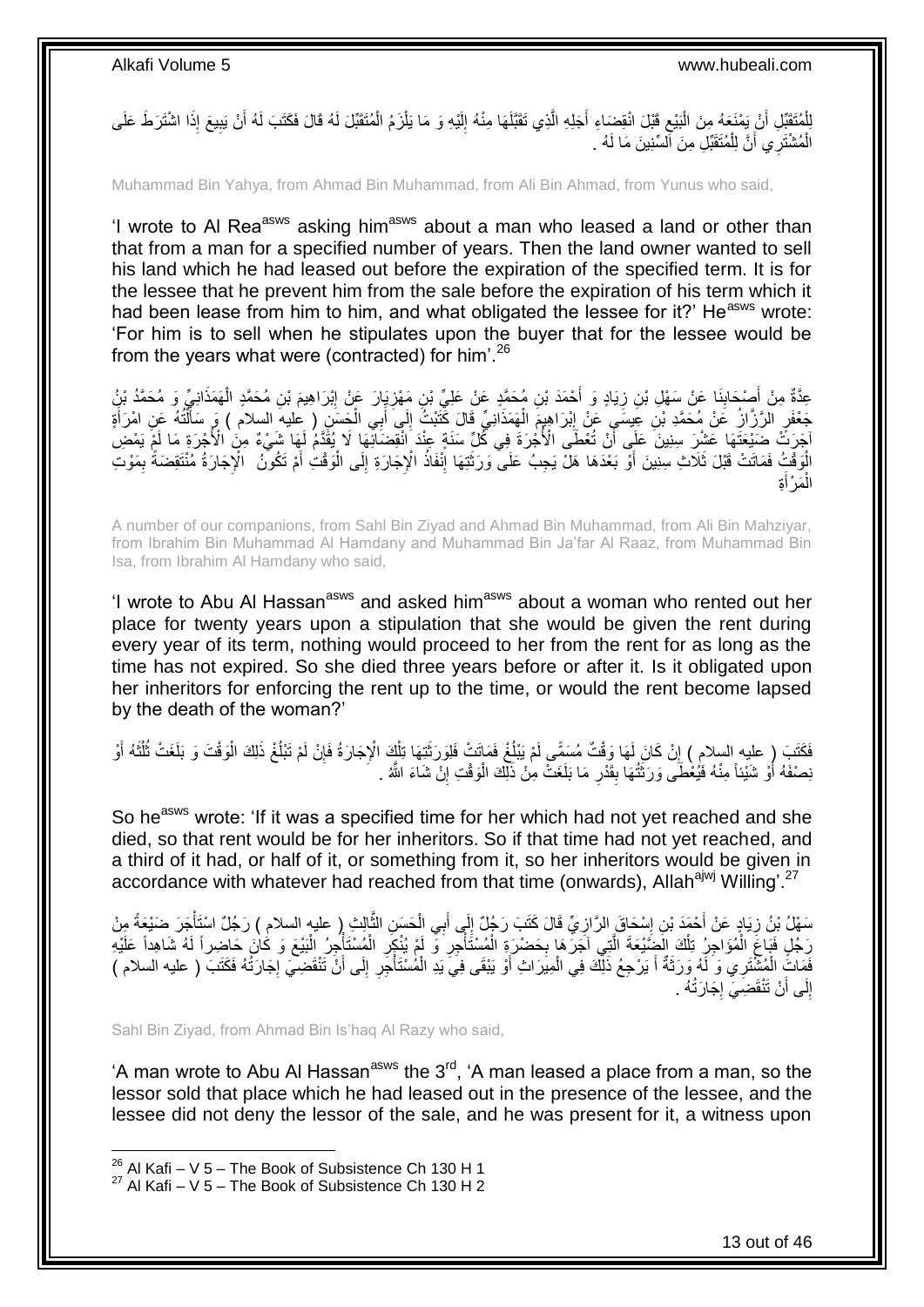لِلْمُتَقَبِّلِ أَنْ يَمْنَعَهُ مِنَ الْبَيْعِ قَبْلَ انْقِضَاءِ أَجَلِهِ الَّذِي تَقَبَّلَهَا مِنْهُ إِلَيْهِ وَ مَا يَلْزَمُ الْمُتَقَبِّلَ لَهُ قَالَ فَكَتَبَ لَهُ أَنْ يَبِيعَ إِذَا اشْتَرَطَ عَلَى الْمُشْتَرِي أَنَّ لِلْمُتَقَبِّلِ مِنَ السِّنِينَ مَا لَهُ .

Muhammad Bin Yahya, from Ahmad Bin Muhammad, from Ali Bin Ahmad, from Yunus who said,

'I wrote to Al Rea^asws asking him^asws about a man who leased a land or other than that from a man for a specified number of years. Then the land owner wanted to sell his land which he had leased out before the expiration of the specified term. It is for the lessee that he prevent him from the sale before the expiration of his term which it had been lease from him to him, and what obligated the lessee for it?' He^asws wrote: 'For him is to sell when he stipulates upon the buyer that for the lessee would be from the years what were (contracted) for him'.[26]

عِدَّةٌ مِنْ أَصْحَابِنَا عَنْ سَهْلِ بْنِ زِيَادٍ وَ أَحْمَدَ بْنِ مُحَمَّدٍ عَنْ عَلِيِّ بْنِ مَهْزِيَارَ عَنْ إِبْرَاهِيمَ بْنِ مُحَمَّدٍ الْهَمَذَانِيِّ وَ مُحَمَّدُ بْنُ جَعْفَرٍ الرَّزَّازُ عَنْ مُحَمَّدِ بْنِ عِيسَى عَنْ إِبْرَاهِيمَ الْهَمَذَانِيِّ قَالَ كَتَبْتُ إِلَى أَبِي الْحَسَنِ ( عليه السلام ) وَ سَأَلْتُهُ عَنِ امْرَأَةٍ آجَرَتْ ضَيْعَتَهَا عَشْرَ سِنِينَ عَلَى أَنْ تُعْطَى الْأُجْرَةَ فِي كُلِّ سَنَةٍ عِنْدَ انْقِضَائِهَا لَا يُقَدَّمُ لَهَا شَيْءٌ مِنَ الْأُجْرَةِ مَا لَمْ يَمْضِ الْوَقْتُ فَمَاتَتْ قَبْلَ ثَلَاثِ سِنِينَ أَوْ بَعْدَهَا هَلْ يَجِبُ عَلَى وَرَثَتِهَا إِنْفَاذُ الْإِجَارَةِ إِلَى الْوَقْتِ أَمْ تَكُونُ الْإِجَارَةُ مُنْتَقِضَةً بِمَوْتِ الْمَرْأَةِ

A number of our companions, from Sahl Bin Ziyad and Ahmad Bin Muhammad, from Ali Bin Mahziyar, from Ibrahim Bin Muhammad Al Hamdany and Muhammad Bin Ja'far Al Raaz, from Muhammad Bin Isa, from Ibrahim Al Hamdany who said,

'I wrote to Abu Al Hassan^asws and asked him^asws about a woman who rented out her place for twenty years upon a stipulation that she would be given the rent during every year of its term, nothing would proceed to her from the rent for as long as the time has not expired. So she died three years before or after it. Is it obligated upon her inheritors for enforcing the rent up to the time, or would the rent become lapsed by the death of the woman?'

فَكَتَبَ ( عليه السلام ) إِنْ كَانَ لَهَا وَقْتٌ مُسَمًّى لَمْ يَبْلُغْ فَمَاتَتْ فَلِوَرَثَتِهَا تِلْكَ الْإِجَارَةُ فَإِنْ لَمْ تَبْلُغْ ذَلِكَ الْوَقْتَ وَ بَلَغَتْ ثُلُثَهُ أَوْ نِصْفَهُ أَوْ شَيْئاً مِنْهُ فَيُعْطَى وَرَثَتُهَا بِقَدْرِ مَا بَلَغَتْ مِنْ ذَلِكَ الْوَقْتِ إِنْ شَاءَ اللَّهُ .

So he^asws wrote: 'If it was a specified time for her which had not yet reached and she died, so that rent would be for her inheritors. So if that time had not yet reached, and a third of it had, or half of it, or something from it, so her inheritors would be given in accordance with whatever had reached from that time (onwards), Allah^ajwj Willing'.[27]

سَهْلُ بْنُ زِيَادٍ عَنْ أَحْمَدَ بْنِ إِسْحَاقَ الرَّازِيِّ قَالَ كَتَبَ رَجُلٌ إِلَى أَبِي الْحَسَنِ الثَّالِثِ ( عليه السلام ) رَجُلٌ اسْتَأْجَرَ ضَيْعَةً مِنْ رَجُلٍ فَبَاعَ الْمُؤَاجِرُ تِلْكَ الضَّيْعَةَ الَّتِي آجَرَهَا بِحَضْرَةِ الْمُسْتَأْجِرِ وَ لَمْ يُنْكِرِ الْمُسْتَأْجِرُ الْبَيْعَ وَ كَانَ حَاضِراً لَهُ شَاهِداً عَلَيْهِ فَمَاتَ الْمُشْتَرِي وَ لَهُ وَرَثَةٌ أَ يَرْجِعُ ذَلِكَ فِي الْمِيرَاثِ أَوْ يَبْقَى فِي يَدِ الْمُسْتَأْجِرِ إِلَى أَنْ تَنْقَضِيَ إِجَارَتُهُ فَكَتَبَ ( عليه السلام ) إِلَى أَنْ تَنْقَضِيَ إِجَارَتُهُ .

Sahl Bin Ziyad, from Ahmad Bin Is'haq Al Razy who said,

'A man wrote to Abu Al Hassan^asws the 3^rd, 'A man leased a place from a man, so the lessor sold that place which he had leased out in the presence of the lessee, and the lessee did not deny the lessor of the sale, and he was present for it, a witness upon

---

[26] Al Kafi – V 5 – The Book of Subsistence Ch 130 H 1
[27] Al Kafi – V 5 – The Book of Subsistence Ch 130 H 2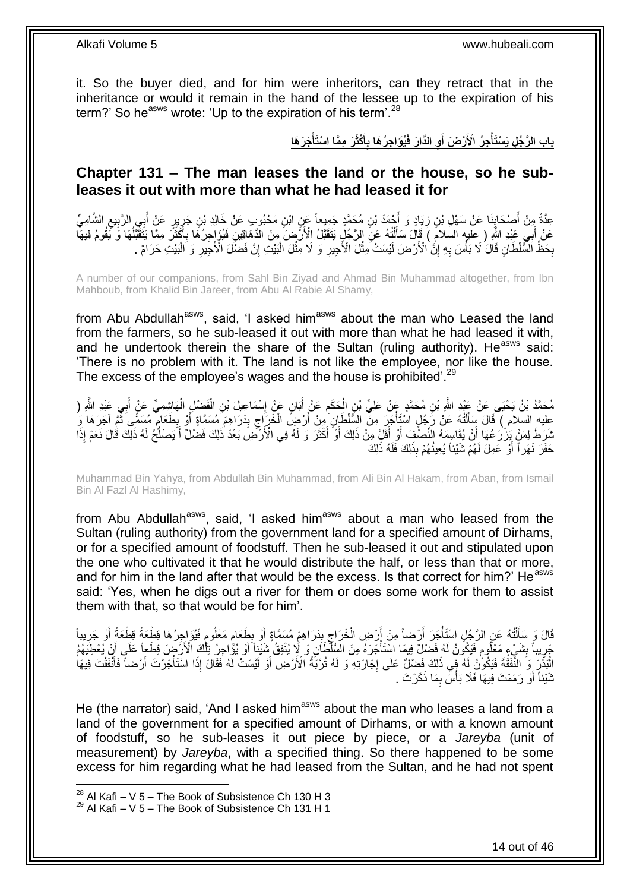it. So the buyer died, and for him were inheritors, can they retract that in the inheritance or would it remain in the hand of the lessee up to the expiration of his term?' So he[asws] wrote: 'Up to the expiration of his term'.[28]

## باب الرَّجُلِ يَسْتَأْجِرُ الْأَرْضَ أَوِ الدَّارَ فَيُؤَاجِرُهَا بِأَكْثَرَ مِمَّا اسْتَأْجَرَهَا

## Chapter 131 – The man leases the land or the house, so he sub-leases it out with more than what he had leased it for

عِدَّةٌ مِنْ أَصْحَابِنَا عَنْ سَهْلِ بْنِ زِيَادٍ وَ أَحْمَدَ بْنِ مُحَمَّدٍ جَمِيعاً عَنِ ابْنِ مَحْبُوبٍ عَنْ خَالِدِ بْنِ جَرِيرٍ عَنْ أَبِي الرَّبِيعِ الشَّامِيِّ عَنْ أَبِي عَبْدِ اللَّهِ ( عليه السلام ) قَالَ سَأَلْتُهُ عَنِ الرَّجُلِ يَتَقَبَّلُ الْأَرْضَ مِنَ الدَّهَاقِينِ فَيُؤَاجِرُهَا بِأَكْثَرَ مِمَّا يَتَقَبَّلُهَا وَ يَقُومُ فِيهَا بِحَظِّ السُّلْطَانِ قَالَ لَا بَأْسَ بِهِ إِنَّ الْأَرْضَ لَيْسَتْ مِثْلَ الْأَجِيرِ وَ لَا مِثْلَ الْبَيْتِ إِنَّ فَضْلَ الْأَجِيرِ وَ الْبَيْتِ حَرَامٌ .

A number of our companions, from Sahl Bin Ziyad and Ahmad Bin Muhammad altogether, from Ibn Mahboub, from Khalid Bin Jareer, from Abu Al Rabie Al Shamy,

from Abu Abdullah[asws], said, 'I asked him[asws] about the man who Leased the land from the farmers, so he sub-leased it out with more than what he had leased it with, and he undertook therein the share of the Sultan (ruling authority). He[asws] said: 'There is no problem with it. The land is not like the employee, nor like the house. The excess of the employee's wages and the house is prohibited'.[29]

مُحَمَّدُ بْنُ يَحْيَى عَنْ عَبْدِ اللَّهِ بْنِ مُحَمَّدٍ عَنْ عَلِيِّ بْنِ الْحَكَمِ عَنْ أَبَانٍ عَنْ إِسْمَاعِيلَ بْنِ الْفَضْلِ الْهَاشِمِيِّ عَنْ أَبِي عَبْدِ اللَّهِ ( عليه السلام ) قَالَ سَأَلْتُهُ عَنْ رَجُلٍ اسْتَأْجَرَ مِنَ السُّلْطَانِ مِنْ أَرْضِ الْخَرَاجِ بِدَرَاهِمَ مُسَمَّاةٍ أَوْ بِطَعَامٍ مُسَمًّى ثُمَّ آجَرَهَا وَ شَرَطَ لِمَنْ يَزْرَعُهَا أَنْ يُقَاسِمَهُ النِّصْفَ أَوْ أَقَلَّ مِنْ ذَلِكَ أَوْ أَكْثَرَ وَ لَهُ فِي الْأَرْضِ بَعْدَ ذَلِكَ فَضْلٌ أَ يَصْلُحُ لَهُ ذَلِكَ قَالَ نَعَمْ إِذَا حَفَرَ نَهَراً أَوْ عَمِلَ لَهُمْ شَيْئاً يُعِينُهُمْ بِذَلِكَ فَلَهُ ذَلِكَ

Muhammad Bin Yahya, from Abdullah Bin Muhammad, from Ali Bin Al Hakam, from Aban, from Ismail Bin Al Fazl Al Hashimy,

from Abu Abdullah[asws], said, 'I asked him[asws] about a man who leased from the Sultan (ruling authority) from the government land for a specified amount of Dirhams, or for a specified amount of foodstuff. Then he sub-leased it out and stipulated upon the one who cultivated it that he would distribute the half, or less than that or more, and for him in the land after that would be the excess. Is that correct for him?' He[asws] said: 'Yes, when he digs out a river for them or does some work for them to assist them with that, so that would be for him'.

قَالَ وَ سَأَلْتُهُ عَنِ الرَّجُلِ اسْتَأْجَرَ أَرْضاً مِنْ أَرْضِ الْخَرَاجِ بِدَرَاهِمَ مُسَمَّاةٍ أَوْ بِطَعَامٍ مَعْلُومٍ فَيُؤَاجِرُهَا قِطْعَةً قِطْعَةً أَوْ جَرِيباً جَرِيباً بِشَيْءٍ مَعْلُومٍ فَيَكُونُ لَهُ فَضْلٌ فِيمَا اسْتَأْجَرَهُ مِنَ السُّلْطَانِ وَ لَا يُنْفِقُ شَيْئاً أَوْ يُؤَاجِرُ تِلْكَ الْأَرْضَ قِطَعاً عَلَى أَنْ يُعْطِيَهُمُ الْبَذْرَ وَ النَّفَقَةَ فَيَكُونُ لَهُ فِي ذَلِكَ فَضْلٌ عَلَى إِجَارَتِهِ وَ لَهُ تُرْبَةُ الْأَرْضِ أَوْ لَيْسَتْ لَهُ فَقَالَ إِذَا اسْتَأْجَرْتَ أَرْضاً فَأَنْفَقْتَ فِيهَا شَيْئاً أَوْ رَمَمْتَ فِيهَا فَلَا بَأْسَ بِمَا ذَكَرْتَ .

He (the narrator) said, 'And I asked him[asws] about the man who leases a land from a land of the government for a specified amount of Dirhams, or with a known amount of foodstuff, so he sub-leases it out piece by piece, or a *Jareyba* (unit of measurement) by *Jareyba*, with a specified thing. So there happened to be some excess for him regarding what he had leased from the Sultan, and he had not spent

[28] Al Kafi – V 5 – The Book of Subsistence Ch 130 H 3
[29] Al Kafi – V 5 – The Book of Subsistence Ch 131 H 1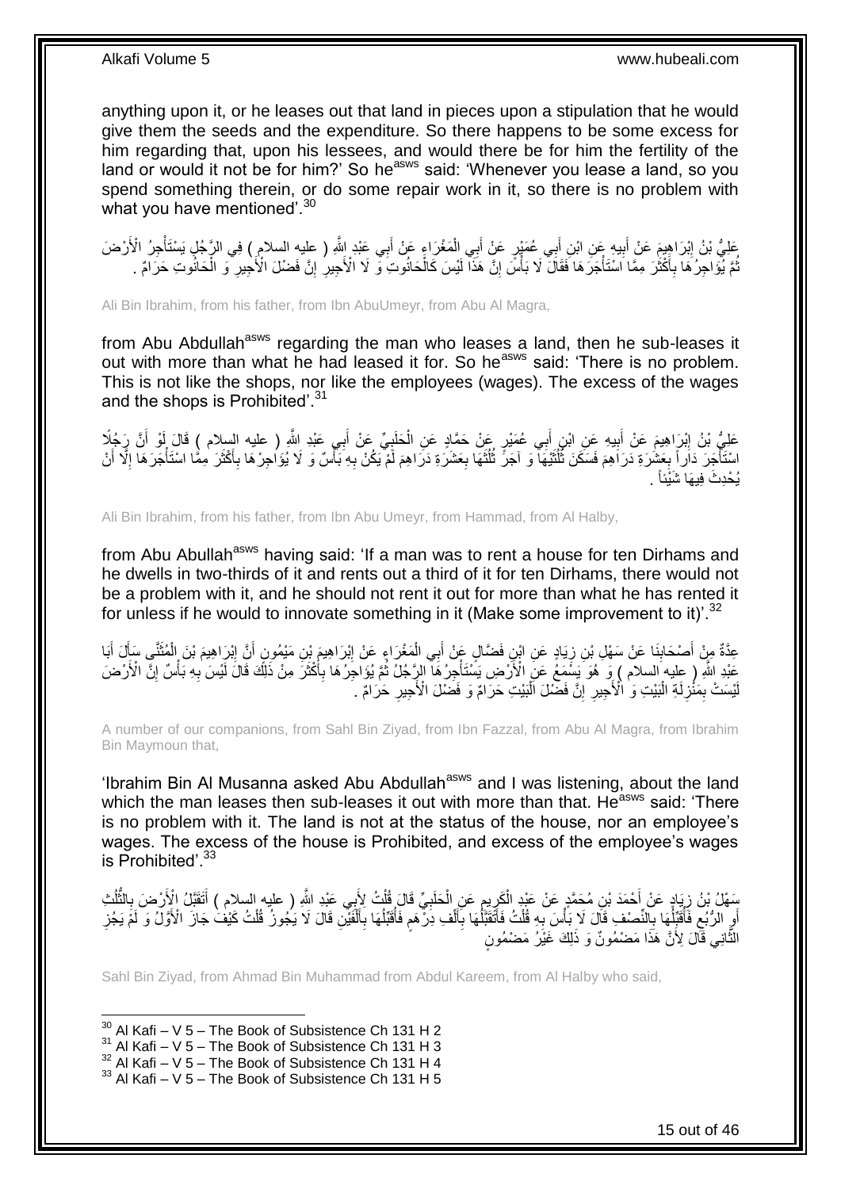anything upon it, or he leases out that land in pieces upon a stipulation that he would give them the seeds and the expenditure. So there happens to be some excess for him regarding that, upon his lessees, and would there be for him the fertility of the land or would it not be for him?' So he[asws] said: 'Whenever you lease a land, so you spend something therein, or do some repair work in it, so there is no problem with what you have mentioned'.[30]

عَلِيُّ بْنُ إِبْرَاهِيمَ عَنْ أَبِيهِ عَنِ ابْنِ أَبِي عُمَيْرٍ عَنْ أَبِي الْمَغْرَاءِ عَنْ أَبِي عَبْدِ اللَّهِ ( عليه السلام ) فِي الرَّجُلِ يَسْتَأْجِرُ الْأَرْضَ ثُمَّ يُؤَاجِرُهَا بِأَكْثَرَ مِمَّا اسْتَأْجَرَهَا فَقَالَ لَا بَأْسَ إِنَّ هَذَا لَيْسَ كَالْحَانُوتِ وَ لَا الْأَجِيرِ إِنَّ فَضْلَ الْأَجِيرِ وَ الْحَانُوتِ حَرَامٌ .

Ali Bin Ibrahim, from his father, from Ibn AbuUmeyr, from Abu Al Magra,

from Abu Abdullah[asws] regarding the man who leases a land, then he sub-leases it out with more than what he had leased it for. So he[asws] said: 'There is no problem. This is not like the shops, nor like the employees (wages). The excess of the wages and the shops is Prohibited'.[31]

عَلِيُّ بْنُ إِبْرَاهِيمَ عَنْ أَبِيهِ عَنِ ابْنِ أَبِي عُمَيْرٍ عَنْ حَمَّادٍ عَنِ الْحَلَبِيِّ عَنْ أَبِي عَبْدِ اللَّهِ ( عليه السلام ) قَالَ لَوْ أَنَّ رَجُلًا اسْتَأْجَرَ دَاراً بِعَشَرَةِ دَرَاهِمَ فَسَكَنَ ثُلُثَيْهَا وَ آجَرَ ثُلُثَهَا بِعَشَرَةِ دَرَاهِمَ لَمْ يَكُنْ بِهِ بَأْسٌ وَ لَا يُؤَاجِرْهَا بِأَكْثَرَ مِمَّا اسْتَأْجَرَهَا إِلَّا أَنْ يُحْدِثَ فِيهَا شَيْئاً .

Ali Bin Ibrahim, from his father, from Ibn Abu Umeyr, from Hammad, from Al Halby,

from Abu Abullah[asws] having said: 'If a man was to rent a house for ten Dirhams and he dwells in two-thirds of it and rents out a third of it for ten Dirhams, there would not be a problem with it, and he should not rent it out for more than what he has rented it for unless if he would to innovate something in it (Make some improvement to it)'.[32]

عِدَّةٌ مِنْ أَصْحَابِنَا عَنْ سَهْلِ بْنِ زِيَادٍ عَنِ ابْنِ فَضَّالٍ عَنْ أَبِي الْمَغْرَاءِ عَنْ إِبْرَاهِيمَ بْنِ مَيْمُونٍ أَنَّ إِبْرَاهِيمَ بْنَ الْمُثَنَّى سَأَلَ أَبَا عَبْدِ اللَّهِ ( عليه السلام ) وَ هُوَ يَسْمَعُ عَنِ الْأَرْضِ يَسْتَأْجِرُهَا الرَّجُلُ ثُمَّ يُؤَاجِرُهَا بِأَكْثَرَ مِنْ ذَلِكَ قَالَ لَيْسَ بِهِ بَأْسٌ إِنَّ الْأَرْضَ لَيْسَتْ بِمَنْزِلَةِ الْبَيْتِ وَ الْأَجِيرِ إِنَّ فَضْلَ الْبَيْتِ حَرَامٌ وَ فَضْلَ الْأَجِيرِ حَرَامٌ .

A number of our companions, from Sahl Bin Ziyad, from Ibn Fazzal, from Abu Al Magra, from Ibrahim Bin Maymoun that,

'Ibrahim Bin Al Musanna asked Abu Abdullah[asws] and I was listening, about the land which the man leases then sub-leases it out with more than that. He[asws] said: 'There is no problem with it. The land is not at the status of the house, nor an employee's wages. The excess of the house is Prohibited, and excess of the employee's wages is Prohibited'.[33]

سَهْلُ بْنُ زِيَادٍ عَنْ أَحْمَدَ بْنِ مُحَمَّدٍ عَنْ عَبْدِ الْكَرِيمِ عَنِ الْحَلَبِيِّ قَالَ قُلْتُ لِأَبِي عَبْدِ اللَّهِ ( عليه السلام ) أَتَقَبَّلُ الْأَرْضَ بِالثُّلُثِ أَوِ الرُّبُعِ فَأُقَبِّلُهَا بِالنِّصْفِ قَالَ لَا بَأْسَ بِهِ قُلْتُ فَأَتَقَبَّلُهَا بِأَلْفِ دِرْهَمٍ فَأُقَبِّلُهَا بِأَلْفَيْنِ قَالَ لَا يَجُوزُ قُلْتُ كَيْفَ جَازَ الْأَوَّلُ وَ لَمْ يَجُزِ الثَّانِي قَالَ لِأَنَّ هَذَا مَضْمُونٌ وَ ذَلِكَ غَيْرُ مَضْمُونٍ

Sahl Bin Ziyad, from Ahmad Bin Muhammad from Abdul Kareem, from Al Halby who said,

---

[30] Al Kafi – V 5 – The Book of Subsistence Ch 131 H 2
[31] Al Kafi – V 5 – The Book of Subsistence Ch 131 H 3
[32] Al Kafi – V 5 – The Book of Subsistence Ch 131 H 4
[33] Al Kafi – V 5 – The Book of Subsistence Ch 131 H 5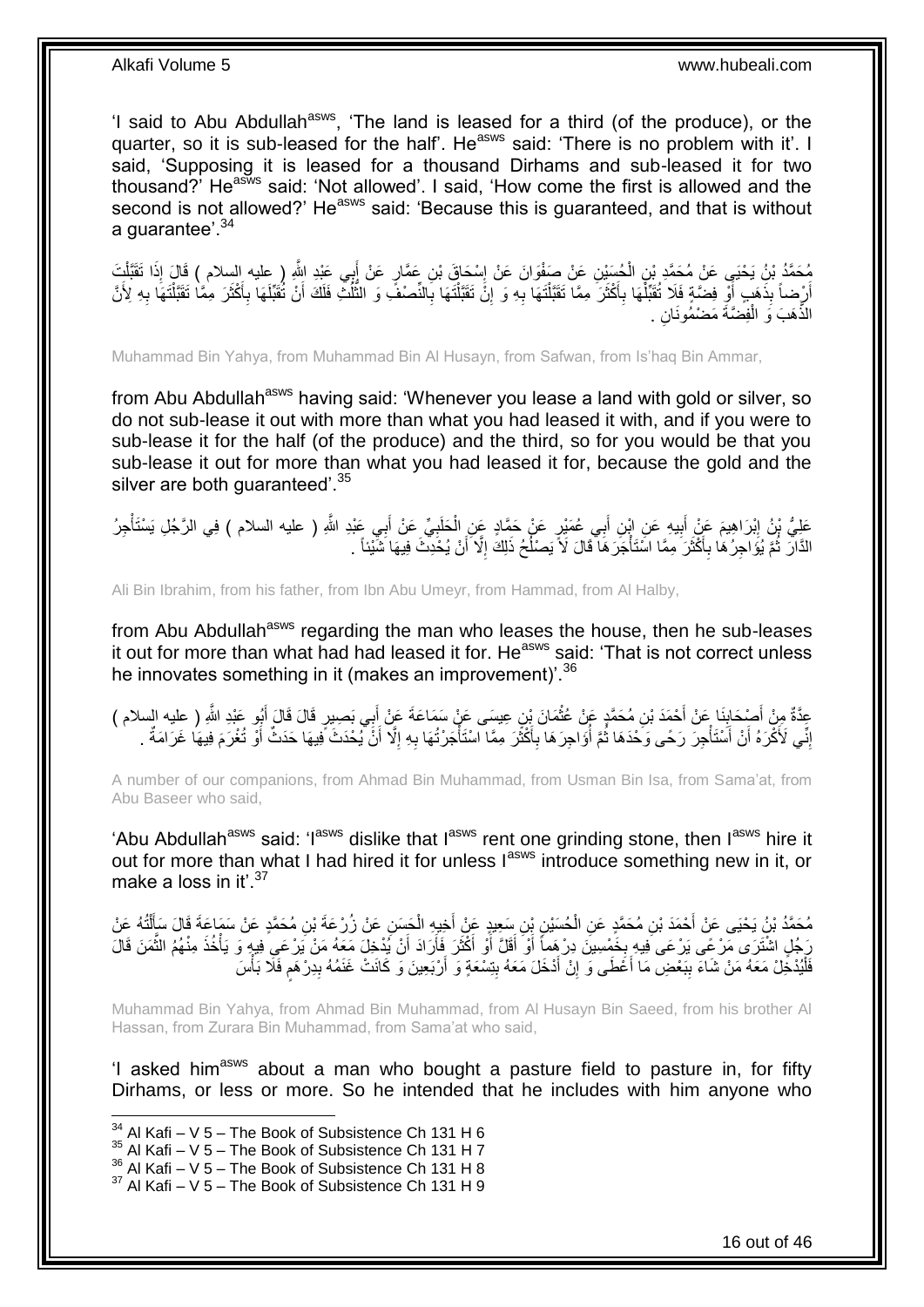'I said to Abu Abdullah[asws], 'The land is leased for a third (of the produce), or the quarter, so it is sub-leased for the half'. He[asws] said: 'There is no problem with it'. I said, 'Supposing it is leased for a thousand Dirhams and sub-leased it for two thousand?' He[asws] said: 'Not allowed'. I said, 'How come the first is allowed and the second is not allowed?' He[asws] said: 'Because this is guaranteed, and that is without a guarantee'.[34]

مُحَمَّدُ بْنُ يَحْيَى عَنْ مُحَمَّدِ بْنِ الْحُسَيْنِ عَنْ صَفْوَانَ عَنْ إِسْحَاقَ بْنِ عَمَّارٍ عَنْ أَبِي عَبْدِ اللَّهِ ( عليه السلام ) قَالَ إِذَا تَقَبَّلْتَ أَرْضاً بِذَهَبٍ أَوْ فِضَّةٍ فَلَا تُقَبِّلْهَا بِأَكْثَرَ مِمَّا تَقَبَّلْتَهَا بِهِ وَ إِنْ تَقَبَّلْتَهَا بِالنِّصْفِ وَ الثُّلُثِ فَلَكَ أَنْ تُقَبِّلَهَا بِأَكْثَرَ مِمَّا تَقَبَّلْتَهَا بِهِ لِأَنَّ الذَّهَبَ وَ الْفِضَّةَ مَضْمُونَانِ .

Muhammad Bin Yahya, from Muhammad Bin Al Husayn, from Safwan, from Is'haq Bin Ammar,

from Abu Abdullah[asws] having said: 'Whenever you lease a land with gold or silver, so do not sub-lease it out with more than what you had leased it with, and if you were to sub-lease it for the half (of the produce) and the third, so for you would be that you sub-lease it out for more than what you had leased it for, because the gold and the silver are both guaranteed'.[35]

عَلِيُّ بْنُ إِبْرَاهِيمَ عَنْ أَبِيهِ عَنِ ابْنِ أَبِي عُمَيْرٍ عَنْ حَمَّادٍ عَنِ الْحَلَبِيِّ عَنْ أَبِي عَبْدِ اللَّهِ ( عليه السلام ) فِي الرَّجُلِ يَسْتَأْجِرُ الدَّارَ ثُمَّ يُؤَاجِرُهَا بِأَكْثَرَ مِمَّا اسْتَأْجَرَهَا قَالَ لَا يَصْلُحُ ذَلِكَ إِلَّا أَنْ يُحْدِثَ فِيهَا شَيْئاً .

Ali Bin Ibrahim, from his father, from Ibn Abu Umeyr, from Hammad, from Al Halby,

from Abu Abdullah[asws] regarding the man who leases the house, then he sub-leases it out for more than what had had leased it for. He[asws] said: 'That is not correct unless he innovates something in it (makes an improvement)'.[36]

عِدَّةٌ مِنْ أَصْحَابِنَا عَنْ أَحْمَدَ بْنِ مُحَمَّدٍ عَنْ عُثْمَانَ بْنِ عِيسَى عَنْ سَمَاعَةَ عَنْ أَبِي بَصِيرٍ قَالَ قَالَ أَبُو عَبْدِ اللَّهِ ( عليه السلام ) إِنِّي لَأَكْرَهُ أَنْ أَسْتَأْجِرَ رَحًى وَحْدَهَا ثُمَّ أُؤَاجِرَهَا بِأَكْثَرَ مِمَّا اسْتَأْجَرْتُهَا بِهِ إِلَّا أَنْ يُحْدَثَ فِيهَا حَدَثٌ أَوْ تُغْرَمَ فِيهَا غَرَامَةٌ .

A number of our companions, from Ahmad Bin Muhammad, from Usman Bin Isa, from Sama'at, from Abu Baseer who said,

'Abu Abdullah[asws] said: 'I[asws] dislike that I[asws] rent one grinding stone, then I[asws] hire it out for more than what I had hired it for unless I[asws] introduce something new in it, or make a loss in it'.[37]

مُحَمَّدُ بْنُ يَحْيَى عَنْ أَحْمَدَ بْنِ مُحَمَّدٍ عَنِ الْحُسَيْنِ بْنِ سَعِيدٍ عَنْ أَخِيهِ الْحَسَنِ عَنْ زُرْعَةَ بْنِ مُحَمَّدٍ عَنْ سَمَاعَةَ قَالَ سَأَلْتُهُ عَنْ رَجُلٍ اشْتَرَى مَرْعًى يَرْعَى فِيهِ بِخَمْسِينَ دِرْهَماً أَوْ أَقَلَّ أَوْ أَكْثَرَ فَأَرَادَ أَنْ يُدْخِلَ مَعَهُ مَنْ يَرْعَى فِيهِ وَ يَأْخُذَ مِنْهُمُ الثَّمَنَ قَالَ فَلْيُدْخِلْ مَعَهُ مَنْ شَاءَ بِبَعْضِ مَا أَعْطَى وَ إِنْ أَدْخَلَ مَعَهُ بِتِسْعَةٍ وَ أَرْبَعِينَ وَ كَانَتْ غَنَمُهُ بِدِرْهَمٍ فَلَا بَأْسَ

Muhammad Bin Yahya, from Ahmad Bin Muhammad, from Al Husayn Bin Saeed, from his brother Al Hassan, from Zurara Bin Muhammad, from Sama'at who said,

'I asked him[asws] about a man who bought a pasture field to pasture in, for fifty Dirhams, or less or more. So he intended that he includes with him anyone who

[34] Al Kafi – V 5 – The Book of Subsistence Ch 131 H 6
[35] Al Kafi – V 5 – The Book of Subsistence Ch 131 H 7
[36] Al Kafi – V 5 – The Book of Subsistence Ch 131 H 8
[37] Al Kafi – V 5 – The Book of Subsistence Ch 131 H 9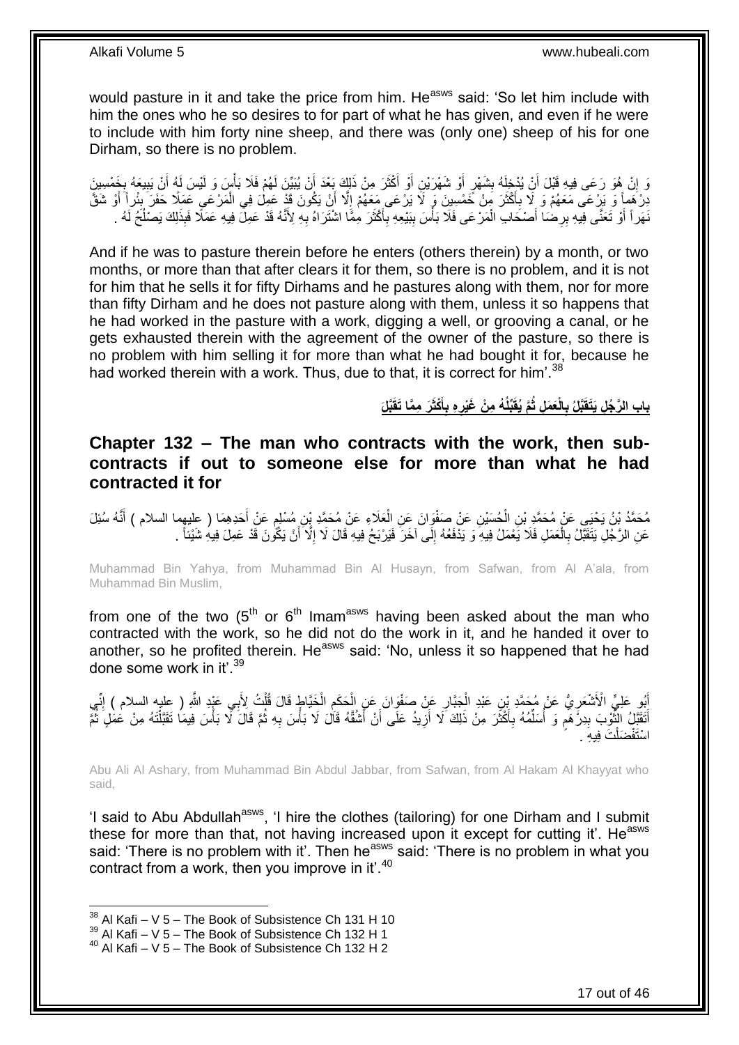would pasture in it and take the price from him. He[asws] said: 'So let him include with him the ones who he so desires to for part of what he has given, and even if he were to include with him forty nine sheep, and there was (only one) sheep of his for one Dirham, so there is no problem.

وَ إِنْ هُوَ رَعَى فِيهِ قَبْلَ أَنْ يُدْخِلَهُ بِشَهْرٍ أَوْ شَهْرَيْنِ أَوْ أَكْثَرَ مِنْ ذَلِكَ بَعْدَ أَنْ يُبَيِّنَ لَهُمْ فَلَا بَأْسَ وَ لَيْسَ لَهُ أَنْ يَبِيعَهُ بِخَمْسِينَ دِرْهَماً وَ يَرْعَى مَعَهُمْ وَ لَا بِأَكْثَرَ مِنْ خَمْسِينَ وَ لَا يَرْعَى مَعَهُمْ إِلَّا أَنْ يَكُونَ قَدْ عَمِلَ فِي الْمَرْعَى عَمَلًا حَفَرَ بِئْراً أَوْ شَقَّ نَهَراً أَوْ تَعَنَّى فِيهِ بِرِضَا أَصْحَابِ الْمَرْعَى فَلَا بَأْسَ بِبَيْعِهِ بِأَكْثَرَ مِمَّا اشْتَرَاهُ بِهِ لِأَنَّهُ قَدْ عَمِلَ فِيهِ عَمَلًا فَبِذَلِكَ يَصْلُحُ لَهُ .

And if he was to pasture therein before he enters (others therein) by a month, or two months, or more than that after clears it for them, so there is no problem, and it is not for him that he sells it for fifty Dirhams and he pastures along with them, nor for more than fifty Dirham and he does not pasture along with them, unless it so happens that he had worked in the pasture with a work, digging a well, or grooving a canal, or he gets exhausted therein with the agreement of the owner of the pasture, so there is no problem with him selling it for more than what he had bought it for, because he had worked therein with a work. Thus, due to that, it is correct for him'.[38]

## بَابُ الرَّجُلِ يَتَقَبَّلُ بِالْعَمَلِ ثُمَّ يُقَبِّلُهُ مِنْ غَيْرِهِ بِأَكْثَرَ مِمَّا تَقَبَّلَ

## Chapter 132 – The man who contracts with the work, then sub-contracts if out to someone else for more than what he had contracted it for

مُحَمَّدُ بْنُ يَحْيَى عَنْ مُحَمَّدِ بْنِ الْحُسَيْنِ عَنْ صَفْوَانَ عَنِ الْعَلَاءِ عَنْ مُحَمَّدِ بْنِ مُسْلِمٍ عَنْ أَحَدِهِمَا ( عليهما السلام ) أَنَّهُ سُئِلَ عَنِ الرَّجُلِ يَتَقَبَّلُ بِالْعَمَلِ فَلَا يَعْمَلُ فِيهِ وَ يَدْفَعُهُ إِلَى آخَرَ فَيَرْبَحُ فِيهِ قَالَ لَا إِلَّا أَنْ يَكُونَ قَدْ عَمِلَ فِيهِ شَيْئاً .

Muhammad Bin Yahya, from Muhammad Bin Al Husayn, from Safwan, from Al A'ala, from Muhammad Bin Muslim,

from one of the two (5th or 6th Imam[asws] having been asked about the man who contracted with the work, so he did not do the work in it, and he handed it over to another, so he profited therein. He[asws] said: 'No, unless it so happened that he had done some work in it'.[39]

أَبُو عَلِيٍّ الْأَشْعَرِيُّ عَنْ مُحَمَّدِ بْنِ عَبْدِ الْجَبَّارِ عَنْ صَفْوَانَ عَنِ الْحَكَمِ الْخَيَّاطِ قَالَ قُلْتُ لِأَبِي عَبْدِ اللَّهِ ( عليه السلام ) إِنِّي أَتَقَبَّلُ الثَّوْبَ بِدِرْهَمٍ وَ أُسَلِّمُهُ بِأَكْثَرَ مِنْ ذَلِكَ لَا أَزِيدُ عَلَى أَنْ أَشُقَّهُ قَالَ لَا بَأْسَ بِهِ ثُمَّ قَالَ لَا بَأْسَ فِيمَا تَقَبَّلْتَهُ مِنْ عَمَلٍ ثُمَّ اسْتَفْضَلْتَ فِيهِ .

Abu Ali Al Ashary, from Muhammad Bin Abdul Jabbar, from Safwan, from Al Hakam Al Khayyat who said,

'I said to Abu Abdullah[asws], 'I hire the clothes (tailoring) for one Dirham and I submit these for more than that, not having increased upon it except for cutting it'. He[asws] said: 'There is no problem with it'. Then he[asws] said: 'There is no problem in what you contract from a work, then you improve in it'.[40]

[38] Al Kafi – V 5 – The Book of Subsistence Ch 131 H 10
[39] Al Kafi – V 5 – The Book of Subsistence Ch 132 H 1
[40] Al Kafi – V 5 – The Book of Subsistence Ch 132 H 2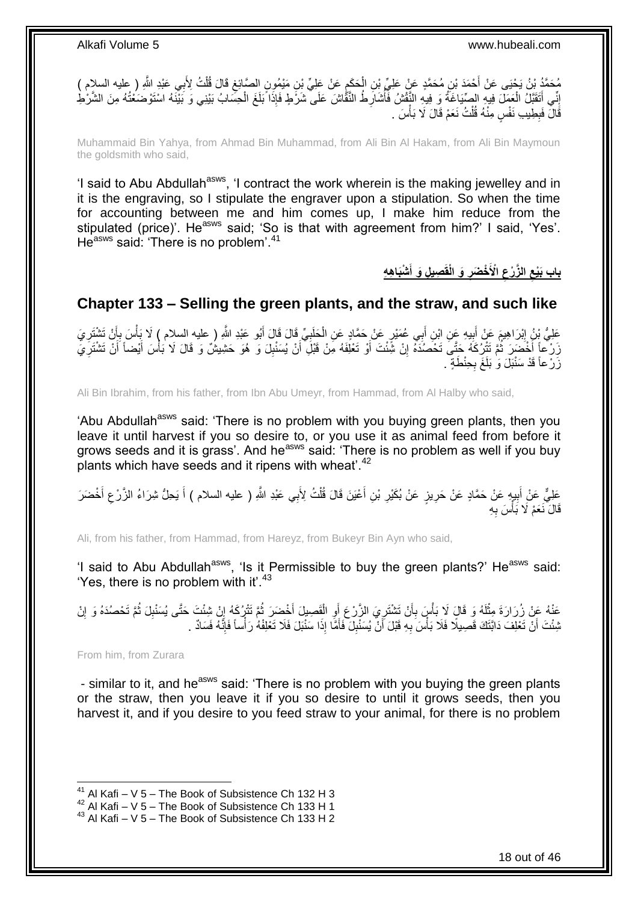مُحَمَّدُ بْنُ يَحْيَى عَنْ أَحْمَدَ بْنِ مُحَمَّدٍ عَنْ عَلِيِّ بْنِ الْحَكَمِ عَنْ عَلِيِّ بْنِ مَيْمُونٍ الصَّائِغِ قَالَ قُلْتُ لِأَبِي عَبْدِ اللَّهِ ( عليه السلام ) إِنِّي أَتَقَبَّلُ الْعَمَلَ فِيهِ الصِّيَاغَةُ وَ فِيهِ النَّقْشُ فَأُشَارِطُ النَّقَّاشَ عَلَى شَرْطٍ فَإِذَا بَلَغَ الْحِسَابُ بَيْنِي وَ بَيْنَهُ اسْتَوْضَعْتُهُ مِنَ الشَّرْطِ قَالَ فَبِطِيبِ نَفْسٍ مِنْهُ قُلْتُ نَعَمْ قَالَ لَا بَأْسَ .

Muhammaid Bin Yahya, from Ahmad Bin Muhammad, from Ali Bin Al Hakam, from Ali Bin Maymoun the goldsmith who said,

'I said to Abu Abdullah[asws], 'I contract the work wherein is the making jewellery and in it is the engraving, so I stipulate the engraver upon a stipulation. So when the time for accounting between me and him comes up, I make him reduce from the stipulated (price)'. He[asws] said; 'So is that with agreement from him?' I said, 'Yes'. He[asws] said: 'There is no problem'.[41]

## باب بَيْعِ الزَّرْعِ الْأَخْضَرِ وَ الْقَصِيلِ وَ أَشْبَاهِهِ

## Chapter 133 – Selling the green plants, and the straw, and such like

عَلِيُّ بْنُ إِبْرَاهِيمَ عَنْ أَبِيهِ عَنِ ابْنِ أَبِي عُمَيْرٍ عَنْ حَمَّادٍ عَنِ الْحَلَبِيِّ قَالَ قَالَ أَبُو عَبْدِ اللَّهِ ( عليه السلام ) لَا بَأْسَ بِأَنْ تَشْتَرِيَ زَرْعاً أَخْضَرَ ثُمَّ تَتْرُكَهُ حَتَّى تَحْصُدَهُ إِنْ شِئْتَ أَوْ تَعْلِفَهُ مِنْ قَبْلِ أَنْ يُسَنْبِلَ وَ هُوَ حَشِيشٌ وَ قَالَ لَا بَأْسَ أَيْضاً أَنْ تَشْتَرِيَ زَرْعاً قَدْ سَنْبَلَ وَ بَلَغَ بِحِنْطَةٍ .

Ali Bin Ibrahim, from his father, from Ibn Abu Umeyr, from Hammad, from Al Halby who said,

'Abu Abdullah[asws] said: 'There is no problem with you buying green plants, then you leave it until harvest if you so desire to, or you use it as animal feed from before it grows seeds and it is grass'. And he[asws] said: 'There is no problem as well if you buy plants which have seeds and it ripens with wheat'.[42]

عَلِيٌّ عَنْ أَبِيهِ عَنْ حَمَّادٍ عَنْ حَرِيزٍ عَنْ بُكَيْرِ بْنِ أَعْيَنَ قَالَ قُلْتُ لِأَبِي عَبْدِ اللَّهِ ( عليه السلام ) أَ يَحِلُّ شِرَاءُ الزَّرْعِ أَخْضَرَ قَالَ نَعَمْ لَا بَأْسَ بِهِ

Ali, from his father, from Hammad, from Hareyz, from Bukeyr Bin Ayn who said,

'I said to Abu Abdullah[asws], 'Is it Permissible to buy the green plants?' He[asws] said: 'Yes, there is no problem with it'.[43]

عَنْهُ عَنْ زُرَارَةَ مِثْلَهُ وَ قَالَ لَا بَأْسَ بِأَنْ تَشْتَرِيَ الزَّرْعَ أَوِ الْقَصِيلَ أَخْضَرَ ثُمَّ تَتْرُكَهُ إِنْ شِئْتَ حَتَّى يُسَنْبِلَ ثُمَّ تَحْصُدَهُ وَ إِنْ شِئْتَ أَنْ تَعْلِفَ دَابَّتَكَ قَصِيلًا فَلَا بَأْسَ بِهِ قَبْلَ أَنْ يُسَنْبِلَ فَأَمَّا إِذَا سَنْبَلَ فَلَا تَعْلِفْهُ رَأْساً فَإِنَّهُ فَسَادٌ .

From him, from Zurara

- similar to it, and he[asws] said: 'There is no problem with you buying the green plants or the straw, then you leave it if you so desire to until it grows seeds, then you harvest it, and if you desire to you feed straw to your animal, for there is no problem

[41] Al Kafi – V 5 – The Book of Subsistence Ch 132 H 3
[42] Al Kafi – V 5 – The Book of Subsistence Ch 133 H 1
[43] Al Kafi – V 5 – The Book of Subsistence Ch 133 H 2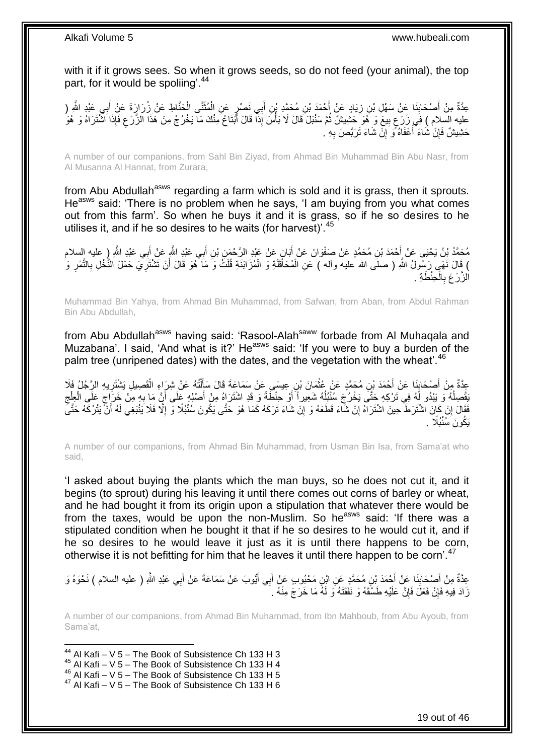with it if it grows sees. So when it grows seeds, so do not feed (your animal), the top part, for it would be spoliing'.[44]

عِدَّةٌ مِنْ أَصْحَابِنَا عَنْ سَهْلِ بْنِ زِيَادٍ عَنْ أَحْمَدَ بْنِ مُحَمَّدِ بْنِ أَبِي نَصْرٍ عَنِ الْمُثَنَّى الْحَنَّاطِ عَنْ زُرَارَةَ عَنْ أَبِي عَبْدِ اللَّهِ ( عليه السلام ) فِي زَرْعٍ بِيعَ وَ هُوَ حَشِيشٌ ثُمَّ سَنْبَلَ قَالَ لَا بَأْسَ إِذَا قَالَ أَبْتَاعُ مِنْكَ مَا يَخْرُجُ مِنْ هَذَا الزَّرْعِ فَإِذَا اشْتَرَاهُ وَ هُوَ حَشِيشٌ فَإِنْ شَاءَ أَعْفَاهُ وَ إِنْ شَاءَ تَرَبَّصَ بِهِ .

A number of our companions, from Sahl Bin Ziyad, from Ahmad Bin Muhammad Bin Abu Nasr, from Al Musanna Al Hannat, from Zurara,

from Abu Abdullah[asws] regarding a farm which is sold and it is grass, then it sprouts. He[asws] said: 'There is no problem when he says, 'I am buying from you what comes out from this farm'. So when he buys it and it is grass, so if he so desires to he utilises it, and if he so desires to he waits (for harvest)'.[45]

مُحَمَّدُ بْنُ يَحْيَى عَنْ أَحْمَدَ بْنِ مُحَمَّدٍ عَنْ صَفْوَانَ عَنْ أَبَانٍ عَنْ عَبْدِ الرَّحْمَنِ بْنِ أَبِي عَبْدِ اللَّهِ عَنْ أَبِي عَبْدِ اللَّهِ ( عليه السلام ) قَالَ نَهَى رَسُولُ اللَّهِ ( صلى الله عليه وآله ) عَنِ الْمُحَاقَلَةِ وَ الْمُزَابَنَةِ قُلْتُ وَ مَا هُوَ قَالَ أَنْ تَشْتَرِيَ حَمْلَ النَّخْلِ بِالتَّمْرِ وَ الزَّرْعَ بِالْحِنْطَةِ .

Muhammad Bin Yahya, from Ahmad Bin Muhammad, from Safwan, from Aban, from Abdul Rahman Bin Abu Abdullah,

from Abu Abdullah[asws] having said: 'Rasool-Alah[saww] forbade from Al Muhaqala and Muzabana'. I said, 'And what is it?' He[asws] said: 'If you were to buy a burden of the palm tree (unripened dates) with the dates, and the vegetation with the wheat'.[46]

عِدَّةٌ مِنْ أَصْحَابِنَا عَنْ أَحْمَدَ بْنِ مُحَمَّدٍ عَنْ عُثْمَانَ بْنِ عِيسَى عَنْ سَمَاعَةَ قَالَ سَأَلْتُهُ عَنْ شِرَاءِ الْقَصِيلِ يَشْتَرِيهِ الرَّجُلُ فَلَا يَقْصِلُهُ وَ يَبْدُو لَهُ فِي تَرْكِهِ حَتَّى يَخْرُجَ سُنْبُلُهُ شَعِيراً أَوْ حِنْطَةً وَ قَدِ اشْتَرَاهُ مِنْ أَصْلِهِ عَلَى أَنَّ مَا بِهِ مِنْ خَرَاجٍ عَلَى الْعِلْجِ فَقَالَ إِنْ كَانَ اشْتَرَطَ حِينَ اشْتَرَاهُ إِنْ شَاءَ قَطَعَهُ وَ إِنْ شَاءَ تَرَكَهُ كَمَا هُوَ حَتَّى يَكُونَ سُنْبُلًا وَ إِلَّا فَلَا يَنْبَغِي لَهُ أَنْ يَتْرُكَهُ حَتَّى يَكُونَ سُنْبُلًا .

A number of our companions, from Ahmad Bin Muhammad, from Usman Bin Isa, from Sama'at who said,

'I asked about buying the plants which the man buys, so he does not cut it, and it begins (to sprout) during his leaving it until there comes out corns of barley or wheat, and he had bought it from its origin upon a stipulation that whatever there would be from the taxes, would be upon the non-Muslim. So he[asws] said: 'If there was a stipulated condition when he bought it that if he so desires to he would cut it, and if he so desires to he would leave it just as it is until there happens to be corn, otherwise it is not befitting for him that he leaves it until there happen to be corn'.[47]

عِدَّةٌ مِنْ أَصْحَابِنَا عَنْ أَحْمَدَ بْنِ مُحَمَّدٍ عَنِ ابْنِ مَحْبُوبٍ عَنْ أَبِي أَيُّوبَ عَنْ سَمَاعَةَ عَنْ أَبِي عَبْدِ اللَّهِ ( عليه السلام ) نَحْوَهُ وَ زَادَ فِيهِ فَإِنْ فَعَلَ فَإِنَّ عَلَيْهِ طَسْقَهُ وَ نَفَقَتَهُ وَ لَهُ مَا خَرَجَ مِنْهُ .

A number of our companions, from Ahmad Bin Muhammad, from Ibn Mahboub, from Abu Ayoub, from Sama'at,

[44] Al Kafi – V 5 – The Book of Subsistence Ch 133 H 3
[45] Al Kafi – V 5 – The Book of Subsistence Ch 133 H 4
[46] Al Kafi – V 5 – The Book of Subsistence Ch 133 H 5
[47] Al Kafi – V 5 – The Book of Subsistence Ch 133 H 6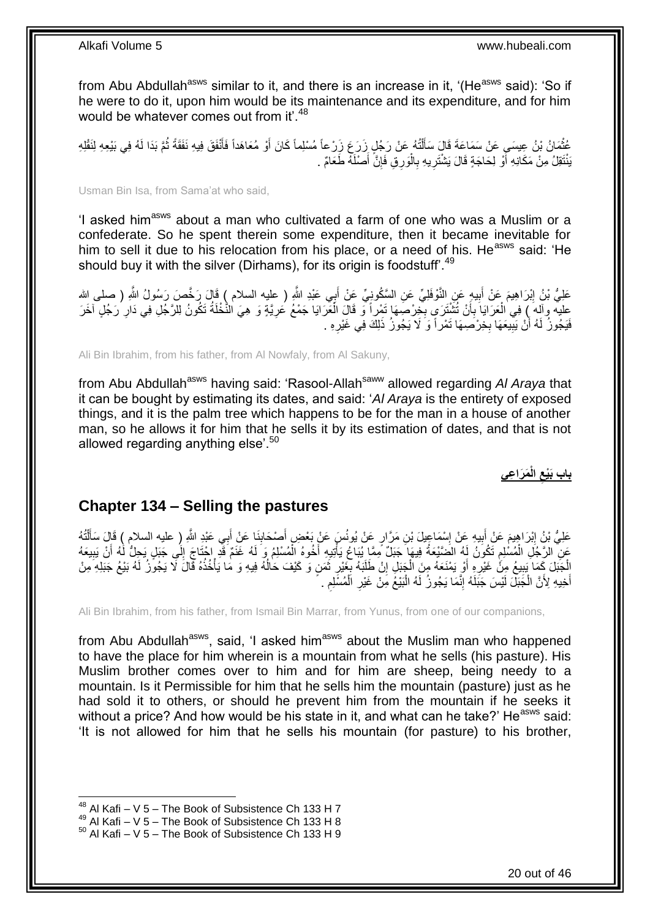from Abu Abdullah[asws] similar to it, and there is an increase in it, '(He[asws] said): 'So if he were to do it, upon him would be its maintenance and its expenditure, and for him would be whatever comes out from it'.[48]

عُثْمَانُ بْنُ عِيسَى عَنْ سَمَاعَةَ قَالَ سَأَلْتُهُ عَنْ رَجُلٍ زَرَعَ زَرْعاً مُسْلِماً كَانَ أَوْ مُعَاهَداً فَأَنْفَقَ فِيهِ نَفَقَةً ثُمَّ بَدَا لَهُ فِي بَيْعِهِ لِنُقْلَةٍ يَنْتَقِلُ مِنْ مَكَانِهِ أَوْ لِحَاجَةٍ قَالَ يَشْتَرِيهِ بِالْوَرِقِ فَإِنَّ أَصْلَهُ طَعَامٌ .

Usman Bin Isa, from Sama'at who said,

'I asked him[asws] about a man who cultivated a farm of one who was a Muslim or a confederate. So he spent therein some expenditure, then it became inevitable for him to sell it due to his relocation from his place, or a need of his. He[asws] said: 'He should buy it with the silver (Dirhams), for its origin is foodstuff'.[49]

عَلِيُّ بْنُ إِبْرَاهِيمَ عَنْ أَبِيهِ عَنِ النَّوْفَلِيِّ عَنِ السَّكُونِيِّ عَنْ أَبِي عَبْدِ اللَّهِ ( عليه السلام ) قَالَ رَخَّصَ رَسُولُ اللَّهِ ( صلى الله عليه وآله ) فِي الْعَرَايَا بِأَنْ تُشْتَرَى بِخِرْصِهَا تَمْراً وَ قَالَ الْعَرَايَا جَمْعُ عَرِيَّةٍ وَ هِيَ النَّخْلَةُ تَكُونُ لِلرَّجُلِ فِي دَارِ رَجُلٍ آخَرَ فَيَجُوزُ لَهُ أَنْ يَبِيعَهَا بِخِرْصِهَا تَمْراً وَ لَا يَجُوزُ ذَلِكَ فِي غَيْرِهِ .

Ali Bin Ibrahim, from his father, from Al Nowfaly, from Al Sakuny,

from Abu Abdullah[asws] having said: 'Rasool-Allah[saww] allowed regarding *Al Araya* that it can be bought by estimating its dates, and said: '*Al Araya* is the entirety of exposed things, and it is the palm tree which happens to be for the man in a house of another man, so he allows it for him that he sells it by its estimation of dates, and that is not allowed regarding anything else'.[50]

**باب بَيْعِ الْمَرَاعِي**

## Chapter 134 – Selling the pastures

عَلِيُّ بْنُ إِبْرَاهِيمَ عَنْ أَبِيهِ عَنْ إِسْمَاعِيلَ بْنِ مَرَّارٍ عَنْ يُونُسَ عَنْ بَعْضِ أَصْحَابِنَا عَنْ أَبِي عَبْدِ اللَّهِ ( عليه السلام ) قَالَ سَأَلْتُهُ عَنِ الرَّجُلِ الْمُسْلِمِ تَكُونُ لَهُ الضَّيْعَةُ فِيهَا جَبَلٌ مِمَّا يُبَاعُ يَأْتِيهِ أَخُوهُ الْمُسْلِمُ وَ لَهُ غَنَمٌ قَدِ احْتَاجَ إِلَى جَبَلٍ يَحِلُّ لَهُ أَنْ يَبِيعَهُ الْجَبَلَ كَمَا يَبِيعُ مِنْ غَيْرِهِ أَوْ يَمْنَعَهُ مِنَ الْجَبَلِ إِنْ طَلَبَهُ بِغَيْرِ ثَمَنٍ وَ كَيْفَ حَالُهُ فِيهِ وَ مَا يَأْخُذُهُ قَالَ لَا يَجُوزُ لَهُ بَيْعُ جَبَلِهِ مِنْ أَخِيهِ لِأَنَّ الْجَبَلَ لَيْسَ جَبَلَهُ إِنَّمَا يَجُوزُ لَهُ الْبَيْعُ مِنْ غَيْرِ الْمُسْلِمِ .

Ali Bin Ibrahim, from his father, from Ismail Bin Marrar, from Yunus, from one of our companions,

from Abu Abdullah[asws], said, 'I asked him[asws] about the Muslim man who happened to have the place for him wherein is a mountain from what he sells (his pasture). His Muslim brother comes over to him and for him are sheep, being needy to a mountain. Is it Permissible for him that he sells him the mountain (pasture) just as he had sold it to others, or should he prevent him from the mountain if he seeks it without a price? And how would be his state in it, and what can he take?' He[asws] said: 'It is not allowed for him that he sells his mountain (for pasture) to his brother,

[48] Al Kafi – V 5 – The Book of Subsistence Ch 133 H 7
[49] Al Kafi – V 5 – The Book of Subsistence Ch 133 H 8
[50] Al Kafi – V 5 – The Book of Subsistence Ch 133 H 9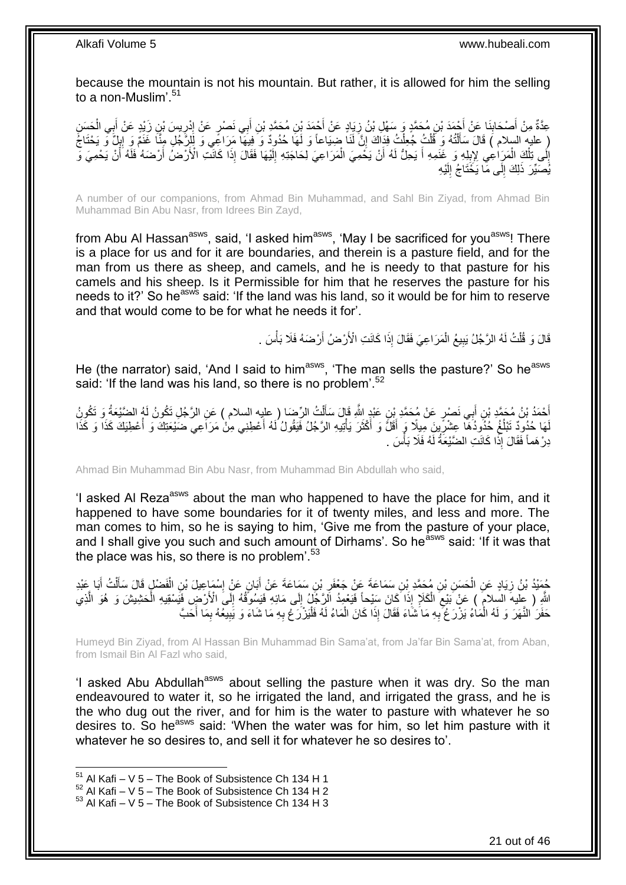because the mountain is not his mountain. But rather, it is allowed for him the selling to a non-Muslim'.[51]

عِدَّةٌ مِنْ أَصْحَابِنَا عَنْ أَحْمَدَ بْنِ مُحَمَّدٍ وَ سَهْلِ بْنُ زِيَادٍ عَنْ أَحْمَدَ بْنِ مُحَمَّدِ بْنِ أَبِي نَصْرٍ عَنْ إِدْرِيسَ بْنِ زَيْدٍ عَنْ أَبِي الْحَسَنِ ( عليه السلام ) قَالَ سَأَلْتُهُ وَ قُلْتُ جُعِلْتُ فِدَاكَ إِنَّ لَنَا ضِيَاعاً وَ لَهَا حُدُودٌ وَ فِيهَا مَرَاعٍي وَ لِلرَّجُلِ مِنَّا غَنَمٌ وَ إِبِلٌ وَ يَحْتَاجُ إِلَى تِلْكَ الْمَرَاعِي لِإِبِلِهِ وَ غَنَمِهِ أَ يَحِلُّ لَهُ أَنْ يَحْمِيَ الْمَرَاعِيَ لِحَاجَتِهِ إِلَيْهَا فَقَالَ إِذَا كَانَتِ الْأَرْضُ أَرْضَهُ فَلَهُ أَنْ يَحْمِيَ وَ يُصَيِّرَ ذَلِكَ إِلَى مَا يَحْتَاجُ إِلَيْهِ

A number of our companions, from Ahmad Bin Muhammad, and Sahl Bin Ziyad, from Ahmad Bin Muhammad Bin Abu Nasr, from Idrees Bin Zayd,

from Abu Al Hassan[asws], said, 'I asked him[asws], 'May I be sacrificed for you[asws]! There is a place for us and for it are boundaries, and therein is a pasture field, and for the man from us there as sheep, and camels, and he is needy to that pasture for his camels and his sheep. Is it Permissible for him that he reserves the pasture for his needs to it?' So he[asws] said: 'If the land was his land, so it would be for him to reserve and that would come to be for what he needs it for'.

قَالَ وَ قُلْتُ لَهُ الرَّجُلُ يَبِيعُ الْمَرَاعِيَ فَقَالَ إِذَا كَانَتِ الْأَرْضُ أَرْضَهُ فَلَا بَأْسَ .

He (the narrator) said, 'And I said to him[asws], 'The man sells the pasture?' So he[asws] said: 'If the land was his land, so there is no problem'.[52]

أَحْمَدُ بْنُ مُحَمَّدِ بْنِ أَبِي نَصْرٍ عَنْ مُحَمَّدِ بْنِ عَبْدِ اللَّهِ قَالَ سَأَلْتُ الرِّضَا ( عليه السلام ) عَنِ الرَّجُلِ تَكُونُ لَهُ الضَّيْعَةُ وَ تَكُونُ لَهَا حُدُودٌ تَبْلُغُ حُدُودُهَا عِشْرِينَ مِيلًا وَ أَقَلَّ وَ أَكْثَرَ يَأْتِيهِ الرَّجُلُ فَيَقُولُ لَهُ أَعْطِنِي مِنْ مَرَاعِي ضَيْعَتِكَ وَ أُعْطِيَكَ كَذَا وَ كَذَا دِرْهَماً فَقَالَ إِذَا كَانَتِ الضَّيْعَةُ لَهُ فَلَا بَأْسَ .

Ahmad Bin Muhammad Bin Abu Nasr, from Muhammad Bin Abdullah who said,

'I asked Al Reza[asws] about the man who happened to have the place for him, and it happened to have some boundaries for it of twenty miles, and less and more. The man comes to him, so he is saying to him, 'Give me from the pasture of your place, and I shall give you such and such amount of Dirhams'. So he[asws] said: 'If it was that the place was his, so there is no problem'.[53]

حُمَيْدُ بْنُ زِيَادٍ عَنِ الْحَسَنِ بْنِ مُحَمَّدِ بْنِ سَمَاعَةَ عَنْ جَعْفَرِ بْنِ سَمَاعَةَ عَنْ أَبَانٍ عَنْ إِسْمَاعِيلَ بْنِ الْفَضْلِ قَالَ سَأَلْتُ أَبَا عَبْدِ اللَّهِ ( عليه السلام ) عَنْ بَيْعِ الْكَلَإِ إِذَا كَانَ سَيْحاً فَيَعْمِدُ الرَّجُلُ إِلَى مَائِهِ فَيَسُوقُهُ إِلَى الْأَرْضِ فَيَسْقِيهِ الْحَشِيشَ وَ هُوَ الَّذِي حَفَرَ النَّهَرَ وَ لَهُ الْمَاءُ يَزْرَعُ بِهِ مَا شَاءَ فَقَالَ إِذَا كَانَ الْمَاءُ لَهُ فَلْيَزْرَعْ بِهِ مَا شَاءَ وَ يَبِيعُهُ بِمَا أَحَبَّ

Humeyd Bin Ziyad, from Al Hassan Bin Muhammad Bin Sama'at, from Ja'far Bin Sama'at, from Aban, from Ismail Bin Al Fazl who said,

'I asked Abu Abdullah[asws] about selling the pasture when it was dry. So the man endeavoured to water it, so he irrigated the land, and irrigated the grass, and he is the who dug out the river, and for him is the water to pasture with whatever he so desires to. So he[asws] said: 'When the water was for him, so let him pasture with it whatever he so desires to, and sell it for whatever he so desires to'.

[51] Al Kafi – V 5 – The Book of Subsistence Ch 134 H 1
[52] Al Kafi – V 5 – The Book of Subsistence Ch 134 H 2
[53] Al Kafi – V 5 – The Book of Subsistence Ch 134 H 3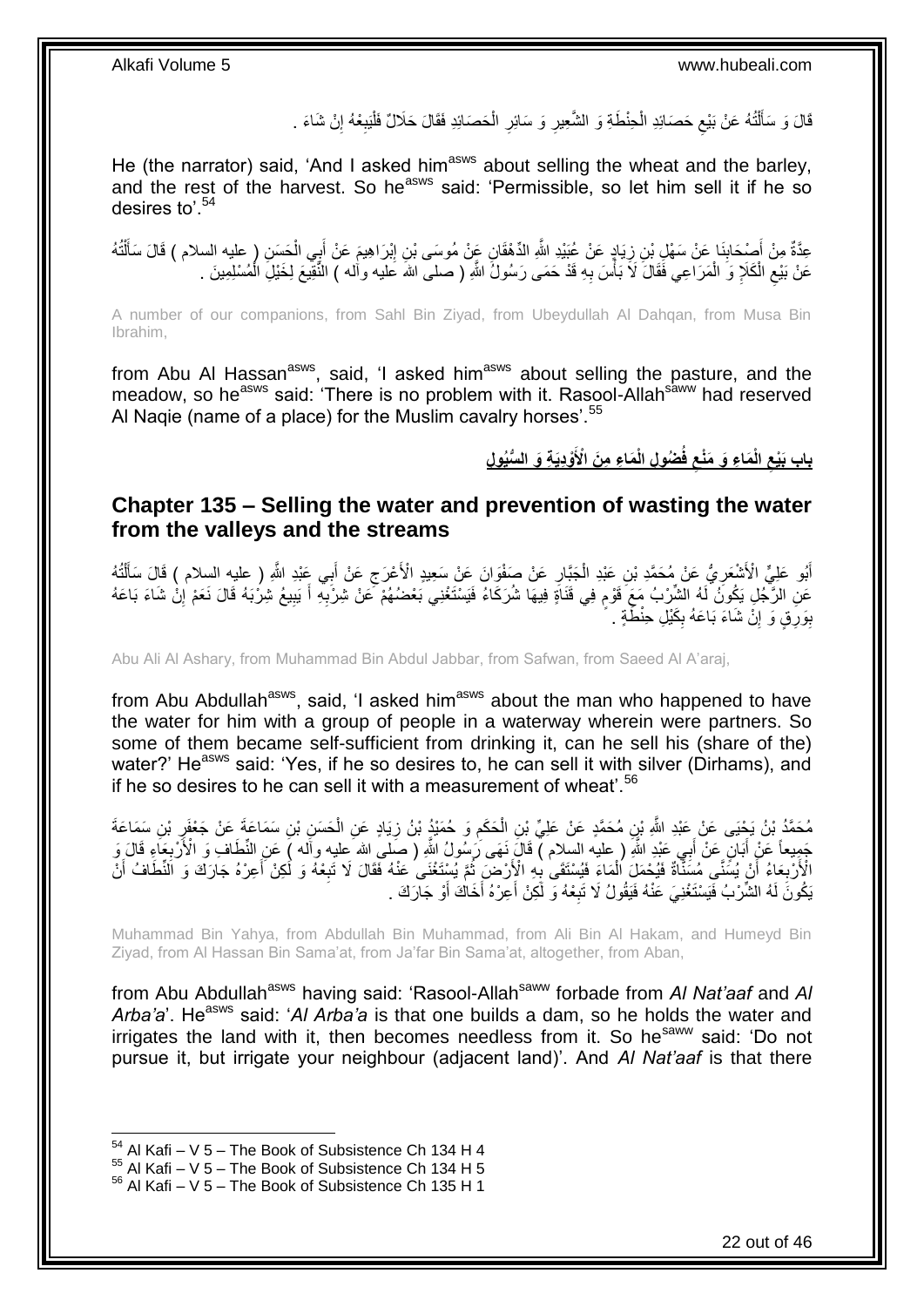قَالَ وَ سَأَلْتُهُ عَنْ بَيْعِ حَصَائِدِ الْحِنْطَةِ وَ الشَّعِيرِ وَ سَائِرِ الْحَصَائِدِ فَقَالَ حَلَالٌ فَلْيَبِعْهُ إِنْ شَاءَ .

He (the narrator) said, 'And I asked him[asws] about selling the wheat and the barley, and the rest of the harvest. So he[asws] said: 'Permissible, so let him sell it if he so desires to'.[54]

عِدَّةٌ مِنْ أَصْحَابِنَا عَنْ سَهْلِ بْنِ زِيَادٍ عَنْ عُبَيْدِ اللَّهِ الدِّهْقَانِ عَنْ مُوسَى بْنِ إِبْرَاهِيمَ عَنْ أَبِي الْحَسَنِ ( عليه السلام ) قَالَ سَأَلْتُهُ عَنْ بَيْعِ الْكَلَإِ وَ الْمَرَاعِي فَقَالَ لَا بَأْسَ بِهِ قَدْ حَمَى رَسُولُ اللَّهِ ( صلى الله عليه وآله ) النَّقِيعَ لِخَيْلِ الْمُسْلِمِينَ .

A number of our companions, from Sahl Bin Ziyad, from Ubeydullah Al Dahqan, from Musa Bin Ibrahim,

from Abu Al Hassan[asws], said, 'I asked him[asws] about selling the pasture, and the meadow, so he[asws] said: 'There is no problem with it. Rasool-Allah[saww] had reserved Al Naqie (name of a place) for the Muslim cavalry horses'.[55]

## باب بَيْعِ الْمَاءِ وَ مَنْعِ فُضُولِ الْمَاءِ مِنَ الْأَوْدِيَةِ وَ السُّيُولِ

## Chapter 135 – Selling the water and prevention of wasting the water from the valleys and the streams

أَبُو عَلِيٍّ الْأَشْعَرِيُّ عَنْ مُحَمَّدِ بْنِ عَبْدِ الْجَبَّارِ عَنْ صَفْوَانَ عَنْ سَعِيدٍ الْأَعْرَجِ عَنْ أَبِي عَبْدِ اللَّهِ ( عليه السلام ) قَالَ سَأَلْتُهُ عَنِ الرَّجُلِ يَكُونُ لَهُ الشِّرْبُ مَعَ قَوْمٍ فِي قَنَاةٍ فِيهَا شُرَكَاءُ فَيَسْتَغْنِي بَعْضُهُمْ عَنْ شِرْبِهِ أَ يَبِيعُ شِرْبَهُ قَالَ نَعَمْ إِنْ شَاءَ بَاعَهُ بِوَرِقٍ وَ إِنْ شَاءَ بَاعَهُ بِكَيْلِ حِنْطَةٍ .

Abu Ali Al Ashary, from Muhammad Bin Abdul Jabbar, from Safwan, from Saeed Al A'araj,

from Abu Abdullah[asws], said, 'I asked him[asws] about the man who happened to have the water for him with a group of people in a waterway wherein were partners. So some of them became self-sufficient from drinking it, can he sell his (share of the) water?' He[asws] said: 'Yes, if he so desires to, he can sell it with silver (Dirhams), and if he so desires to he can sell it with a measurement of wheat'.[56]

مُحَمَّدُ بْنُ يَحْيَى عَنْ عَبْدِ اللَّهِ بْنِ مُحَمَّدٍ عَنْ عَلِيِّ بْنِ الْحَكَمِ وَ حُمَيْدُ بْنُ زِيَادٍ عَنِ الْحَسَنِ بْنِ سَمَاعَةَ عَنْ جَعْفَرِ بْنِ سَمَاعَةَ جَمِيعاً عَنْ أَبَانٍ عَنْ أَبِي عَبْدِ اللَّهِ ( عليه السلام ) قَالَ نَهَى رَسُولُ اللَّهِ ( صلى الله عليه وآله ) عَنِ النِّطَافِ وَ الْأَرْبِعَاءِ قَالَ وَ الْأَرْبِعَاءُ أَنْ يُسَنِّيَ مُسَنَّاةً فَيَحْمِلَ الْمَاءَ فَيَسْتَقِيَ بِهِ الْأَرْضَ ثُمَّ يَسْتَغْنِيَ عَنْهُ فَقَالَ لَا تَبِعْهُ وَ لَكِنْ أَعِرْهُ جَارَكَ وَ النِّطَافُ أَنْ يَكُونَ لَهُ الشِّرْبُ فَيَسْتَغْنِيَ عَنْهُ فَيَقُولُ لَا تَبِعْهُ وَ لَكِنْ أَعِرْهُ أَخَاكَ أَوْ جَارَكَ .

Muhammad Bin Yahya, from Abdullah Bin Muhammad, from Ali Bin Al Hakam, and Humeyd Bin Ziyad, from Al Hassan Bin Sama'at, from Ja'far Bin Sama'at, altogether, from Aban,

from Abu Abdullah[asws] having said: 'Rasool-Allah[saww] forbade from *Al Nat'aaf* and *Al Arba'a*'. He[asws] said: '*Al Arba'a* is that one builds a dam, so he holds the water and irrigates the land with it, then becomes needless from it. So he[saww] said: 'Do not pursue it, but irrigate your neighbour (adjacent land)'. And *Al Nat'aaf* is that there

[54] Al Kafi – V 5 – The Book of Subsistence Ch 134 H 4
[55] Al Kafi – V 5 – The Book of Subsistence Ch 134 H 5
[56] Al Kafi – V 5 – The Book of Subsistence Ch 135 H 1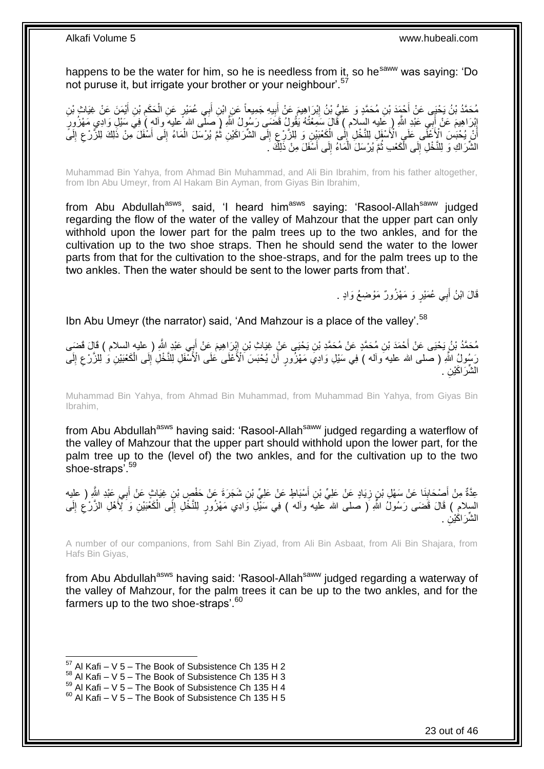happens to be the water for him, so he is needless from it, so he[saww] was saying: 'Do not puruse it, but irrigate your brother or your neighbour'.[57]

مُحَمَّدُ بْنُ يَحْيَى عَنْ أَحْمَدَ بْنِ مُحَمَّدٍ وَ عَلِيُّ بْنُ إِبْرَاهِيمَ عَنْ أَبِيهِ جَمِيعاً عَنِ ابْنِ أَبِي عُمَيْرٍ عَنِ الْحَكَمِ بْنِ أَيْمَنَ عَنْ غِيَاثِ بْنِ إِبْرَاهِيمَ عَنْ أَبِي عَبْدِ اللَّهِ ( عليه السلام ) قَالَ سَمِعْتُهُ يَقُولُ قَضَى رَسُولُ اللَّهِ ( صلى الله عليه وآله ) فِي سَيْلِ وَادِي مَهْزُورٍ أَنْ يُحْبَسَ الْأَعْلَى عَلَى الْأَسْفَلِ لِلنَّخْلِ إِلَى الْكَعْبَيْنِ وَ لِلزَّرْعِ إِلَى الشِّرَاكَيْنِ ثُمَّ يُرْسَلَ الْمَاءُ إِلَى أَسْفَلَ مِنْ ذَلِكَ لِلزَّرْعِ إِلَى الشِّرَاكِ وَ لِلنَّخْلِ إِلَى الْكَعْبِ ثُمَّ يُرْسَلَ الْمَاءُ إِلَى أَسْفَلَ مِنْ ذَلِكَ .

Muhammad Bin Yahya, from Ahmad Bin Muhammad, and Ali Bin Ibrahim, from his father altogether, from Ibn Abu Umeyr, from Al Hakam Bin Ayman, from Giyas Bin Ibrahim,

from Abu Abdullah[asws], said, 'I heard him[asws] saying: 'Rasool-Allah[saww] judged regarding the flow of the water of the valley of Mahzour that the upper part can only withhold upon the lower part for the palm trees up to the two ankles, and for the cultivation up to the two shoe straps. Then he should send the water to the lower parts from that for the cultivation to the shoe-straps, and for the palm trees up to the two ankles. Then the water should be sent to the lower parts from that'.

قَالَ ابْنُ أَبِي عُمَيْرٍ وَ مَهْزُورٌ مَوْضِعُ وَادٍ .

Ibn Abu Umeyr (the narrator) said, 'And Mahzour is a place of the valley'.[58]

مُحَمَّدُ بْنُ يَحْيَى عَنْ أَحْمَدَ بْنِ مُحَمَّدٍ عَنْ مُحَمَّدِ بْنِ يَحْيَى عَنْ غِيَاثِ بْنِ إِبْرَاهِيمَ عَنْ أَبِي عَبْدِ اللَّهِ ( عليه السلام ) قَالَ قَضَى رَسُولُ اللَّهِ ( صلى الله عليه وآله ) فِي سَيْلِ وَادِي مَهْزُورٍ أَنْ يُحْبَسَ الْأَعْلَى عَلَى الْأَسْفَلِ لِلنَّخْلِ إِلَى الْكَعْبَيْنِ وَ لِلزَّرْعِ إِلَى الشِّرَاكَيْنِ .

Muhammad Bin Yahya, from Ahmad Bin Muhammad, from Muhammad Bin Yahya, from Giyas Bin Ibrahim,

from Abu Abdullah[asws] having said: 'Rasool-Allah[saww] judged regarding a waterflow of the valley of Mahzour that the upper part should withhold upon the lower part, for the palm tree up to the (level of) the two ankles, and for the cultivation up to the two shoe-straps'.[59]

عِدَّةٌ مِنْ أَصْحَابِنَا عَنْ سَهْلِ بْنِ زِيَادٍ عَنْ عَلِيِّ بْنِ أَسْبَاطٍ عَنْ عَلِيِّ بْنِ شَجَرَةَ عَنْ حَفْصِ بْنِ غِيَاثٍ عَنْ أَبِي عَبْدِ اللَّهِ ( عليه السلام ) قَالَ قَضَى رَسُولُ اللَّهِ ( صلى الله عليه وآله ) فِي سَيْلِ وَادِي مَهْزُورٍ لِلنَّخْلِ إِلَى الْكَعْبَيْنِ وَ لِأَهْلِ الزَّرْعِ إِلَى الشِّرَاكَيْنِ .

A number of our companions, from Sahl Bin Ziyad, from Ali Bin Asbaat, from Ali Bin Shajara, from Hafs Bin Giyas,

from Abu Abdullah[asws] having said: 'Rasool-Allah[saww] judged regarding a waterway of the valley of Mahzour, for the palm trees it can be up to the two ankles, and for the farmers up to the two shoe-straps'.[60]

[57] Al Kafi – V 5 – The Book of Subsistence Ch 135 H 2
[58] Al Kafi – V 5 – The Book of Subsistence Ch 135 H 3
[59] Al Kafi – V 5 – The Book of Subsistence Ch 135 H 4
[60] Al Kafi – V 5 – The Book of Subsistence Ch 135 H 5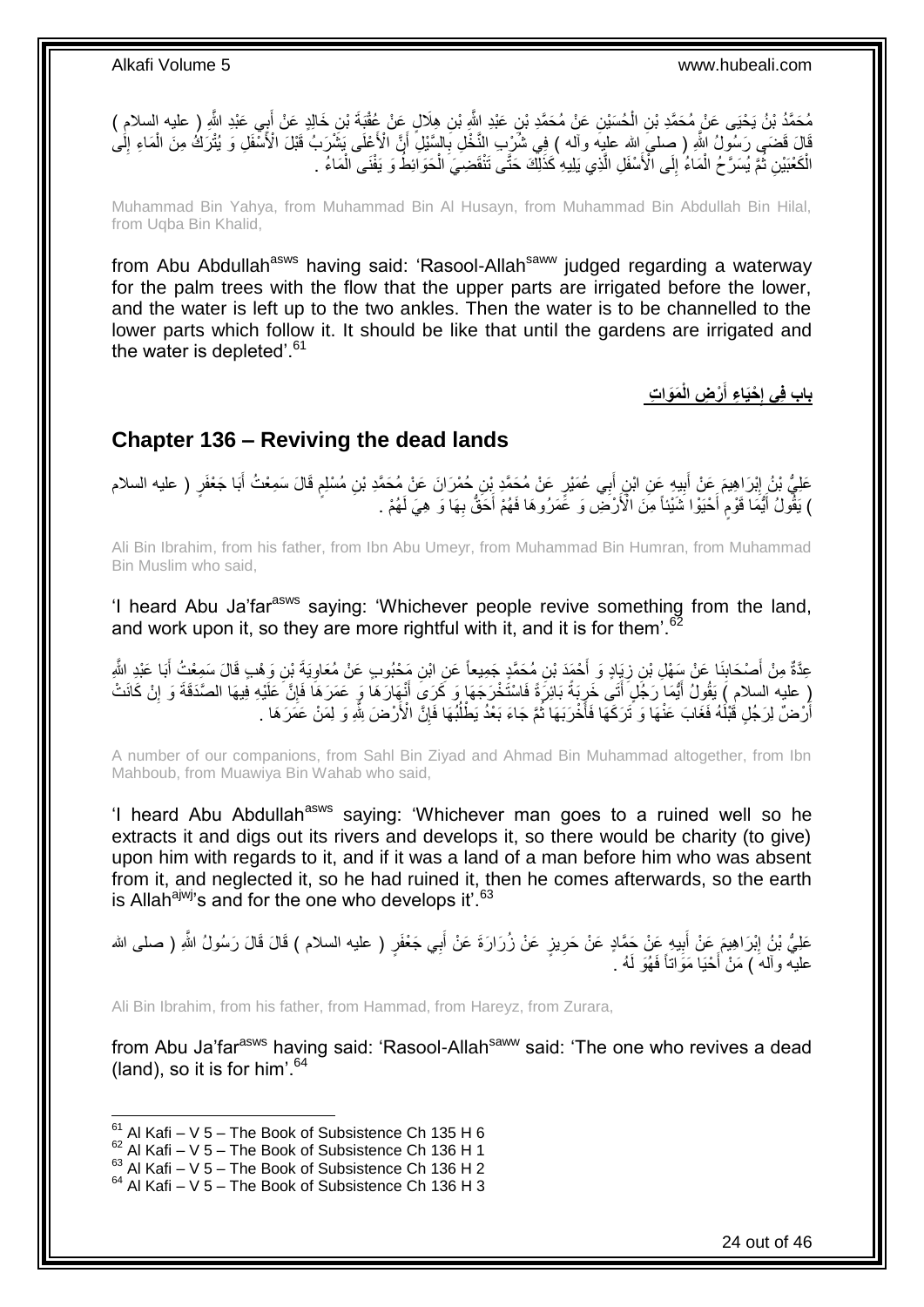مُحَمَّدُ بْنُ يَحْيَى عَنْ مُحَمَّدِ بْنِ الْحُسَيْنِ عَنْ مُحَمَّدِ بْنِ عَبْدِ اللَّهِ بْنِ هِلَالٍ عَنْ عُقْبَةَ بْنِ خَالِدٍ عَنْ أَبِي عَبْدِ اللَّهِ ( عليه السلام ) قَالَ قَضَى رَسُولُ اللَّهِ ( صلى الله عليه وآله ) فِي شُرْبِ النَّخْلِ بِالسَّيْلِ أَنَّ الْأَعْلَى يَشْرَبُ قَبْلَ الْأَسْفَلِ وَ يُتْرَكُ مِنَ الْمَاءِ إِلَى الْكَعْبَيْنِ ثُمَّ يُسَرَّحُ الْمَاءُ إِلَى الْأَسْفَلِ الَّذِي يَلِيهِ كَذَلِكَ حَتَّى تَنْقَضِيَ الْحَوَائِطُ وَ يَفْنَى الْمَاءُ .

Muhammad Bin Yahya, from Muhammad Bin Al Husayn, from Muhammad Bin Abdullah Bin Hilal, from Uqba Bin Khalid,

from Abu Abdullah[asws] having said: 'Rasool-Allah[saww] judged regarding a waterway for the palm trees with the flow that the upper parts are irrigated before the lower, and the water is left up to the two ankles. Then the water is to be channelled to the lower parts which follow it. It should be like that until the gardens are irrigated and the water is depleted'.[61]

## باب فِي إِحْيَاءِ أَرْضِ الْمَوَاتِ

## Chapter 136 – Reviving the dead lands

عَلِيُّ بْنُ إِبْرَاهِيمَ عَنْ أَبِيهِ عَنِ ابْنِ أَبِي عُمَيْرٍ عَنْ مُحَمَّدِ بْنِ حُمْرَانَ عَنْ مُحَمَّدِ بْنِ مُسْلِمٍ قَالَ سَمِعْتُ أَبَا جَعْفَرٍ ( عليه السلام ) يَقُولُ أَيُّمَا قَوْمٍ أَحْيَوْا شَيْئاً مِنَ الْأَرْضِ وَ عَمَرُوهَا فَهُمْ أَحَقُّ بِهَا وَ هِيَ لَهُمْ .

Ali Bin Ibrahim, from his father, from Ibn Abu Umeyr, from Muhammad Bin Humran, from Muhammad Bin Muslim who said,

'I heard Abu Ja'far[asws] saying: 'Whichever people revive something from the land, and work upon it, so they are more rightful with it, and it is for them'.[62]

عِدَّةٌ مِنْ أَصْحَابِنَا عَنْ سَهْلِ بْنِ زِيَادٍ وَ أَحْمَدَ بْنِ مُحَمَّدٍ جَمِيعاً عَنِ ابْنِ مَحْبُوبٍ عَنْ مُعَاوِيَةَ بْنِ وَهْبٍ قَالَ سَمِعْتُ أَبَا عَبْدِ اللَّهِ ( عليه السلام ) يَقُولُ أَيُّمَا رَجُلٍ أَتَى خَرِبَةً بَائِرَةً فَاسْتَخْرَجَهَا وَ كَرَى أَنْهَارَهَا وَ عَمَرَهَا فَإِنَّ عَلَيْهِ فِيهَا الصَّدَقَةَ وَ إِنْ كَانَتْ أَرْضٌ لِرَجُلٍ قَبْلَهُ فَغَابَ عَنْهَا وَ تَرَكَهَا فَأَخْرَبَهَا ثُمَّ جَاءَ بَعْدُ يَطْلُبُهَا فَإِنَّ الْأَرْضَ لِلَّهِ وَ لِمَنْ عَمَرَهَا .

A number of our companions, from Sahl Bin Ziyad and Ahmad Bin Muhammad altogether, from Ibn Mahboub, from Muawiya Bin Wahab who said,

'I heard Abu Abdullah[asws] saying: 'Whichever man goes to a ruined well so he extracts it and digs out its rivers and develops it, so there would be charity (to give) upon him with regards to it, and if it was a land of a man before him who was absent from it, and neglected it, so he had ruined it, then he comes afterwards, so the earth is Allah[ajwj]'s and for the one who develops it'.[63]

عَلِيُّ بْنُ إِبْرَاهِيمَ عَنْ أَبِيهِ عَنْ حَمَّادٍ عَنْ حَرِيزٍ عَنْ زُرَارَةَ عَنْ أَبِي جَعْفَرٍ ( عليه السلام ) قَالَ قَالَ رَسُولُ اللَّهِ ( صلى الله عليه وآله ) مَنْ أَحْيَا مَوَاتاً فَهُوَ لَهُ .

Ali Bin Ibrahim, from his father, from Hammad, from Hareyz, from Zurara,

from Abu Ja'far[asws] having said: 'Rasool-Allah[saww] said: 'The one who revives a dead (land), so it is for him'.[64]

[61] Al Kafi – V 5 – The Book of Subsistence Ch 135 H 6
[62] Al Kafi – V 5 – The Book of Subsistence Ch 136 H 1
[63] Al Kafi – V 5 – The Book of Subsistence Ch 136 H 2
[64] Al Kafi – V 5 – The Book of Subsistence Ch 136 H 3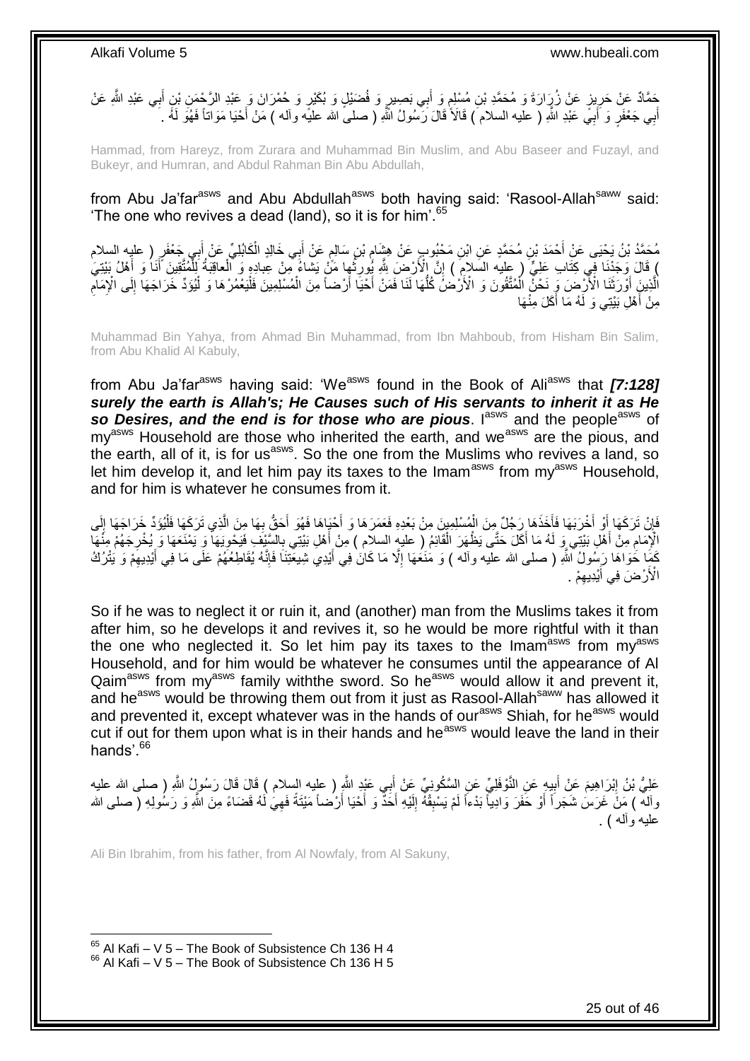حَمَّادٌ عَنْ حَرِيزٍ عَنْ زُرَارَةَ وَ مُحَمَّدِ بْنِ مُسْلِمٍ وَ أَبِي بَصِيرٍ وَ فُضَيْلٍ وَ بُكَيْرٍ وَ حُمْرَانَ وَ عَبْدِ الرَّحْمَنِ بْنِ أَبِي عَبْدِ اللَّهِ عَنْ أَبِي جَعْفَرٍ وَ أَبِي عَبْدِ اللَّهِ ( عليه السلام ) قَالَا قَالَ رَسُولُ اللَّهِ ( صلى الله عليه وآله ) مَنْ أَحْيَا مَوَاتاً فَهُوَ لَهُ .

Hammad, from Hareyz, from Zurara and Muhammad Bin Muslim, and Abu Baseer and Fuzayl, and Bukeyr, and Humran, and Abdul Rahman Bin Abu Abdullah,

from Abu Ja'far[asws] and Abu Abdullah[asws] both having said: 'Rasool-Allah[saww] said: 'The one who revives a dead (land), so it is for him'.[65]

مُحَمَّدُ بْنُ يَحْيَى عَنْ أَحْمَدَ بْنِ مُحَمَّدٍ عَنِ ابْنِ مَحْبُوبٍ عَنْ هِشَامِ بْنِ سَالِمٍ عَنْ أَبِي خَالِدٍ الْكَابُلِيِّ عَنْ أَبِي جَعْفَرٍ ( عليه السلام ) قَالَ وَجَدْنَا فِي كِتَابِ عَلِيٍّ ( عليه السلام ) إِنَّ الْأَرْضَ لِلَّهِ يُورِثُها مَنْ يَشاءُ مِنْ عِبادِهِ وَ الْعاقِبَةُ لِلْمُتَّقِينَ أَنَا وَ أَهْلُ بَيْتِيَ الَّذِينَ أَوْرَثَنَا الْأَرْضَ وَ نَحْنُ الْمُتَّقُونَ وَ الْأَرْضُ كُلُّهَا لَنَا فَمَنْ أَحْيَا أَرْضاً مِنَ الْمُسْلِمِينَ فَلْيَعْمُرْهَا وَ لْيُؤَدِّ خَرَاجَهَا إِلَى الْإِمَامِ مِنْ أَهْلِ بَيْتِي وَ لَهُ مَا أَكَلَ مِنْهَا

Muhammad Bin Yahya, from Ahmad Bin Muhammad, from Ibn Mahboub, from Hisham Bin Salim, from Abu Khalid Al Kabuly,

from Abu Ja'far[asws] having said: 'We[asws] found in the Book of Ali[asws] that ***[7:128] surely the earth is Allah's; He Causes such of His servants to inherit it as He so Desires, and the end is for those who are pious***. I[asws] and the people[asws] of my[asws] Household are those who inherited the earth, and we[asws] are the pious, and the earth, all of it, is for us[asws]. So the one from the Muslims who revives a land, so let him develop it, and let him pay its taxes to the Imam[asws] from my[asws] Household, and for him is whatever he consumes from it.

فَإِنْ تَرَكَهَا أَوْ أَخْرَبَهَا فَأَخَذَهَا رَجُلٌ مِنَ الْمُسْلِمِينَ مِنْ بَعْدِهِ فَعَمَرَهَا وَ أَحْيَاهَا فَهُوَ أَحَقُّ بِهَا مِنَ الَّذِي تَرَكَهَا فَلْيُؤَدِّ خَرَاجَهَا إِلَى الْإِمَامِ مِنْ أَهْلِ بَيْتِي وَ لَهُ مَا أَكَلَ حَتَّى يَظْهَرَ الْقَائِمُ ( عليه السلام ) مِنْ أَهْلِ بَيْتِي بِالسَّيْفِ فَيَحْوِيَهَا وَ يَمْنَعَهَا وَ يُخْرِجَهُمْ مِنْهَا كَمَا حَوَاهَا رَسُولُ اللَّهِ ( صلى الله عليه وآله ) وَ مَنَعَهَا إِلَّا مَا كَانَ فِي أَيْدِي شِيعَتِنَا فَإِنَّهُ يُقَاطِعُهُمْ عَلَى مَا فِي أَيْدِيهِمْ وَ يَتْرُكُ الْأَرْضَ فِي أَيْدِيهِمْ .

So if he was to neglect it or ruin it, and (another) man from the Muslims takes it from after him, so he develops it and revives it, so he would be more rightful with it than the one who neglected it. So let him pay its taxes to the Imam[asws] from my[asws] Household, and for him would be whatever he consumes until the appearance of Al Qaim[asws] from my[asws] family withthe sword. So he[asws] would allow it and prevent it, and he[asws] would be throwing them out from it just as Rasool-Allah[saww] has allowed it and prevented it, except whatever was in the hands of our[asws] Shiah, for he[asws] would cut if out for them upon what is in their hands and he[asws] would leave the land in their hands'.[66]

عَلِيُّ بْنُ إِبْرَاهِيمَ عَنْ أَبِيهِ عَنِ النَّوْفَلِيِّ عَنِ السَّكُونِيِّ عَنْ أَبِي عَبْدِ اللَّهِ ( عليه السلام ) قَالَ قَالَ رَسُولُ اللَّهِ ( صلى الله عليه وآله ) مَنْ غَرَسَ شَجَراً أَوْ حَفَرَ وَادِياً بَدْءاً لَمْ يَسْبِقْهُ إِلَيْهِ أَحَدٌ وَ أَحْيَا أَرْضاً مَيْتَةً فَهِيَ لَهُ قَضَاءً مِنَ اللَّهِ وَ رَسُولِهِ ( صلى الله عليه وآله ) .

Ali Bin Ibrahim, from his father, from Al Nowfaly, from Al Sakuny,

[65] Al Kafi – V 5 – The Book of Subsistence Ch 136 H 4
[66] Al Kafi – V 5 – The Book of Subsistence Ch 136 H 5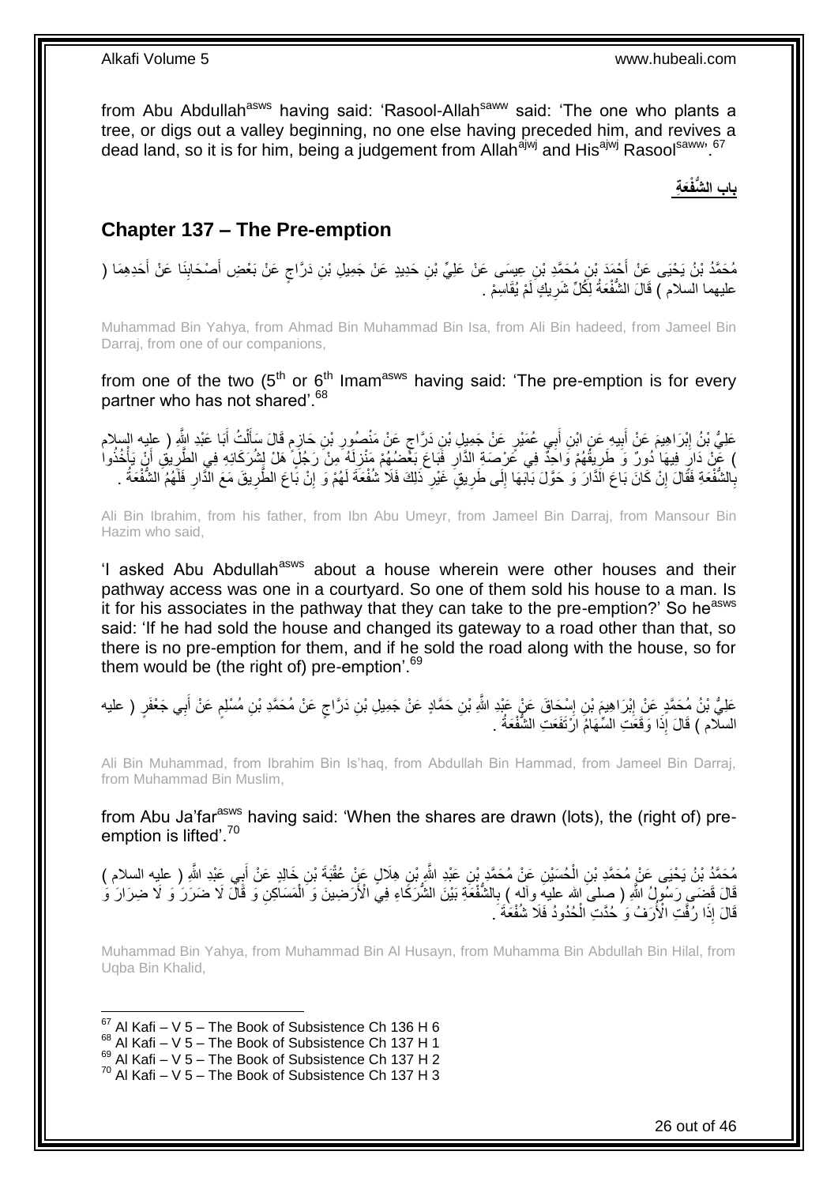from Abu Abdullah[asws] having said: 'Rasool-Allah[saww] said: 'The one who plants a tree, or digs out a valley beginning, no one else having preceded him, and revives a dead land, so it is for him, being a judgement from Allah[ajwj] and His[ajwj] Rasool[saww]'.[67]

## باب الشُّفْعَةِ

## Chapter 137 – The Pre-emption

مُحَمَّدُ بْنُ يَحْيَى عَنْ أَحْمَدَ بْنِ مُحَمَّدِ بْنِ عِيسَى عَنْ عَلِيِّ بْنِ حَدِيدٍ عَنْ جَمِيلِ بْنِ دَرَّاجٍ عَنْ بَعْضِ أَصْحَابِنَا عَنْ أَحَدِهِمَا ( عليهما السلام ) قَالَ الشُّفْعَةُ لِكُلِّ شَرِيكٍ لَمْ يُقَاسِمْ .

Muhammad Bin Yahya, from Ahmad Bin Muhammad Bin Isa, from Ali Bin hadeed, from Jameel Bin Darraj, from one of our companions,

from one of the two (5th or 6th Imam[asws] having said: 'The pre-emption is for every partner who has not shared'.[68]

عَلِيُّ بْنُ إِبْرَاهِيمَ عَنْ أَبِيهِ عَنِ ابْنِ أَبِي عُمَيْرٍ عَنْ جَمِيلِ بْنِ دَرَّاجٍ عَنْ مَنْصُورِ بْنِ حَازِمٍ قَالَ سَأَلْتُ أَبَا عَبْدِ اللَّهِ ( عليه السلام ) عَنْ دَارٍ فِيهَا دُورٌ وَ طَرِيقُهُمْ وَاحِدٌ فِي عَرْصَةِ الدَّارِ فَبَاعَ بَعْضُهُمْ مَنْزِلَهُ مِنْ رَجُلٍ هَلْ لِشُرَكَائِهِ فِي الطَّرِيقِ أَنْ يَأْخُذُوا بِالشُّفْعَةِ فَقَالَ إِنْ كَانَ بَاعَ الدَّارَ وَ حَوَّلَ بَابَهَا إِلَى طَرِيقٍ غَيْرِ ذَلِكَ فَلَا شُفْعَةَ لَهُمْ وَ إِنْ بَاعَ الطَّرِيقَ مَعَ الدَّارِ فَلَهُمُ الشُّفْعَةُ .

Ali Bin Ibrahim, from his father, from Ibn Abu Umeyr, from Jameel Bin Darraj, from Mansour Bin Hazim who said,

'I asked Abu Abdullah[asws] about a house wherein were other houses and their pathway access was one in a courtyard. So one of them sold his house to a man. Is it for his associates in the pathway that they can take to the pre-emption?' So he[asws] said: 'If he had sold the house and changed its gateway to a road other than that, so there is no pre-emption for them, and if he sold the road along with the house, so for them would be (the right of) pre-emption'.[69]

عَلِيُّ بْنُ مُحَمَّدٍ عَنْ إِبْرَاهِيمَ بْنِ إِسْحَاقَ عَنْ عَبْدِ اللَّهِ بْنِ حَمَّادٍ عَنْ جَمِيلِ بْنِ دَرَّاجٍ عَنْ مُحَمَّدِ بْنِ مُسْلِمٍ عَنْ أَبِي جَعْفَرٍ ( عليه السلام ) قَالَ إِذَا وَقَعَتِ السِّهَامُ ارْتَفَعَتِ الشُّفْعَةُ .

Ali Bin Muhammad, from Ibrahim Bin Is'haq, from Abdullah Bin Hammad, from Jameel Bin Darraj, from Muhammad Bin Muslim,

from Abu Ja'far[asws] having said: 'When the shares are drawn (lots), the (right of) pre-emption is lifted'.[70]

مُحَمَّدُ بْنُ يَحْيَى عَنْ مُحَمَّدِ بْنِ الْحُسَيْنِ عَنْ مُحَمَّدِ بْنِ عَبْدِ اللَّهِ بْنِ هِلَالٍ عَنْ عُقْبَةَ بْنِ خَالِدٍ عَنْ أَبِي عَبْدِ اللَّهِ ( عليه السلام ) قَالَ قَضَى رَسُولُ اللَّهِ ( صلى الله عليه وآله ) بِالشُّفْعَةِ بَيْنَ الشُّرَكَاءِ فِي الْأَرَضِينَ وَ الْمَسَاكِنِ وَ قَالَ لَا ضَرَرَ وَ لَا ضِرَارَ وَ قَالَ إِذَا رُفَّتِ الْأُرَفُ وَ حُدَّتِ الْحُدُودُ فَلَا شُفْعَةَ .

Muhammad Bin Yahya, from Muhammad Bin Al Husayn, from Muhamma Bin Abdullah Bin Hilal, from Uqba Bin Khalid,

[67] Al Kafi – V 5 – The Book of Subsistence Ch 136 H 6
[68] Al Kafi – V 5 – The Book of Subsistence Ch 137 H 1
[69] Al Kafi – V 5 – The Book of Subsistence Ch 137 H 2
[70] Al Kafi – V 5 – The Book of Subsistence Ch 137 H 3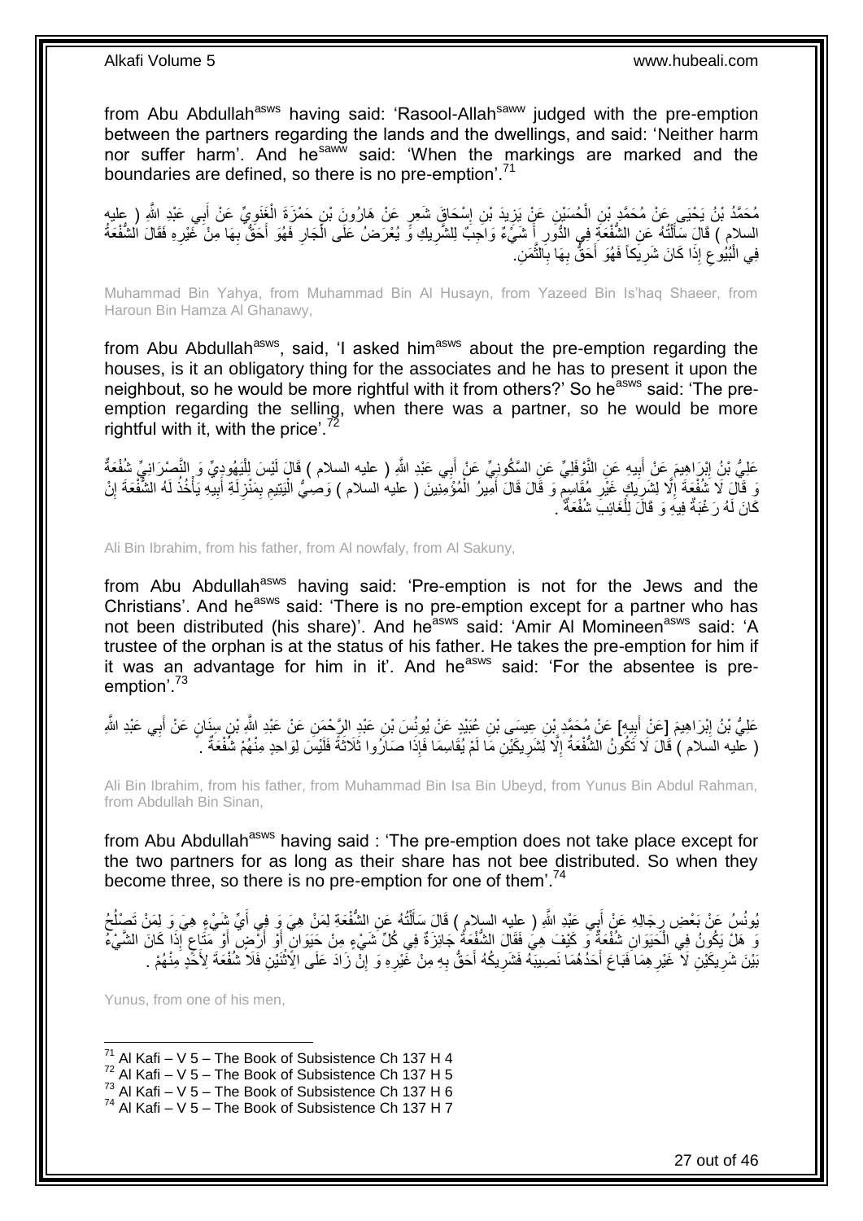from Abu Abdullah[asws] having said: 'Rasool-Allah[saww] judged with the pre-emption between the partners regarding the lands and the dwellings, and said: 'Neither harm nor suffer harm'. And he[saww] said: 'When the markings are marked and the boundaries are defined, so there is no pre-emption'.[71]

مُحَمَّدُ بْنُ يَحْيَى عَنْ مُحَمَّدِ بْنِ الْحُسَيْنِ عَنْ يَزِيدَ بْنِ إِسْحَاقَ شَعِرٍ عَنْ هَارُونَ بْنِ حَمْزَةَ الْغَنَوِيِّ عَنْ أَبِي عَبْدِ اللَّهِ ( عليه السلام ) قَالَ سَأَلْتُهُ عَنِ الشُّفْعَةِ فِي الدُّورِ أَ شَيْءٌ وَاجِبٌ لِلشَّرِيكِ وَ يُعْرَضُ عَلَى الْجَارِ فَهُوَ أَحَقُّ بِهَا مِنْ غَيْرِهِ فَقَالَ الشُّفْعَةُ فِي الْبُيُوعِ إِذَا كَانَ شَرِيكاً فَهُوَ أَحَقُّ بِهَا بِالثَّمَنِ.

Muhammad Bin Yahya, from Muhammad Bin Al Husayn, from Yazeed Bin Is'haq Shaeer, from Haroun Bin Hamza Al Ghanawy,

from Abu Abdullah[asws], said, 'I asked him[asws] about the pre-emption regarding the houses, is it an obligatory thing for the associates and he has to present it upon the neighbout, so he would be more rightful with it from others?' So he[asws] said: 'The pre-emption regarding the selling, when there was a partner, so he would be more rightful with it, with the price'.[72]

عَلِيُّ بْنُ إِبْرَاهِيمَ عَنْ أَبِيهِ عَنِ النَّوْفَلِيِّ عَنِ السَّكُونِيِّ عَنْ أَبِي عَبْدِ اللَّهِ ( عليه السلام ) قَالَ لَيْسَ لِلْيَهُودِيِّ وَ النَّصْرَانِيِّ شُفْعَةٌ وَ قَالَ لَا شُفْعَةَ إِلَّا لِشَرِيكٍ غَيْرِ مُقَاسِمٍ وَ قَالَ قَالَ أَمِيرُ الْمُؤْمِنِينَ ( عليه السلام ) وَصِيُّ الْيَتِيمِ بِمَنْزِلَةِ أَبِيهِ يَأْخُذُ لَهُ الشُّفْعَةَ إِنْ كَانَ لَهُ رَغْبَةٌ فِيهِ وَ قَالَ لِلْغَائِبِ شُفْعَةٌ .

Ali Bin Ibrahim, from his father, from Al nowfaly, from Al Sakuny,

from Abu Abdullah[asws] having said: 'Pre-emption is not for the Jews and the Christians'. And he[asws] said: 'There is no pre-emption except for a partner who has not been distributed (his share)'. And he[asws] said: 'Amir Al Momineen[asws] said: 'A trustee of the orphan is at the status of his father. He takes the pre-emption for him if it was an advantage for him in it'. And he[asws] said: 'For the absentee is pre-emption'.[73]

عَلِيُّ بْنُ إِبْرَاهِيمَ [عَنْ أَبِيهِ] عَنْ مُحَمَّدِ بْنِ عِيسَى بْنِ عُبَيْدٍ عَنْ يُونُسَ بْنِ عَبْدِ الرَّحْمَنِ عَنْ عَبْدِ اللَّهِ بْنِ سِنَانٍ عَنْ أَبِي عَبْدِ اللَّهِ ( عليه السلام ) قَالَ لَا تَكُونُ الشُّفْعَةُ إِلَّا لِشَرِيكَيْنِ مَا لَمْ يُقَاسِمَا فَإِذَا صَارُوا ثَلَاثَةً فَلَيْسَ لِوَاحِدٍ مِنْهُمْ شُفْعَةٌ .

Ali Bin Ibrahim, from his father, from Muhammad Bin Isa Bin Ubeyd, from Yunus Bin Abdul Rahman, from Abdullah Bin Sinan,

from Abu Abdullah[asws] having said : 'The pre-emption does not take place except for the two partners for as long as their share has not bee distributed. So when they become three, so there is no pre-emption for one of them'.[74]

يُونُسُ عَنْ بَعْضِ رِجَالِهِ عَنْ أَبِي عَبْدِ اللَّهِ ( عليه السلام ) قَالَ سَأَلْتُهُ عَنِ الشُّفْعَةِ لِمَنْ هِيَ وَ فِي أَيِّ شَيْءٍ هِيَ وَ لِمَنْ تَصْلُحُ وَ هَلْ يَكُونُ فِي الْحَيَوَانِ شُفْعَةٌ وَ كَيْفَ هِيَ فَقَالَ الشُّفْعَةُ جَائِزَةٌ فِي كُلِّ شَيْءٍ مِنْ حَيَوَانٍ أَوْ أَرْضٍ أَوْ مَتَاعٍ إِذَا كَانَ الشَّيْءُ بَيْنَ شَرِيكَيْنِ لَا غَيْرِهِمَا فَبَاعَ أَحَدُهُمَا نَصِيبَهُ فَشَرِيكُهُ أَحَقُّ بِهِ مِنْ غَيْرِهِ وَ إِنْ زَادَ عَلَى الِاثْنَيْنِ فَلَا شُفْعَةَ لِأَحَدٍ مِنْهُمْ .

Yunus, from one of his men,

[71] Al Kafi – V 5 – The Book of Subsistence Ch 137 H 4
[72] Al Kafi – V 5 – The Book of Subsistence Ch 137 H 5
[73] Al Kafi – V 5 – The Book of Subsistence Ch 137 H 6
[74] Al Kafi – V 5 – The Book of Subsistence Ch 137 H 7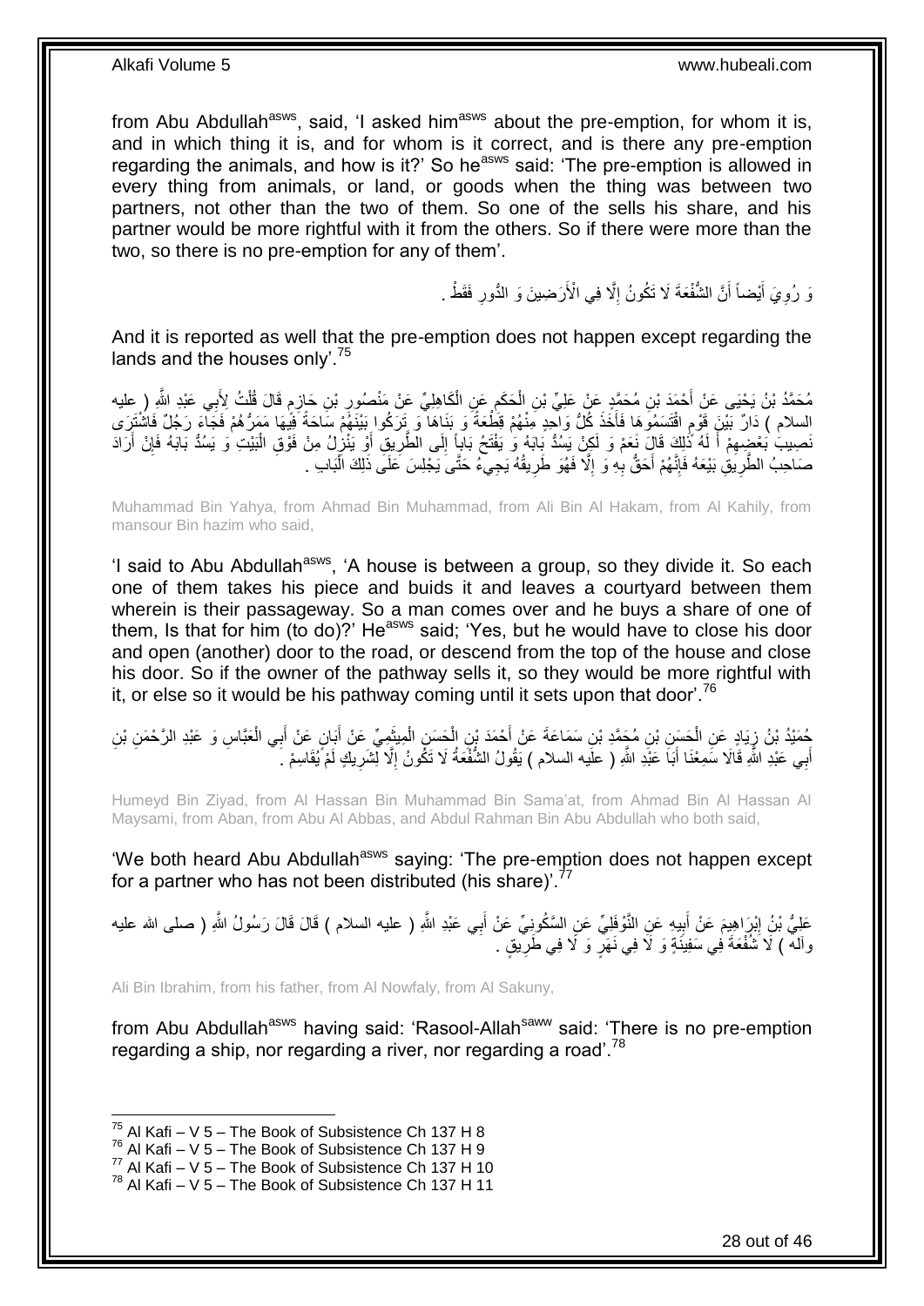from Abu Abdullah[asws], said, 'I asked him[asws] about the pre-emption, for whom it is, and in which thing it is, and for whom is it correct, and is there any pre-emption regarding the animals, and how is it?' So he[asws] said: 'The pre-emption is allowed in every thing from animals, or land, or goods when the thing was between two partners, not other than the two of them. So one of the sells his share, and his partner would be more rightful with it from the others. So if there were more than the two, so there is no pre-emption for any of them'.

وَ رُوِيَ أَيْضاً أَنَّ الشُّفْعَةَ لَا تَكُونُ إِلَّا فِي الْأَرَضِينَ وَ الدُّورِ فَقَطْ .

And it is reported as well that the pre-emption does not happen except regarding the lands and the houses only'.[75]

مُحَمَّدُ بْنُ يَحْيَى عَنْ أَحْمَدَ بْنِ مُحَمَّدٍ عَنْ عَلِيِّ بْنِ الْحَكَمِ عَنِ الْكَاهِلِيِّ عَنْ مَنْصُورِ بْنِ حَازِمٍ قَالَ قُلْتُ لِأَبِي عَبْدِ اللَّهِ ( عليه السلام ) دَارٌ بَيْنَ قَوْمٍ اقْتَسَمُوهَا فَأَخَذَ كُلُّ وَاحِدٍ مِنْهُمْ قِطْعَةً وَ بَنَاهَا وَ تَرَكُوا بَيْنَهُمْ سَاحَةً فِيهَا مَمَرُّهُمْ فَجَاءَ رَجُلٌ فَاشْتَرَى نَصِيبَ بَعْضِهِمْ أَ لَهُ ذَلِكَ قَالَ نَعَمْ وَ لَكِنْ يَسُدُّ بَابَهُ وَ يَفْتَحُ بَاباً إِلَى الطَّرِيقِ أَوْ يَنْزِلُ مِنْ فَوْقِ الْبَيْتِ وَ يَسُدُّ بَابَهُ فَإِنْ أَرَادَ صَاحِبُ الطَّرِيقِ بَيْعَهُ فَإِنَّهُمْ أَحَقُّ بِهِ وَ إِلَّا فَهُوَ طَرِيقُهُ يَجِيءُ حَتَّى يَجْلِسَ عَلَى ذَلِكَ الْبَابِ .

Muhammad Bin Yahya, from Ahmad Bin Muhammad, from Ali Bin Al Hakam, from Al Kahily, from mansour Bin hazim who said,

'I said to Abu Abdullah[asws], 'A house is between a group, so they divide it. So each one of them takes his piece and buids it and leaves a courtyard between them wherein is their passageway. So a man comes over and he buys a share of one of them, Is that for him (to do)?' He[asws] said; 'Yes, but he would have to close his door and open (another) door to the road, or descend from the top of the house and close his door. So if the owner of the pathway sells it, so they would be more rightful with it, or else so it would be his pathway coming until it sets upon that door'.[76]

حُمَيْدُ بْنُ زِيَادٍ عَنِ الْحَسَنِ بْنِ مُحَمَّدِ بْنِ سَمَاعَةَ عَنْ أَحْمَدَ بْنِ الْحَسَنِ الْمِيثَمِيِّ عَنْ أَبَانٍ عَنْ أَبِي الْعَبَّاسِ وَ عَبْدِ الرَّحْمَنِ بْنِ أَبِي عَبْدِ اللَّهِ قَالَا سَمِعْنَا أَبَا عَبْدِ اللَّهِ ( عليه السلام ) يَقُولُ الشُّفْعَةُ لَا تَكُونُ إِلَّا لِشَرِيكٍ لَمْ يُقَاسِمْ .

Humeyd Bin Ziyad, from Al Hassan Bin Muhammad Bin Sama'at, from Ahmad Bin Al Hassan Al Maysami, from Aban, from Abu Al Abbas, and Abdul Rahman Bin Abu Abdullah who both said,

'We both heard Abu Abdullah[asws] saying: 'The pre-emption does not happen except for a partner who has not been distributed (his share)'.[77]

عَلِيُّ بْنُ إِبْرَاهِيمَ عَنْ أَبِيهِ عَنِ النَّوْفَلِيِّ عَنِ السَّكُونِيِّ عَنْ أَبِي عَبْدِ اللَّهِ ( عليه السلام ) قَالَ قَالَ رَسُولُ اللَّهِ ( صلى الله عليه وآله ) لَا شُفْعَةَ فِي سَفِينَةٍ وَ لَا فِي نَهَرٍ وَ لَا فِي طَرِيقٍ .

Ali Bin Ibrahim, from his father, from Al Nowfaly, from Al Sakuny,

from Abu Abdullah[asws] having said: 'Rasool-Allah[saww] said: 'There is no pre-emption regarding a ship, nor regarding a river, nor regarding a road'.[78]

[75] Al Kafi – V 5 – The Book of Subsistence Ch 137 H 8
[76] Al Kafi – V 5 – The Book of Subsistence Ch 137 H 9
[77] Al Kafi – V 5 – The Book of Subsistence Ch 137 H 10
[78] Al Kafi – V 5 – The Book of Subsistence Ch 137 H 11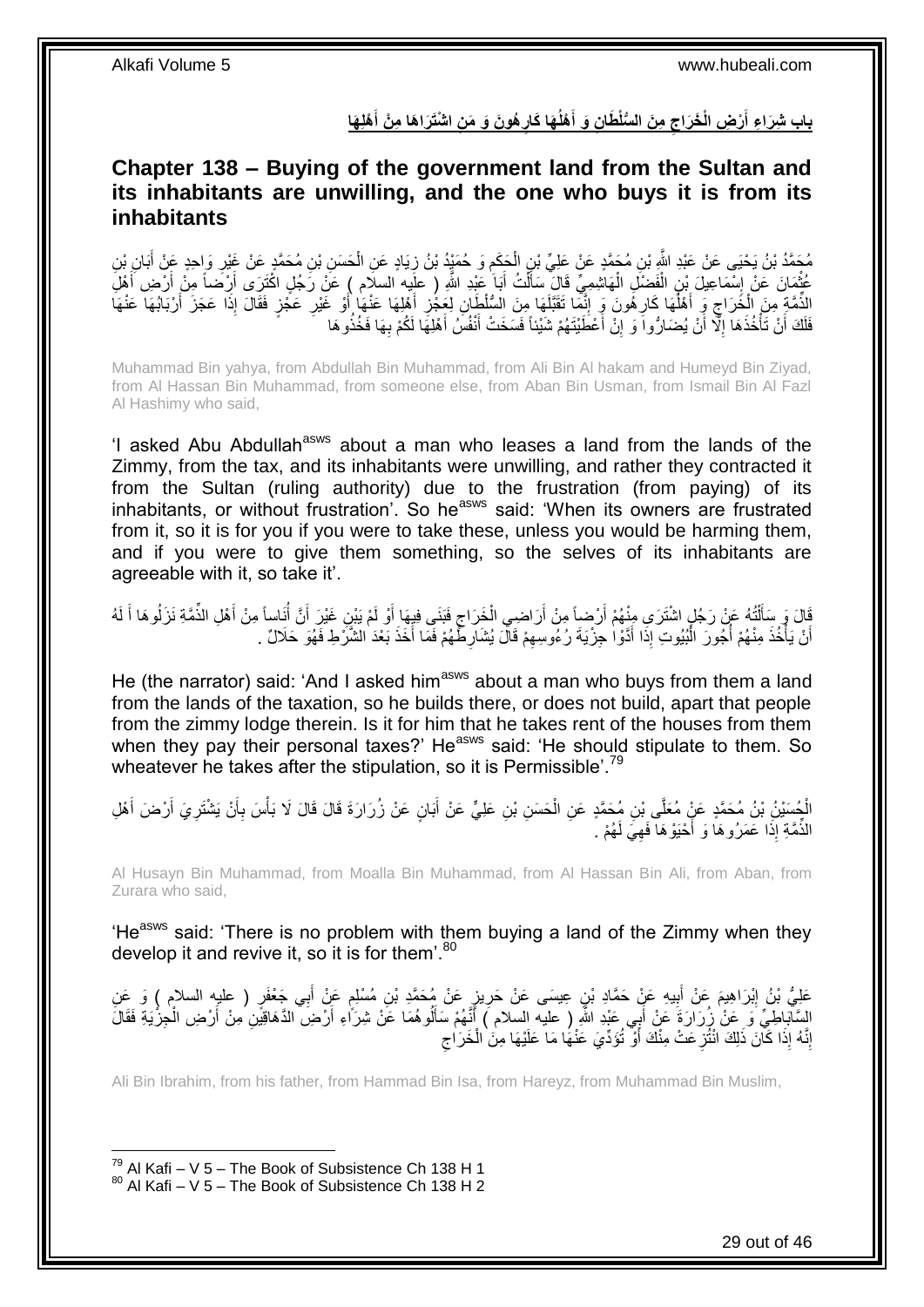## باب شِرَاءِ أَرْضِ الْخَرَاجِ مِنَ السُّلْطَانِ وَ أَهْلُهَا كَارِهُونَ وَ مَنِ اشْتَرَاهَا مِنْ أَهْلِهَا

## Chapter 138 – Buying of the government land from the Sultan and its inhabitants are unwilling, and the one who buys it is from its inhabitants

مُحَمَّدُ بْنُ يَحْيَى عَنْ عَبْدِ اللَّهِ بْنِ مُحَمَّدٍ عَنْ عَلِيِّ بْنِ الْحَكَمِ وَ حُمَيْدُ بْنُ زِيَادٍ عَنِ الْحَسَنِ بْنِ مُحَمَّدٍ عَنْ غَيْرِ وَاحِدٍ عَنْ أَبَانِ بْنِ عُثْمَانَ عَنْ إِسْمَاعِيلَ بْنِ الْفَضْلِ الْهَاشِمِيِّ قَالَ سَأَلْتُ أَبَا عَبْدِ اللَّهِ ( عليه السلام ) عَنْ رَجُلٍ اكْتَرَى أَرْضاً مِنْ أَرْضِ أَهْلِ الذِّمَّةِ مِنَ الْخَرَاجِ وَ أَهْلُهَا كَارِهُونَ وَ إِنَّمَا تَقَبَّلَهَا مِنَ السُّلْطَانِ لِعَجْزِ أَهْلِهَا عَنْهَا أَوْ غَيْرِ عَجْزٍ فَقَالَ إِذَا عَجَزَ أَرْبَابُهَا عَنْهَا فَلَكَ أَنْ تَأْخُذَهَا إِلَّا أَنْ يُضَارُّوا وَ إِنْ أَعْطَيْتَهُمْ شَيْئاً فَسَخَتْ أَنْفُسُ أَهْلِهَا لَكُمْ بِهَا فَخُذُوهَا

Muhammad Bin yahya, from Abdullah Bin Muhammad, from Ali Bin Al hakam and Humeyd Bin Ziyad, from Al Hassan Bin Muhammad, from someone else, from Aban Bin Usman, from Ismail Bin Al Fazl Al Hashimy who said,

'I asked Abu Abdullah[asws] about a man who leases a land from the lands of the Zimmy, from the tax, and its inhabitants were unwilling, and rather they contracted it from the Sultan (ruling authority) due to the frustration (from paying) of its inhabitants, or without frustration'. So he[asws] said: 'When its owners are frustrated from it, so it is for you if you were to take these, unless you would be harming them, and if you were to give them something, so the selves of its inhabitants are agreeable with it, so take it'.

قَالَ وَ سَأَلْتُهُ عَنْ رَجُلٍ اشْتَرَى مِنْهُمْ أَرْضاً مِنْ أَرَاضِي الْخَرَاجِ فَبَنَى فِيهَا أَوْ لَمْ يَبْنِ غَيْرَ أَنَّ أُنَاساً مِنْ أَهْلِ الذِّمَّةِ نَزَلُوهَا أَ لَهُ أَنْ يَأْخُذَ مِنْهُمْ أُجُورَ الْبُيُوتِ إِذَا أَدَّوْا جِزْيَةَ رُءُوسِهِمْ قَالَ يُشَارِطُهُمْ فَمَا أَخَذَ بَعْدَ الشَّرْطِ فَهُوَ حَلَالٌ .

He (the narrator) said: 'And I asked him[asws] about a man who buys from them a land from the lands of the taxation, so he builds there, or does not build, apart that people from the zimmy lodge therein. Is it for him that he takes rent of the houses from them when they pay their personal taxes?' He[asws] said: 'He should stipulate to them. So whatever he takes after the stipulation, so it is Permissible'.[79]

الْحُسَيْنُ بْنُ مُحَمَّدٍ عَنْ مُعَلَّى بْنِ مُحَمَّدٍ عَنِ الْحَسَنِ بْنِ عَلِيٍّ عَنْ أَبَانٍ عَنْ زُرَارَةَ قَالَ قَالَ لَا بَأْسَ بِأَنْ يَشْتَرِيَ أَرْضَ أَهْلِ الذِّمَّةِ إِذَا عَمَرُوهَا وَ أَحْيَوْهَا فَهِيَ لَهُمْ .

Al Husayn Bin Muhammad, from Moalla Bin Muhammad, from Al Hassan Bin Ali, from Aban, from Zurara who said,

'He[asws] said: 'There is no problem with them buying a land of the Zimmy when they develop it and revive it, so it is for them'.[80]

عَلِيُّ بْنُ إِبْرَاهِيمَ عَنْ أَبِيهِ عَنْ حَمَّادِ بْنِ عِيسَى عَنْ حَرِيزٍ عَنْ مُحَمَّدِ بْنِ مُسْلِمٍ عَنْ أَبِي جَعْفَرٍ ( عليه السلام ) وَ عَنِ السَّابَاطِيِّ وَ عَنْ زُرَارَةَ عَنْ أَبِي عَبْدِ اللَّهِ ( عليه السلام ) أَنَّهُمْ سَأَلُوهُمَا عَنْ شِرَاءِ أَرْضِ الدَّهَاقِينِ مِنْ أَرْضِ الْجِزْيَةِ فَقَالَ إِنَّهُ إِذَا كَانَ ذَلِكَ انْتُزِعَتْ مِنْكَ أَوْ تُؤَدِّيَ عَنْهَا مَا عَلَيْهَا مِنَ الْخَرَاجِ

Ali Bin Ibrahim, from his father, from Hammad Bin Isa, from Hareyz, from Muhammad Bin Muslim,

[79] Al Kafi – V 5 – The Book of Subsistence Ch 138 H 1
[80] Al Kafi – V 5 – The Book of Subsistence Ch 138 H 2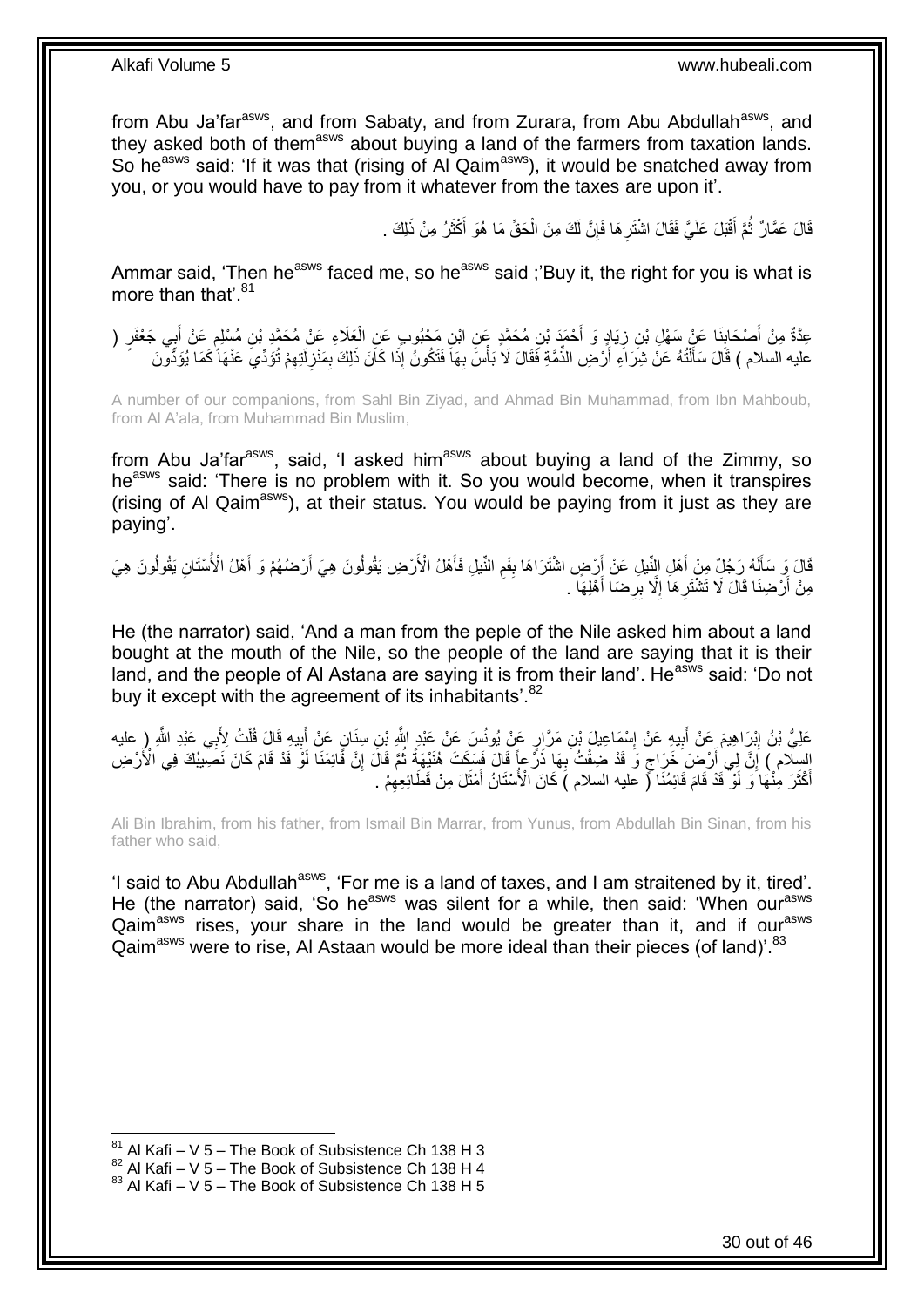from Abu Ja'far[asws], and from Sabaty, and from Zurara, from Abu Abdullah[asws], and they asked both of them[asws] about buying a land of the farmers from taxation lands. So he[asws] said: 'If it was that (rising of Al Qaim[asws]), it would be snatched away from you, or you would have to pay from it whatever from the taxes are upon it'.

قَالَ عَمَّارٌ ثُمَّ أَقْبَلَ عَلَيَّ فَقَالَ اشْتَرِهَا فَإِنَّ لَكَ مِنَ الْحَقِّ مَا هُوَ أَكْثَرُ مِنْ ذَلِكَ .

Ammar said, 'Then he[asws] faced me, so he[asws] said ;'Buy it, the right for you is what is more than that'.[81]

عِدَّةٌ مِنْ أَصْحَابِنَا عَنْ سَهْلِ بْنِ زِيَادٍ وَ أَحْمَدَ بْنِ مُحَمَّدٍ عَنِ ابْنِ مَحْبُوبٍ عَنِ الْعَلَاءِ عَنْ مُحَمَّدِ بْنِ مُسْلِمٍ عَنْ أَبِي جَعْفَرٍ ( عليه السلام ) قَالَ سَأَلْتُهُ عَنْ شِرَاءِ أَرْضِ الذِّمَّةِ فَقَالَ لَا بَأْسَ بِهَا فَتَكُونُ إِذَا كَانَ ذَلِكَ بِمَنْزِلَتِهِمْ تُؤَدِّي عَنْهَا كَمَا يُؤَدُّونَ

A number of our companions, from Sahl Bin Ziyad, and Ahmad Bin Muhammad, from Ibn Mahboub, from Al A'ala, from Muhammad Bin Muslim,

from Abu Ja'far[asws], said, 'I asked him[asws] about buying a land of the Zimmy, so he[asws] said: 'There is no problem with it. So you would become, when it transpires (rising of Al Qaim[asws]), at their status. You would be paying from it just as they are paying'.

قَالَ وَ سَأَلَهُ رَجُلٌ مِنْ أَهْلِ النِّيلِ عَنْ أَرْضٍ اشْتَرَاهَا بِفَمِ النِّيلِ فَأَهْلُ الْأَرْضِ يَقُولُونَ هِيَ أَرْضُهُمْ وَ أَهْلُ الْأُسْتَانِ يَقُولُونَ هِيَ مِنْ أَرْضِنَا قَالَ لَا تَشْتَرِهَا إِلَّا بِرِضَا أَهْلِهَا .

He (the narrator) said, 'And a man from the peple of the Nile asked him about a land bought at the mouth of the Nile, so the people of the land are saying that it is their land, and the people of Al Astana are saying it is from their land'. He[asws] said: 'Do not buy it except with the agreement of its inhabitants'.[82]

عَلِيُّ بْنُ إِبْرَاهِيمَ عَنْ أَبِيهِ عَنْ إِسْمَاعِيلَ بْنِ مَرَّارٍ عَنْ يُونُسَ عَنْ عَبْدِ اللَّهِ بْنِ سِنَانٍ عَنْ أَبِيهِ قَالَ قُلْتُ لِأَبِي عَبْدِ اللَّهِ ( عليه السلام ) إِنَّ لِي أَرْضَ خَرَاجٍ وَ قَدْ ضِقْتُ بِهَا ذَرْعاً قَالَ فَسَكَتَ هُنَيْهَةً ثُمَّ قَالَ إِنَّ قَائِمَنَا لَوْ قَدْ قَامَ كَانَ نَصِيبُكَ فِي الْأَرْضِ أَكْثَرَ مِنْهَا وَ لَوْ قَدْ قَامَ قَائِمُنَا ( عليه السلام ) كَانَ الْأُسْتَانُ أَمْثَلَ مِنْ قَطَائِعِهِمْ .

Ali Bin Ibrahim, from his father, from Ismail Bin Marrar, from Yunus, from Abdullah Bin Sinan, from his father who said,

'I said to Abu Abdullah[asws], 'For me is a land of taxes, and I am straitened by it, tired'. He (the narrator) said, 'So he[asws] was silent for a while, then said: 'When our[asws] Qaim[asws] rises, your share in the land would be greater than it, and if our[asws] Qaim[asws] were to rise, Al Astaan would be more ideal than their pieces (of land)'.[83]

---

[81] Al Kafi – V 5 – The Book of Subsistence Ch 138 H 3
[82] Al Kafi – V 5 – The Book of Subsistence Ch 138 H 4
[83] Al Kafi – V 5 – The Book of Subsistence Ch 138 H 5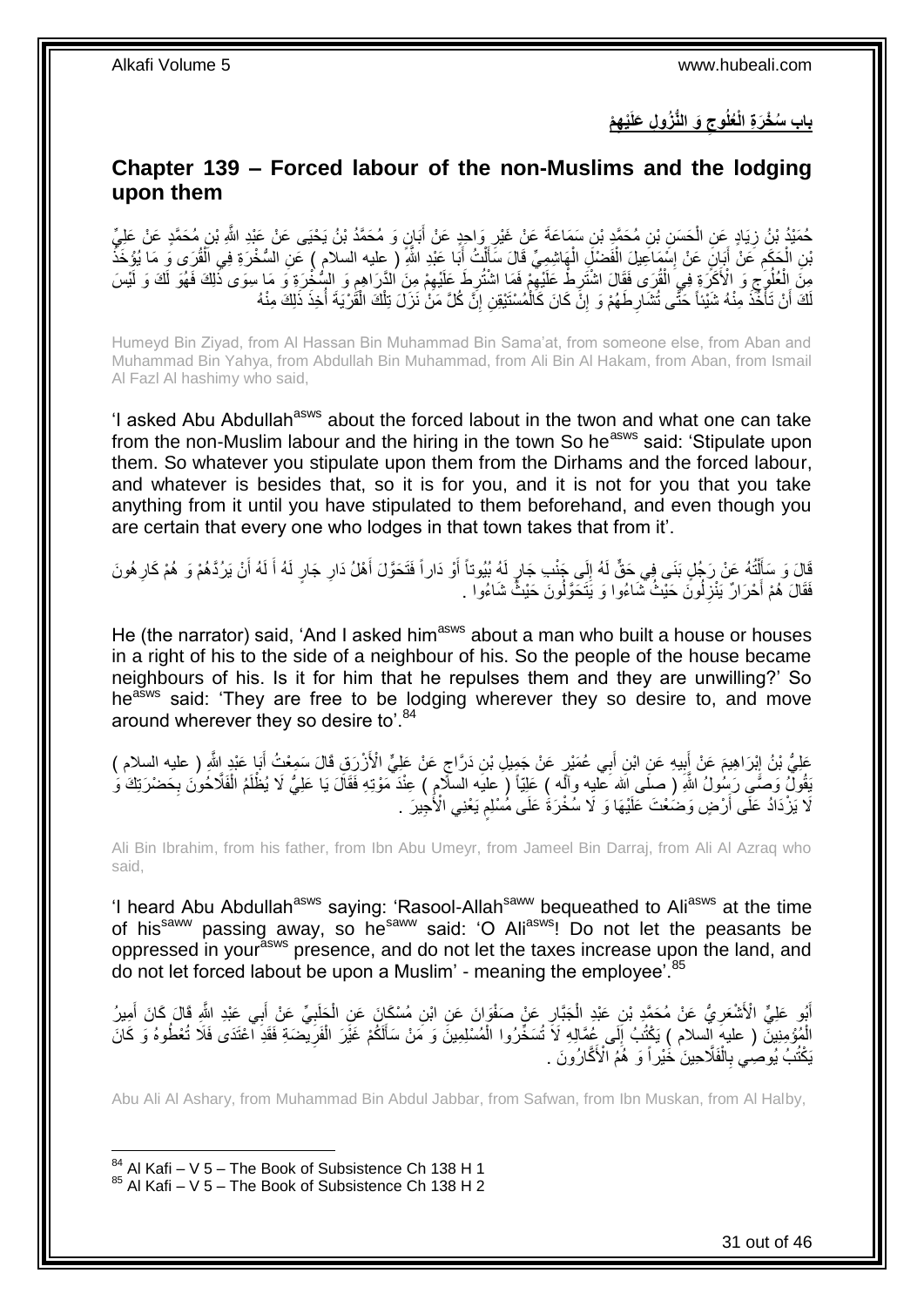## بَابِ سُخْرَةِ الْعُلُوجِ وَ النُّزُولِ عَلَيْهِمْ

## Chapter 139 – Forced labour of the non-Muslims and the lodging upon them

حُمَيْدُ بْنُ زِيَادٍ عَنِ الْحَسَنِ بْنِ مُحَمَّدِ بْنِ سَمَاعَةَ عَنْ غَيْرِ وَاحِدٍ عَنْ أَبَانٍ وَ مُحَمَّدُ بْنُ يَحْيَى عَنْ عَبْدِ اللَّهِ بْنِ مُحَمَّدٍ عَنْ عَلِيِّ بْنِ الْحَكَمِ عَنْ أَبَانٍ عَنْ إِسْمَاعِيلَ الْفَضْلِ الْهَاشِمِيِّ قَالَ سَأَلْتُ أَبَا عَبْدِ اللَّهِ ( عليه السلام ) عَنِ السُّخْرَةِ فِي الْقُرَى وَ مَا يُؤْخَذُ مِنَ الْعُلُوجِ وَ الْأَكَرَةِ فِي الْقُرَى فَقَالَ اشْتَرِطْ عَلَيْهِمْ فَمَا اشْتَرَطْتَ عَلَيْهِمْ مِنَ الدَّرَاهِمِ وَ السُّخْرَةِ وَ مَا سِوَى ذَلِكَ فَهُوَ لَكَ وَ لَيْسَ لَكَ أَنْ تَأْخُذَ مِنْهُ شَيْئاً حَتَّى تُشَارِطَهُمْ وَ إِنْ كَانَ كَالْمُسْتَيْقِنِ إِنَّ كُلَّ مَنْ نَزَلَ تِلْكَ الْقَرْيَةَ أُخِذَ ذَلِكَ مِنْهُ

Humeyd Bin Ziyad, from Al Hassan Bin Muhammad Bin Sama'at, from someone else, from Aban and Muhammad Bin Yahya, from Abdullah Bin Muhammad, from Ali Bin Al Hakam, from Aban, from Ismail Al Fazl Al hashimy who said,

'I asked Abu Abdullah[asws] about the forced labout in the twon and what one can take from the non-Muslim labour and the hiring in the town So he[asws] said: 'Stipulate upon them. So whatever you stipulate upon them from the Dirhams and the forced labour, and whatever is besides that, so it is for you, and it is not for you that you take anything from it until you have stipulated to them beforehand, and even though you are certain that every one who lodges in that town takes that from it'.

قَالَ وَ سَأَلْتُهُ عَنْ رَجُلٍ بَنَى فِي حَقٍّ لَهُ إِلَى جَنْبِ جَارٍ لَهُ بُيُوتاً أَوْ دَاراً فَتَحَوَّلَ أَهْلُ دَارِ جَارٍ لَهُ أَ لَهُ أَنْ يَرُدَّهُمْ وَ هُمْ كَارِهُونَ فَقَالَ هُمْ أَحْرَارٌ يَنْزِلُونَ حَيْثُ شَاءُوا وَ يَتَحَوَّلُونَ حَيْثُ شَاءُوا .

He (the narrator) said, 'And I asked him[asws] about a man who built a house or houses in a right of his to the side of a neighbour of his. So the people of the house became neighbours of his. Is it for him that he repulses them and they are unwilling?' So he[asws] said: 'They are free to be lodging wherever they so desire to, and move around wherever they so desire to'.[84]

عَلِيُّ بْنُ إِبْرَاهِيمَ عَنْ أَبِيهِ عَنِ ابْنِ أَبِي عُمَيْرٍ عَنْ جَمِيلِ بْنِ دَرَّاجٍ عَنْ عَلِيٍّ الْأَزْرَقِ قَالَ سَمِعْتُ أَبَا عَبْدِ اللَّهِ ( عليه السلام ) يَقُولُ وَصَّى رَسُولُ اللَّهِ ( صلى الله عليه وآله ) عَلِيّاً ( عليه السلام ) عِنْدَ مَوْتِهِ فَقَالَ يَا عَلِيُّ لَا يُظْلَمُ الْفَلَّاحُونَ بِحَضْرَتِكَ وَ لَا يَزْدَادُ عَلَى أَرْضٍ وَضَعْتَ عَلَيْهَا وَ لَا سُخْرَةَ عَلَى مُسْلِمٍ يَعْنِي الْأَجِيرَ .

Ali Bin Ibrahim, from his father, from Ibn Abu Umeyr, from Jameel Bin Darraj, from Ali Al Azraq who said,

'I heard Abu Abdullah[asws] saying: 'Rasool-Allah[saww] bequeathed to Ali[asws] at the time of his[saww] passing away, so he[saww] said: 'O Ali[asws]! Do not let the peasants be oppressed in your[asws] presence, and do not let the taxes increase upon the land, and do not let forced labout be upon a Muslim' - meaning the employee'.[85]

أَبُو عَلِيٍّ الْأَشْعَرِيُّ عَنْ مُحَمَّدِ بْنِ عَبْدِ الْجَبَّارِ عَنْ صَفْوَانَ عَنِ ابْنِ مُسْكَانَ عَنِ الْحَلَبِيِّ عَنْ أَبِي عَبْدِ اللَّهِ قَالَ كَانَ أَمِيرُ الْمُؤْمِنِينَ ( عليه السلام ) يَكْتُبُ إِلَى عُمَّالِهِ لَا تُسَخِّرُوا الْمُسْلِمِينَ وَ مَنْ سَأَلَكُمْ غَيْرَ الْفَرِيضَةِ فَقَدِ اعْتَدَى فَلَا تُعْطُوهُ وَ كَانَ يَكْتُبُ يُوصِي بِالْفَلَّاحِينَ خَيْراً وَ هُمُ الْأَكَّارُونَ .

Abu Ali Al Ashary, from Muhammad Bin Abdul Jabbar, from Safwan, from Ibn Muskan, from Al Halby,

---

[84] Al Kafi – V 5 – The Book of Subsistence Ch 138 H 1

[85] Al Kafi – V 5 – The Book of Subsistence Ch 138 H 2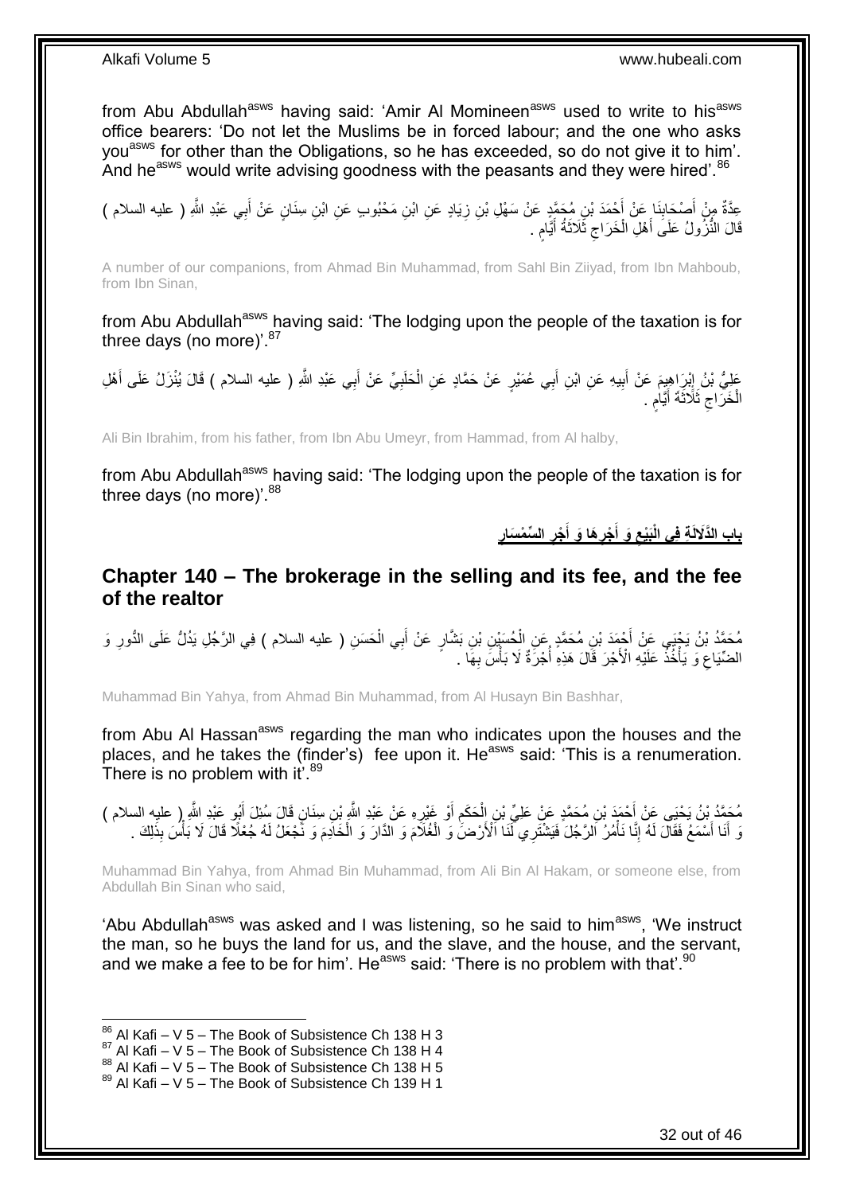from Abu Abdullah[asws] having said: 'Amir Al Momineen[asws] used to write to his[asws] office bearers: 'Do not let the Muslims be in forced labour; and the one who asks you[asws] for other than the Obligations, so he has exceeded, so do not give it to him'. And he[asws] would write advising goodness with the peasants and they were hired'.[86]

عِدَّةٌ مِنْ أَصْحَابِنَا عَنْ أَحْمَدَ بْنِ مُحَمَّدٍ عَنْ سَهْلِ بْنِ زِيَادٍ عَنِ ابْنِ مَحْبُوبٍ عَنِ ابْنِ سِنَانٍ عَنْ أَبِي عَبْدِ اللَّهِ ( عليه السلام ) قَالَ النُّزُولُ عَلَى أَهْلِ الْخَرَاجِ ثَلَاثَةُ أَيَّامٍ .

A number of our companions, from Ahmad Bin Muhammad, from Sahl Bin Ziiyad, from Ibn Mahboub, from Ibn Sinan,

from Abu Abdullah[asws] having said: 'The lodging upon the people of the taxation is for three days (no more)'.[87]

عَلِيُّ بْنُ إِبْرَاهِيمَ عَنْ أَبِيهِ عَنِ ابْنِ أَبِي عُمَيْرٍ عَنْ حَمَّادٍ عَنِ الْحَلَبِيِّ عَنْ أَبِي عَبْدِ اللَّهِ ( عليه السلام ) قَالَ يُنْزَلُ عَلَى أَهْلِ الْخَرَاجِ ثَلَاثَةَ أَيَّامٍ .

Ali Bin Ibrahim, from his father, from Ibn Abu Umeyr, from Hammad, from Al halby,

from Abu Abdullah[asws] having said: 'The lodging upon the people of the taxation is for three days (no more)'.[88]

## بَابُ الدَّلَالَةِ فِي الْبَيْعِ وَ أَجْرِهَا وَ أَجْرِ السِّمْسَارِ

## Chapter 140 – The brokerage in the selling and its fee, and the fee of the realtor

مُحَمَّدُ بْنُ يَحْيَى عَنْ أَحْمَدَ بْنِ مُحَمَّدٍ عَنِ الْحُسَيْنِ بْنِ بَشَّارٍ عَنْ أَبِي الْحَسَنِ ( عليه السلام ) فِي الرَّجُلِ يَدُلُّ عَلَى الدُّورِ وَ الضِّيَاعِ وَ يَأْخُذُ عَلَيْهِ الْأَجْرَ قَالَ هَذِهِ أُجْرَةٌ لَا بَأْسَ بِهَا .

Muhammad Bin Yahya, from Ahmad Bin Muhammad, from Al Husayn Bin Bashhar,

from Abu Al Hassan[asws] regarding the man who indicates upon the houses and the places, and he takes the (finder's) fee upon it. He[asws] said: 'This is a renumeration. There is no problem with it'.[89]

مُحَمَّدُ بْنُ يَحْيَى عَنْ أَحْمَدَ بْنِ مُحَمَّدٍ عَنْ عَلِيِّ بْنِ الْحَكَمِ أَوْ غَيْرِهِ عَنْ عَبْدِ اللَّهِ بْنِ سِنَانٍ قَالَ سُئِلَ أَبُو عَبْدِ اللَّهِ ( عليه السلام ) وَ أَنَا أَسْمَعُ فَقَالَ لَهُ إِنَّا نَأْمُرُ الرَّجُلَ فَيَشْتَرِي لَنَا الْأَرْضَ وَ الْغُلَامَ وَ الدَّارَ وَ الْخَادِمَ وَ نَجْعَلُ لَهُ جُعْلًا قَالَ لَا بَأْسَ بِذَلِكَ .

Muhammad Bin Yahya, from Ahmad Bin Muhammad, from Ali Bin Al Hakam, or someone else, from Abdullah Bin Sinan who said,

'Abu Abdullah[asws] was asked and I was listening, so he said to him[asws], 'We instruct the man, so he buys the land for us, and the slave, and the house, and the servant, and we make a fee to be for him'. He[asws] said: 'There is no problem with that'.[90]

[86] Al Kafi – V 5 – The Book of Subsistence Ch 138 H 3
[87] Al Kafi – V 5 – The Book of Subsistence Ch 138 H 4
[88] Al Kafi – V 5 – The Book of Subsistence Ch 138 H 5
[89] Al Kafi – V 5 – The Book of Subsistence Ch 139 H 1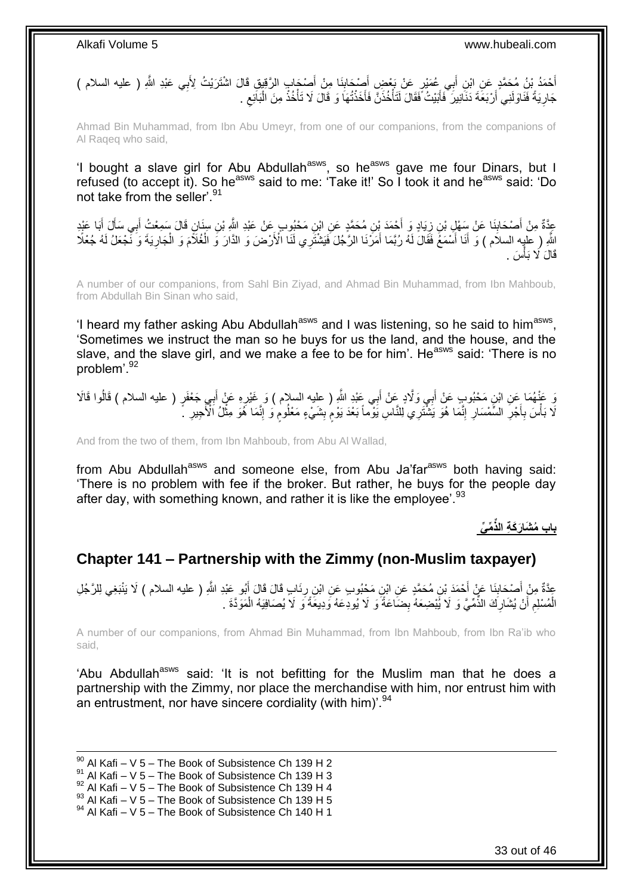أَحْمَدُ بْنُ مُحَمَّدٍ عَنِ ابْنِ أَبِي عُمَيْرٍ عَنْ بَعْضِ أَصْحَابِنَا مِنْ أَصْحَابِ الرَّقِيقِ قَالَ اشْتَرَيْتُ لِأَبِي عَبْدِ اللَّهِ ( عليه السلام ) جَارِيَةً فَنَاوَلَنِي أَرْبَعَةَ دَنَانِيرَ فَأَبَيْتُ فَقَالَ لَتَأْخُذَنَّ فَأَخَذْتُهَا وَ قَالَ لَا تَأْخُذْ مِنَ الْبَائِعِ .

Ahmad Bin Muhammad, from Ibn Abu Umeyr, from one of our companions, from the companions of Al Raqeq who said,

'I bought a slave girl for Abu Abdullah[asws], so he[asws] gave me four Dinars, but I refused (to accept it). So he[asws] said to me: 'Take it!' So I took it and he[asws] said: 'Do not take from the seller'.[91]

عِدَّةٌ مِنْ أَصْحَابِنَا عَنْ سَهْلِ بْنِ زِيَادٍ وَ أَحْمَدَ بْنِ مُحَمَّدٍ عَنِ ابْنِ مَحْبُوبٍ عَنْ عَبْدِ اللَّهِ بْنِ سِنَانٍ قَالَ سَمِعْتُ أَبِي سَأَلَ أَبَا عَبْدِ اللَّهِ ( عليه السلام ) وَ أَنَا أَسْمَعُ فَقَالَ لَهُ رُبَّمَا أَمَرْنَا الرَّجُلَ فَيَشْتَرِي لَنَا الْأَرْضَ وَ الدَّارَ وَ الْغُلَامَ وَ الْجَارِيَةَ وَ نَجْعَلُ لَهُ جُعْلًا قَالَ لَا بَأْسَ .

A number of our companions, from Sahl Bin Ziyad, and Ahmad Bin Muhammad, from Ibn Mahboub, from Abdullah Bin Sinan who said,

'I heard my father asking Abu Abdullah[asws] and I was listening, so he said to him[asws], 'Sometimes we instruct the man so he buys for us the land, and the house, and the slave, and the slave girl, and we make a fee to be for him'. He[asws] said: 'There is no problem'.[92]

وَ عَنْهُمَا عَنِ ابْنِ مَحْبُوبٍ عَنْ أَبِي وَلَّادٍ عَنْ أَبِي عَبْدِ اللَّهِ ( عليه السلام ) وَ غَيْرِهِ عَنْ أَبِي جَعْفَرٍ ( عليه السلام ) قَالُوا قَالَا لَا بَأْسَ بِأَجْرِ السِّمْسَارِ إِنَّمَا هُوَ يَشْتَرِي لِلنَّاسِ يَوْماً بَعْدَ يَوْمٍ بِشَيْءٍ مَعْلُومٍ وَ إِنَّمَا هُوَ مِثْلُ الْأَجِيرِ .

And from the two of them, from Ibn Mahboub, from Abu Al Wallad,

from Abu Abdullah[asws] and someone else, from Abu Ja'far[asws] both having said: 'There is no problem with fee if the broker. But rather, he buys for the people day after day, with something known, and rather it is like the employee'.[93]

## باب مُشَارَكَةِ الذِّمِّيِّ

## Chapter 141 – Partnership with the Zimmy (non-Muslim taxpayer)

عِدَّةٌ مِنْ أَصْحَابِنَا عَنْ أَحْمَدَ بْنِ مُحَمَّدٍ عَنِ ابْنِ مَحْبُوبٍ عَنِ ابْنِ رِئَابٍ قَالَ قَالَ أَبُو عَبْدِ اللَّهِ ( عليه السلام ) لَا يَنْبَغِي لِلرَّجُلِ الْمُسْلِمِ أَنْ يُشَارِكَ الذِّمِّيَّ وَ لَا يُبْضِعَهُ بِضَاعَةً وَ لَا يُودِعَهُ وَدِيعَةً وَ لَا يُصَافِيَهُ الْمَوَدَّةَ .

A number of our companions, from Ahmad Bin Muhammad, from Ibn Mahboub, from Ibn Ra'ib who said,

'Abu Abdullah[asws] said: 'It is not befitting for the Muslim man that he does a partnership with the Zimmy, nor place the merchandise with him, nor entrust him with an entrustment, nor have sincere cordiality (with him)'.[94]

[90] Al Kafi – V 5 – The Book of Subsistence Ch 139 H 2
[91] Al Kafi – V 5 – The Book of Subsistence Ch 139 H 3
[92] Al Kafi – V 5 – The Book of Subsistence Ch 139 H 4
[93] Al Kafi – V 5 – The Book of Subsistence Ch 139 H 5
[94] Al Kafi – V 5 – The Book of Subsistence Ch 140 H 1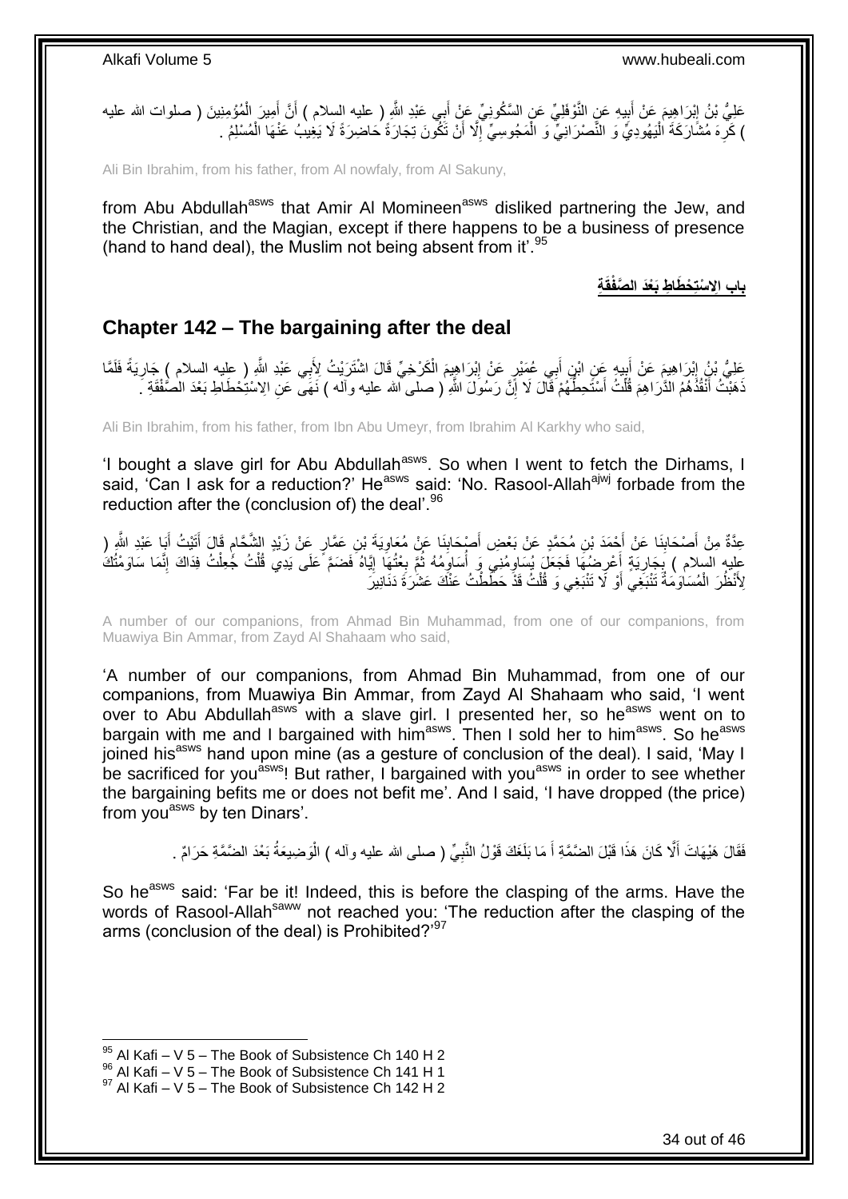عَلِيُّ بْنُ إِبْرَاهِيمَ عَنْ أَبِيهِ عَنِ النَّوْفَلِيِّ عَنِ السَّكُونِيِّ عَنْ أَبِي عَبْدِ اللَّهِ ( عليه السلام ) أَنَّ أَمِيرَ الْمُؤْمِنِينَ ( صلوات الله عليه ) كَرِهَ مُشَارَكَةَ الْيَهُودِيِّ وَ النَّصْرَانِيِّ وَ الْمَجُوسِيِّ إِلَّا أَنْ تَكُونَ تِجَارَةً حَاضِرَةً لَا يَغِيبُ عَنْهَا الْمُسْلِمُ .

Ali Bin Ibrahim, from his father, from Al nowfaly, from Al Sakuny,

from Abu Abdullah[asws] that Amir Al Momineen[asws] disliked partnering the Jew, and the Christian, and the Magian, except if there happens to be a business of presence (hand to hand deal), the Muslim not being absent from it'.[95]

**بَابِ الِاسْتِحْطَاطِ بَعْدَ الصَّفْقَةِ**

## Chapter 142 – The bargaining after the deal

عَلِيُّ بْنُ إِبْرَاهِيمَ عَنْ أَبِيهِ عَنِ ابْنِ أَبِي عُمَيْرٍ عَنْ إِبْرَاهِيمَ الْكَرْخِيِّ قَالَ اشْتَرَيْتُ لِأَبِي عَبْدِ اللَّهِ ( عليه السلام ) جَارِيَةً فَلَمَّا ذَهَبْتُ أَنْقُدُهُمُ الدَّرَاهِمَ قُلْتُ أَسْتَحِطُّهُمْ قَالَ لَا إِنَّ رَسُولَ اللَّهِ ( صلى الله عليه وآله ) نَهَى عَنِ الِاسْتِحْطَاطِ بَعْدَ الصَّفْقَةِ .

Ali Bin Ibrahim, from his father, from Ibn Abu Umeyr, from Ibrahim Al Karkhy who said,

'I bought a slave girl for Abu Abdullah[asws]. So when I went to fetch the Dirhams, I said, 'Can I ask for a reduction?' He[asws] said: 'No. Rasool-Allah[ajwj] forbade from the reduction after the (conclusion of) the deal'.[96]

عِدَّةٌ مِنْ أَصْحَابِنَا عَنْ أَحْمَدَ بْنِ مُحَمَّدٍ عَنْ بَعْضِ أَصْحَابِنَا عَنْ مُعَاوِيَةَ بْنِ عَمَّارٍ عَنْ زَيْدٍ الشَّحَّامِ قَالَ أَتَيْتُ أَبَا عَبْدِ اللَّهِ ( عليه السلام ) بِجَارِيَةٍ أَعْرِضُهَا فَجَعَلَ يُسَاوِمُنِي وَ أُسَاوِمُهُ ثُمَّ بِعْتُهَا إِيَّاهُ فَضَمَّ عَلَى يَدِي قُلْتُ جُعِلْتُ فِدَاكَ إِنَّمَا سَاوَمْتُكَ لِأَنْظُرَ الْمُسَاوَمَةُ تَنْبَغِي أَوْ لَا تَنْبَغِي وَ قُلْتُ قَدْ حَطَطْتُ عَنْكَ عَشَرَةَ دَنَانِيرَ

A number of our companions, from Ahmad Bin Muhammad, from one of our companions, from Muawiya Bin Ammar, from Zayd Al Shahaam who said,

'A number of our companions, from Ahmad Bin Muhammad, from one of our companions, from Muawiya Bin Ammar, from Zayd Al Shahaam who said, 'I went over to Abu Abdullah[asws] with a slave girl. I presented her, so he[asws] went on to bargain with me and I bargained with him[asws]. Then I sold her to him[asws]. So he[asws] joined his[asws] hand upon mine (as a gesture of conclusion of the deal). I said, 'May I be sacrificed for you[asws]! But rather, I bargained with you[asws] in order to see whether the bargaining befits me or does not befit me'. And I said, 'I have dropped (the price) from you[asws] by ten Dinars'.

فَقَالَ هَيْهَاتَ أَلَّا كَانَ هَذَا قَبْلَ الضَّمَّةِ أَ مَا بَلَغَكَ قَوْلُ النَّبِيِّ ( صلى الله عليه وآله ) الْوَضِيعَةُ بَعْدَ الضَّمَّةِ حَرَامٌ .

So he[asws] said: 'Far be it! Indeed, this is before the clasping of the arms. Have the words of Rasool-Allah[saww] not reached you: 'The reduction after the clasping of the arms (conclusion of the deal) is Prohibited?'[97]

[95] Al Kafi – V 5 – The Book of Subsistence Ch 140 H 2
[96] Al Kafi – V 5 – The Book of Subsistence Ch 141 H 1
[97] Al Kafi – V 5 – The Book of Subsistence Ch 142 H 2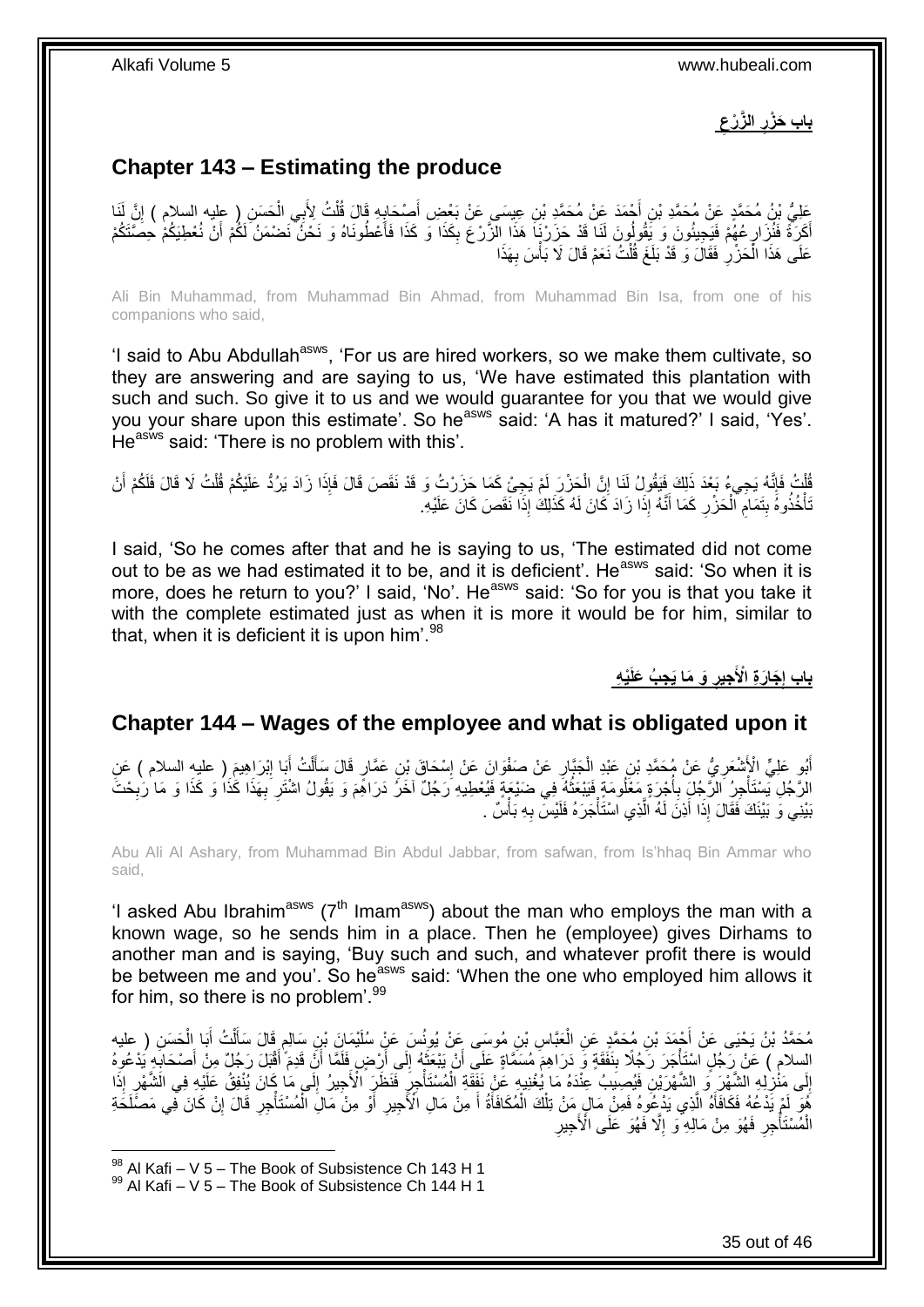## بابِ حَزْرِ الزَّرْعِ

## Chapter 143 – Estimating the produce

عَلِيُّ بْنُ مُحَمَّدٍ عَنْ مُحَمَّدِ بْنِ أَحْمَدَ عَنْ مُحَمَّدِ بْنِ عِيسَى عَنْ بَعْضِ أَصْحَابِهِ قَالَ قُلْتُ لِأَبِي الْحَسَنِ ( عليه السلام ) إِنَّ لَنَا أَكَرَةً فَنُزَارِعُهُمْ فَيَجِيئُونَ وَ يَقُولُونَ لَنَا قَدْ حَزَرْنَا هَذَا الزَّرْعَ بِكَذَا وَ كَذَا فَأَعْطُونَاهُ وَ نَحْنُ نَضْمَنُ لَكُمْ أَنْ نُعْطِيَكُمْ حِصَّتَكُمْ عَلَى هَذَا الْحَزْرِ فَقَالَ وَ قَدْ بَلَغَ قُلْتُ نَعَمْ قَالَ لَا بَأْسَ بِهَذَا

Ali Bin Muhammad, from Muhammad Bin Ahmad, from Muhammad Bin Isa, from one of his companions who said,

'I said to Abu Abdullah[asws], 'For us are hired workers, so we make them cultivate, so they are answering and are saying to us, 'We have estimated this plantation with such and such. So give it to us and we would guarantee for you that we would give you your share upon this estimate'. So he[asws] said: 'A has it matured?' I said, 'Yes'. He[asws] said: 'There is no problem with this'.

قُلْتُ فَإِنَّهُ يَجِيءُ بَعْدَ ذَلِكَ فَيَقُولُ لَنَا إِنَّ الْحَزْرَ لَمْ يَجِئْ كَمَا حَزَرْتُ وَ قَدْ نَقَصَ قَالَ فَإِذَا زَادَ يَرُدُّ عَلَيْكُمْ قُلْتُ لَا قَالَ فَلَكُمْ أَنْ تَأْخُذُوهُ بِتَمَامِ الْحَزْرِ كَمَا أَنَّهُ إِذَا زَادَ كَانَ لَهُ كَذَلِكَ إِذَا نَقَصَ كَانَ عَلَيْهِ.

I said, 'So he comes after that and he is saying to us, 'The estimated did not come out to be as we had estimated it to be, and it is deficient'. He[asws] said: 'So when it is more, does he return to you?' I said, 'No'. He[asws] said: 'So for you is that you take it with the complete estimated just as when it is more it would be for him, similar to that, when it is deficient it is upon him'.[98]

## بابِ إِجَارَةِ الْأَجِيرِ وَ مَا يَجِبُ عَلَيْهِ

## Chapter 144 – Wages of the employee and what is obligated upon it

أَبُو عَلِيٍّ الْأَشْعَرِيُّ عَنْ مُحَمَّدِ بْنِ عَبْدِ الْجَبَّارِ عَنْ صَفْوَانَ عَنْ إِسْحَاقَ بْنِ عَمَّارٍ قَالَ سَأَلْتُ أَبَا إِبْرَاهِيمَ ( عليه السلام ) عَنِ الرَّجُلِ يَسْتَأْجِرُ الرَّجُلَ بِأُجْرَةٍ مَعْلُومَةٍ فَيَبْعَثُهُ فِي ضَيْعَةٍ فَيُعْطِيهِ رَجُلٌ آخَرُ دَرَاهِمَ وَ يَقُولُ اشْتَرِ بِهَذَا كَذَا وَ كَذَا وَ مَا رَبِحْتَ بَيْنِي وَ بَيْنَكَ فَقَالَ إِذَا أَذِنَ لَهُ الَّذِي اسْتَأْجَرَهُ فَلَيْسَ بِهِ بَأْسٌ .

Abu Ali Al Ashary, from Muhammad Bin Abdul Jabbar, from safwan, from Is'hhaq Bin Ammar who said,

'I asked Abu Ibrahim[asws] (7[th] Imam[asws]) about the man who employs the man with a known wage, so he sends him in a place. Then he (employee) gives Dirhams to another man and is saying, 'Buy such and such, and whatever profit there is would be between me and you'. So he[asws] said: 'When the one who employed him allows it for him, so there is no problem'.[99]

مُحَمَّدُ بْنُ يَحْيَى عَنْ أَحْمَدَ بْنِ مُحَمَّدٍ عَنِ الْعَبَّاسِ بْنِ مُوسَى عَنْ يُونُسَ عَنْ سُلَيْمَانَ بْنِ سَالِمٍ قَالَ سَأَلْتُ أَبَا الْحَسَنِ ( عليه السلام ) عَنْ رَجُلٍ اسْتَأْجَرَ رَجُلًا بِنَفَقَةٍ وَ دَرَاهِمَ مُسَمَّاةٍ عَلَى أَنْ يَبْعَثَهُ إِلَى أَرْضٍ فَلَمَّا أَنْ قَدِمَ أَقْبَلَ رَجُلٌ مِنْ أَصْحَابِهِ يَدْعُوهُ إِلَى مَنْزِلِهِ الشَّهْرَ وَ الشَّهْرَيْنِ فَيُصِيبُ عِنْدَهُ مَا يُغْنِيهِ عَنْ نَفَقَةِ الْمُسْتَأْجِرِ فَنَظَرَ الْأَجِيرُ إِلَى مَا كَانَ يُنْفِقُ عَلَيْهِ فِي الشَّهْرِ إِذَا هُوَ لَمْ يَدْعُهُ فَكَافَأَهُ الَّذِي يَدْعُوهُ فَمِنْ مَالِ مَنْ تِلْكَ الْمُكَافَأَةُ أَ مِنْ مَالِ الْأَجِيرِ أَوْ مِنْ مَالِ الْمُسْتَأْجِرِ قَالَ إِنْ كَانَ فِي مَصْلَحَةِ الْمُسْتَأْجِرِ فَهُوَ مِنْ مَالِهِ وَ إِلَّا فَهُوَ عَلَى الْأَجِيرِ

[98] Al Kafi – V 5 – The Book of Subsistence Ch 143 H 1
[99] Al Kafi – V 5 – The Book of Subsistence Ch 144 H 1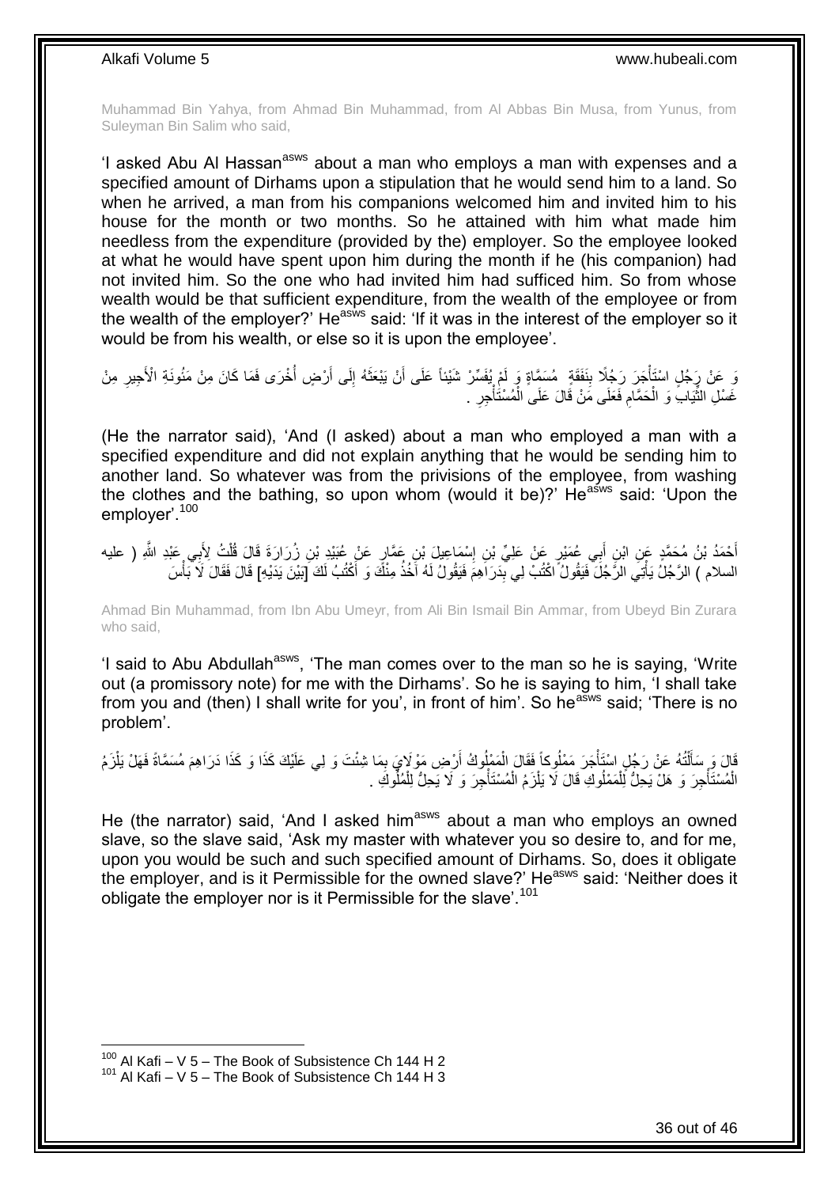Muhammad Bin Yahya, from Ahmad Bin Muhammad, from Al Abbas Bin Musa, from Yunus, from Suleyman Bin Salim who said,

'I asked Abu Al Hassan[asws] about a man who employs a man with expenses and a specified amount of Dirhams upon a stipulation that he would send him to a land. So when he arrived, a man from his companions welcomed him and invited him to his house for the month or two months. So he attained with him what made him needless from the expenditure (provided by the) employer. So the employee looked at what he would have spent upon him during the month if he (his companion) had not invited him. So the one who had invited him had sufficed him. So from whose wealth would be that sufficient expenditure, from the wealth of the employee or from the wealth of the employer?' He[asws] said: 'If it was in the interest of the employer so it would be from his wealth, or else so it is upon the employee'.

وَ عَنْ رَجُلٍ اسْتَأْجَرَ رَجُلًا بِنَفَقَةٍ مُسَمَّاةٍ وَ لَمْ يُفَسِّرْ شَيْئاً عَلَى أَنْ يَبْعَثَهُ إِلَى أَرْضٍ أُخْرَى فَمَا كَانَ مِنْ مَئُونَةِ الْأَجِيرِ مِنْ غَسْلِ الثِّيَابِ وَ الْحَمَّامِ فَعَلَى مَنْ قَالَ عَلَى الْمُسْتَأْجِرِ .

(He the narrator said), 'And (I asked) about a man who employed a man with a specified expenditure and did not explain anything that he would be sending him to another land. So whatever was from the privisions of the employee, from washing the clothes and the bathing, so upon whom (would it be)?' He[asws] said: 'Upon the employer'.[100]

أَحْمَدُ بْنُ مُحَمَّدٍ عَنِ ابْنِ أَبِي عُمَيْرٍ عَنْ عَلِيِّ بْنِ إِسْمَاعِيلَ بْنِ عَمَّارٍ عَنْ عُبَيْدِ بْنِ زُرَارَةَ قَالَ قُلْتُ لِأَبِي عَبْدِ اللَّهِ ( عليه السلام ) الرَّجُلُ يَأْتِي الرَّجُلَ فَيَقُولُ اكْتُبْ لِي بِدَرَاهِمَ فَيَقُولُ لَهُ آخُذُ مِنْكَ وَ أَكْتُبُ لَكَ [بَيْنَ يَدَيْهِ] قَالَ فَقَالَ لَا بَأْسَ

Ahmad Bin Muhammad, from Ibn Abu Umeyr, from Ali Bin Ismail Bin Ammar, from Ubeyd Bin Zurara who said,

'I said to Abu Abdullah[asws], 'The man comes over to the man so he is saying, 'Write out (a promissory note) for me with the Dirhams'. So he is saying to him, 'I shall take from you and (then) I shall write for you', in front of him'. So he[asws] said; 'There is no problem'.

قَالَ وَ سَأَلْتُهُ عَنْ رَجُلٍ اسْتَأْجَرَ مَمْلُوكاً فَقَالَ الْمَمْلُوكُ أَرْضِ مَوْلَايَ بِمَا شِئْتَ وَ لِي عَلَيْكَ كَذَا وَ كَذَا دَرَاهِمَ مُسَمَّاةً فَهَلْ يَلْزَمُ الْمُسْتَأْجِرَ وَ هَلْ يَحِلُّ لِلْمَمْلُوكِ قَالَ لَا يَلْزَمُ الْمُسْتَأْجِرَ وَ لَا يَحِلُّ لِلْمَمْلُوكِ .

He (the narrator) said, 'And I asked him[asws] about a man who employs an owned slave, so the slave said, 'Ask my master with whatever you so desire to, and for me, upon you would be such and such specified amount of Dirhams. So, does it obligate the employer, and is it Permissible for the owned slave?' He[asws] said: 'Neither does it obligate the employer nor is it Permissible for the slave'.[101]

[100] Al Kafi – V 5 – The Book of Subsistence Ch 144 H 2
[101] Al Kafi – V 5 – The Book of Subsistence Ch 144 H 3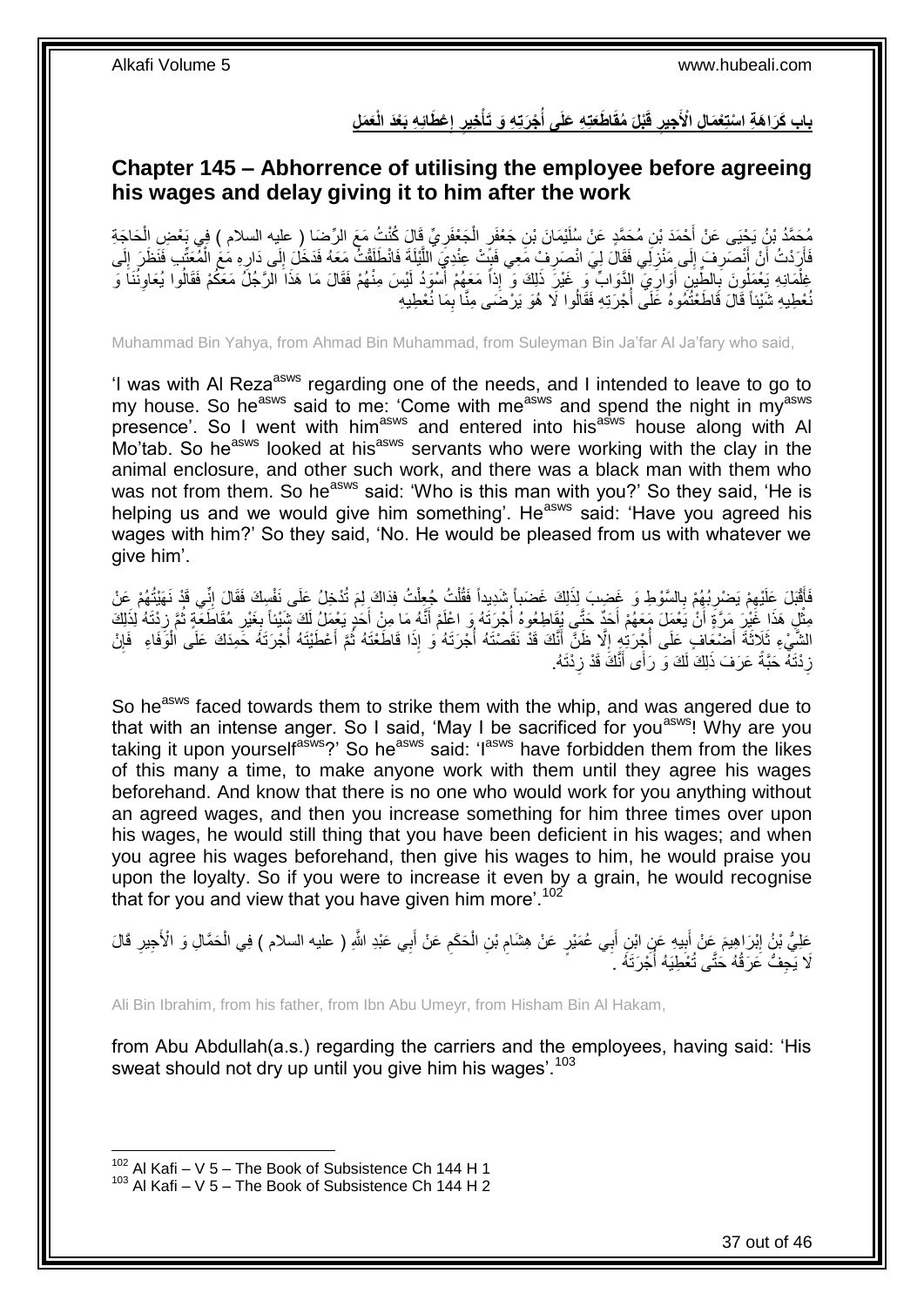## بابُ كَرَاهَةِ اسْتِعْمَالِ الْأَجِيرِ قَبْلَ مُقَاطَعَتِهِ عَلَى أُجْرَتِهِ وَ تَأْخِيرِ إِعْطَائِهِ بَعْدَ الْعَمَلِ

## Chapter 145 – Abhorrence of utilising the employee before agreeing his wages and delay giving it to him after the work

مُحَمَّدُ بْنُ يَحْيَى عَنْ أَحْمَدَ بْنِ مُحَمَّدٍ عَنْ سُلَيْمَانَ بْنِ جَعْفَرٍ الْجَعْفَرِيِّ قَالَ كُنْتُ مَعَ الرِّضَا ( عليه السلام ) فِي بَعْضِ الْحَاجَةِ فَأَرَدْتُ أَنْ أَنْصَرِفَ إِلَى مَنْزِلِي فَقَالَ لِيَ انْصَرِفْ مَعِي فَبِتْ عِنْدِيَ اللَّيْلَةَ فَانْطَلَقْتُ مَعَهُ فَدَخَلَ إِلَى دَارِهِ مَعَ الْمُعَتِّبِ فَنَظَرَ إِلَى غِلْمَانِهِ يَعْمَلُونَ بِالطِّينِ أَوَارِيَ الدَّوَابِّ وَ غَيْرَ ذَلِكَ وَ إِذَا مَعَهُمْ أَسْوَدُ لَيْسَ مِنْهُمْ فَقَالَ مَا هَذَا الرَّجُلُ مَعَكُمْ فَقَالُوا يُعَاوِنُنَا وَ نُعْطِيهِ شَيْئاً قَالَ قَاطَعْتُمُوهُ عَلَى أُجْرَتِهِ فَقَالُوا لَا هُوَ يَرْضَى مِنَّا بِمَا نُعْطِيهِ

Muhammad Bin Yahya, from Ahmad Bin Muhammad, from Suleyman Bin Ja'far Al Ja'fary who said,

'I was with Al Reza[asws] regarding one of the needs, and I intended to leave to go to my house. So he[asws] said to me: 'Come with me[asws] and spend the night in my[asws] presence'. So I went with him[asws] and entered into his[asws] house along with Al Mo'tab. So he[asws] looked at his[asws] servants who were working with the clay in the animal enclosure, and other such work, and there was a black man with them who was not from them. So he[asws] said: 'Who is this man with you?' So they said, 'He is helping us and we would give him something'. He[asws] said: 'Have you agreed his wages with him?' So they said, 'No. He would be pleased from us with whatever we give him'.

فَأَقْبَلَ عَلَيْهِمْ يَضْرِبُهُمْ بِالسَّوْطِ وَ غَضِبَ لِذَلِكَ غَضَباً شَدِيداً فَقُلْتُ جُعِلْتُ فِدَاكَ لِمَ تُدْخِلُ عَلَى نَفْسِكَ فَقَالَ إِنِّي قَدْ نَهَيْتُهُمْ عَنْ مِثْلِ هَذَا غَيْرَ مَرَّةٍ أَنْ يَعْمَلَ مَعَهُمْ أَحَدٌ حَتَّى يُقَاطِعُوهُ أُجْرَتَهُ وَ اعْلَمْ أَنَّهُ مَا مِنْ أَحَدٍ يَعْمَلُ لَكَ شَيْئاً بِغَيْرِ مُقَاطَعَةٍ ثُمَّ زِدْتَهُ لِذَلِكَ الشَّيْءِ ثَلَاثَةَ أَضْعَافٍ عَلَى أُجْرَتِهِ إِلَّا ظَنَّ أَنَّكَ قَدْ نَقَصْتَهُ أُجْرَتَهُ وَ إِذَا قَاطَعْتَهُ ثُمَّ أَعْطَيْتَهُ أُجْرَتَهُ حَمِدَكَ عَلَى الْوَفَاءِ فَإِنْ زِدْتَهُ حَبَّةً عَرَفَ ذَلِكَ لَكَ وَ رَأَى أَنَّكَ قَدْ زِدْتَهُ.

So he[asws] faced towards them to strike them with the whip, and was angered due to that with an intense anger. So I said, 'May I be sacrificed for you[asws]! Why are you taking it upon yourself[asws]?' So he[asws] said: 'I[asws] have forbidden them from the likes of this many a time, to make anyone work with them until they agree his wages beforehand. And know that there is no one who would work for you anything without an agreed wages, and then you increase something for him three times over upon his wages, he would still thing that you have been deficient in his wages; and when you agree his wages beforehand, then give his wages to him, he would praise you upon the loyalty. So if you were to increase it even by a grain, he would recognise that for you and view that you have given him more'.[102]

عَلِيُّ بْنُ إِبْرَاهِيمَ عَنْ أَبِيهِ عَنِ ابْنِ أَبِي عُمَيْرٍ عَنْ هِشَامِ بْنِ الْحَكَمِ عَنْ أَبِي عَبْدِ اللَّهِ ( عليه السلام ) فِي الْحَمَّالِ وَ الْأَجِيرِ قَالَ لَا يَجِفُّ عَرَقُهُ حَتَّى تُعْطِيَهُ أُجْرَتَهُ .

Ali Bin Ibrahim, from his father, from Ibn Abu Umeyr, from Hisham Bin Al Hakam,

from Abu Abdullah(a.s.) regarding the carriers and the employees, having said: 'His sweat should not dry up until you give him his wages'.[103]

[102] Al Kafi – V 5 – The Book of Subsistence Ch 144 H 1
[103] Al Kafi – V 5 – The Book of Subsistence Ch 144 H 2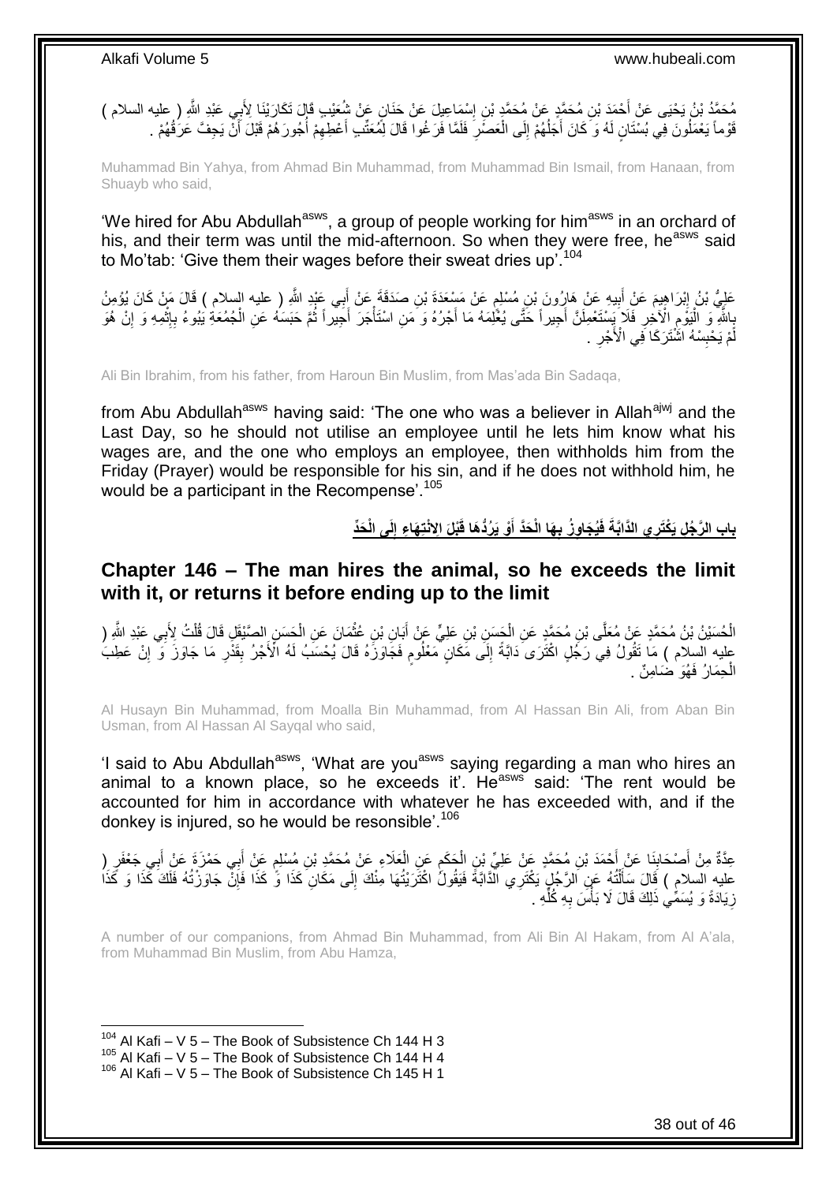مُحَمَّدُ بْنُ يَحْيَى عَنْ أَحْمَدَ بْنِ مُحَمَّدٍ عَنْ مُحَمَّدِ بْنِ إِسْمَاعِيلَ عَنْ حَنَانٍ عَنْ شُعَيْبٍ قَالَ تَكَارَيْنَا لِأَبِي عَبْدِ اللَّهِ ( عليه السلام ) قَوْماً يَعْمَلُونَ فِي بُسْتَانٍ لَهُ وَ كَانَ أَجَلُهُمْ إِلَى الْعَصْرِ فَلَمَّا فَرَغُوا قَالَ لِمُعَتِّبٍ أَعْطِهِمْ أُجُورَهُمْ قَبْلَ أَنْ يَجِفَّ عَرَقُهُمْ .

Muhammad Bin Yahya, from Ahmad Bin Muhammad, from Muhammad Bin Ismail, from Hanaan, from Shuayb who said,

'We hired for Abu Abdullah[asws], a group of people working for him[asws] in an orchard of his, and their term was until the mid-afternoon. So when they were free, he[asws] said to Mo'tab: 'Give them their wages before their sweat dries up'.[104]

عَلِيُّ بْنُ إِبْرَاهِيمَ عَنْ أَبِيهِ عَنْ هَارُونَ بْنِ مُسْلِمٍ عَنْ مَسْعَدَةَ بْنِ صَدَقَةَ عَنْ أَبِي عَبْدِ اللَّهِ ( عليه السلام ) قَالَ مَنْ كَانَ يُؤْمِنُ بِاللَّهِ وَ الْيَوْمِ الْآخِرِ فَلَا يَسْتَعْمِلَنَّ أَجِيراً حَتَّى يُعْلِمَهُ مَا أَجْرُهُ وَ مَنِ اسْتَأْجَرَ أَجِيراً ثُمَّ حَبَسَهُ عَنِ الْجُمُعَةِ يَبُوءُ بِإِثْمِهِ وَ إِنْ هُوَ لَمْ يَحْبِسْهُ اشْتَرَكَا فِي الْأَجْرِ .

Ali Bin Ibrahim, from his father, from Haroun Bin Muslim, from Mas'ada Bin Sadaqa,

from Abu Abdullah[asws] having said: 'The one who was a believer in Allah[ajwj] and the Last Day, so he should not utilise an employee until he lets him know what his wages are, and the one who employs an employee, then withholds him from the Friday (Prayer) would be responsible for his sin, and if he does not withhold him, he would be a participant in the Recompense'.[105]

## بابِ الرَّجُلِ يَكْتَرِي الدَّابَّةَ فَيُجَاوِزُ بِهَا الْحَدَّ أَوْ يَرُدُّهَا قَبْلَ الِانْتِهَاءِ إِلَى الْحَدِّ

## Chapter 146 – The man hires the animal, so he exceeds the limit with it, or returns it before ending up to the limit

الْحُسَيْنُ بْنُ مُحَمَّدٍ عَنْ مُعَلَّى بْنِ مُحَمَّدٍ عَنِ الْحَسَنِ بْنِ عَلِيٍّ عَنْ أَبَانِ بْنِ عُثْمَانَ عَنِ الْحَسَنِ الصَّيْقَلِ قَالَ قُلْتُ لِأَبِي عَبْدِ اللَّهِ ( عليه السلام ) مَا تَقُولُ فِي رَجُلٍ اكْتَرَى دَابَّةً إِلَى مَكَانٍ مَعْلُومٍ فَجَاوَزَهُ قَالَ يُحْسَبُ لَهُ الْأَجْرُ بِقَدْرِ مَا جَاوَزَ وَ إِنْ عَطِبَ الْحِمَارُ فَهُوَ ضَامِنٌ .

Al Husayn Bin Muhammad, from Moalla Bin Muhammad, from Al Hassan Bin Ali, from Aban Bin Usman, from Al Hassan Al Sayqal who said,

'I said to Abu Abdullah[asws], 'What are you[asws] saying regarding a man who hires an animal to a known place, so he exceeds it'. He[asws] said: 'The rent would be accounted for him in accordance with whatever he has exceeded with, and if the donkey is injured, so he would be resonsible'.[106]

عِدَّةٌ مِنْ أَصْحَابِنَا عَنْ أَحْمَدَ بْنِ مُحَمَّدٍ عَنْ عَلِيِّ بْنِ الْحَكَمِ عَنِ الْعَلَاءِ عَنْ مُحَمَّدِ بْنِ مُسْلِمٍ عَنْ أَبِي حَمْزَةَ عَنْ أَبِي جَعْفَرٍ ( عليه السلام ) قَالَ سَأَلْتُهُ عَنِ الرَّجُلِ يَكْتَرِي الدَّابَّةَ فَيَقُولُ اكْتَرَيْتُهَا مِنْكَ إِلَى مَكَانِ كَذَا وَ كَذَا فَإِنْ جَاوَزْتُهُ فَلَكَ كَذَا وَ كَذَا زِيَادَةً وَ يُسَمِّي ذَلِكَ قَالَ لَا بَأْسَ بِهِ كُلِّهِ .

A number of our companions, from Ahmad Bin Muhammad, from Ali Bin Al Hakam, from Al A'ala, from Muhammad Bin Muslim, from Abu Hamza,

---

[104] Al Kafi – V 5 – The Book of Subsistence Ch 144 H 3
[105] Al Kafi – V 5 – The Book of Subsistence Ch 144 H 4
[106] Al Kafi – V 5 – The Book of Subsistence Ch 145 H 1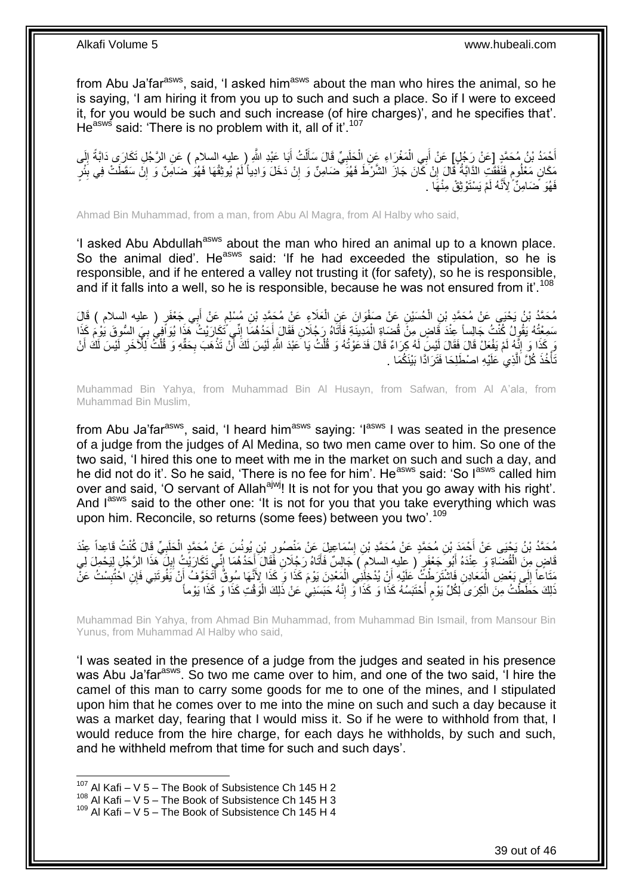from Abu Ja'far[asws], said, 'I asked him[asws] about the man who hires the animal, so he is saying, 'I am hiring it from you up to such and such a place. So if I were to exceed it, for you would be such and such increase (of hire charges)', and he specifies that'. He[asws] said: 'There is no problem with it, all of it'.[107]

أَحْمَدُ بْنُ مُحَمَّدٍ [عَنْ رَجُلٍ] عَنْ أَبِي الْمَغْرَاءِ عَنِ الْحَلَبِيِّ قَالَ سَأَلْتُ أَبَا عَبْدِ اللَّهِ ( عليه السلام ) عَنِ الرَّجُلِ تَكَارَى دَابَّةً إِلَى مَكَانٍ مَعْلُومٍ فَنَفَقَتِ الدَّابَّةُ قَالَ إِنْ كَانَ جَازَ الشَّرْطَ فَهُوَ ضَامِنٌ وَ إِنْ دَخَلَ وَادِياً لَمْ يُوثِقْهَا فَهُوَ ضَامِنٌ وَ إِنْ سَقَطَتْ فِي بِئْرٍ فَهُوَ ضَامِنٌ لِأَنَّهُ لَمْ يَسْتَوْثِقْ مِنْهَا .

Ahmad Bin Muhammad, from a man, from Abu Al Magra, from Al Halby who said,

'I asked Abu Abdullah[asws] about the man who hired an animal up to a known place. So the animal died'. He[asws] said: 'If he had exceeded the stipulation, so he is responsible, and if he entered a valley not trusting it (for safety), so he is responsible, and if it falls into a well, so he is responsible, because he was not ensured from it'.[108]

مُحَمَّدُ بْنُ يَحْيَى عَنْ مُحَمَّدِ بْنِ الْحُسَيْنِ عَنْ صَفْوَانَ عَنِ الْعَلَاءِ عَنْ مُحَمَّدِ بْنِ مُسْلِمٍ عَنْ أَبِي جَعْفَرٍ ( عليه السلام ) قَالَ سَمِعْتُهُ يَقُولُ كُنْتُ جَالِساً عِنْدَ قَاضٍ مِنْ قُضَاةِ الْمَدِينَةِ فَأَتَاهُ رَجُلَانِ فَقَالَ أَحَدُهُمَا إِنِّي تَكَارَيْتُ هَذَا يُوَافِي بِيَ السُّوقَ يَوْمَ كَذَا وَ كَذَا وَ إِنَّهُ لَمْ يَفْعَلْ قَالَ فَقَالَ لَيْسَ لَهُ كِرَاءٌ قَالَ فَدَعَوْتُهُ وَ قُلْتُ يَا عَبْدَ اللَّهِ لَيْسَ لَكَ أَنْ تَذْهَبَ بِحَقِّهِ وَ قُلْتُ لِلْآخَرِ لَيْسَ لَكَ أَنْ تَأْخُذَ كُلَّ الَّذِي عَلَيْهِ اصْطَلِحَا فَتَرَادَّا بَيْنَكُمَا .

Muhammad Bin Yahya, from Muhammad Bin Al Husayn, from Safwan, from Al A'ala, from Muhammad Bin Muslim,

from Abu Ja'far[asws], said, 'I heard him[asws] saying: 'I[asws] I was seated in the presence of a judge from the judges of Al Medina, so two men came over to him. So one of the two said, 'I hired this one to meet with me in the market on such and such a day, and he did not do it'. So he said, 'There is no fee for him'. He[asws] said: 'So I[asws] called him over and said, 'O servant of Allah[ajwj]! It is not for you that you go away with his right'. And I[asws] said to the other one: 'It is not for you that you take everything which was upon him. Reconcile, so returns (some fees) between you two'.[109]

مُحَمَّدُ بْنُ يَحْيَى عَنْ أَحْمَدَ بْنِ مُحَمَّدٍ عَنْ مُحَمَّدِ بْنِ إِسْمَاعِيلَ عَنْ مَنْصُورِ بْنِ يُونُسَ عَنْ مُحَمَّدٍ الْحَلَبِيِّ قَالَ كُنْتُ قَاعِداً عِنْدَ قَاضٍ مِنَ الْقُضَاةِ وَ عِنْدَهُ أَبُو جَعْفَرٍ ( عليه السلام ) جَالِسٌ فَأَتَاهُ رَجُلَانِ فَقَالَ أَحَدُهُمَا إِنِّي تَكَارَيْتُ إِبِلَ هَذَا الرَّجُلِ لِيَحْمِلَ لِي مَتَاعاً إِلَى بَعْضِ الْمَعَادِنِ فَاشْتَرَطْتُ عَلَيْهِ أَنْ يُدْخِلَنِي الْمَعْدِنَ يَوْمَ كَذَا وَ كَذَا لِأَنَّهَا سُوقٌ أَتَخَوَّفُ أَنْ يَفُوتَنِي فَإِنِ احْتُبِسْتُ عَنْ ذَلِكَ حَطَطْتُ مِنَ الْكِرَى لِكُلِّ يَوْمٍ أَحْتَبِسُهُ كَذَا وَ كَذَا وَ إِنَّهُ حَبَسَنِي عَنْ ذَلِكَ الْوَقْتِ كَذَا وَ كَذَا يَوْماً

Muhammad Bin Yahya, from Ahmad Bin Muhammad, from Muhammad Bin Ismail, from Mansour Bin Yunus, from Muhammad Al Halby who said,

'I was seated in the presence of a judge from the judges and seated in his presence was Abu Ja'far[asws]. So two men came over to him, and one of the two said, 'I hire the camel of this man to carry some goods for me to one of the mines, and I stipulated upon him that he comes over to me into the mine on such and such a day because it was a market day, fearing that I would miss it. So if he were to withhold from that, I would reduce from the hire charge, for each days he withholds, by such and such, and he withheld mefrom that time for such and such days'.

[107] Al Kafi – V 5 – The Book of Subsistence Ch 145 H 2
[108] Al Kafi – V 5 – The Book of Subsistence Ch 145 H 3
[109] Al Kafi – V 5 – The Book of Subsistence Ch 145 H 4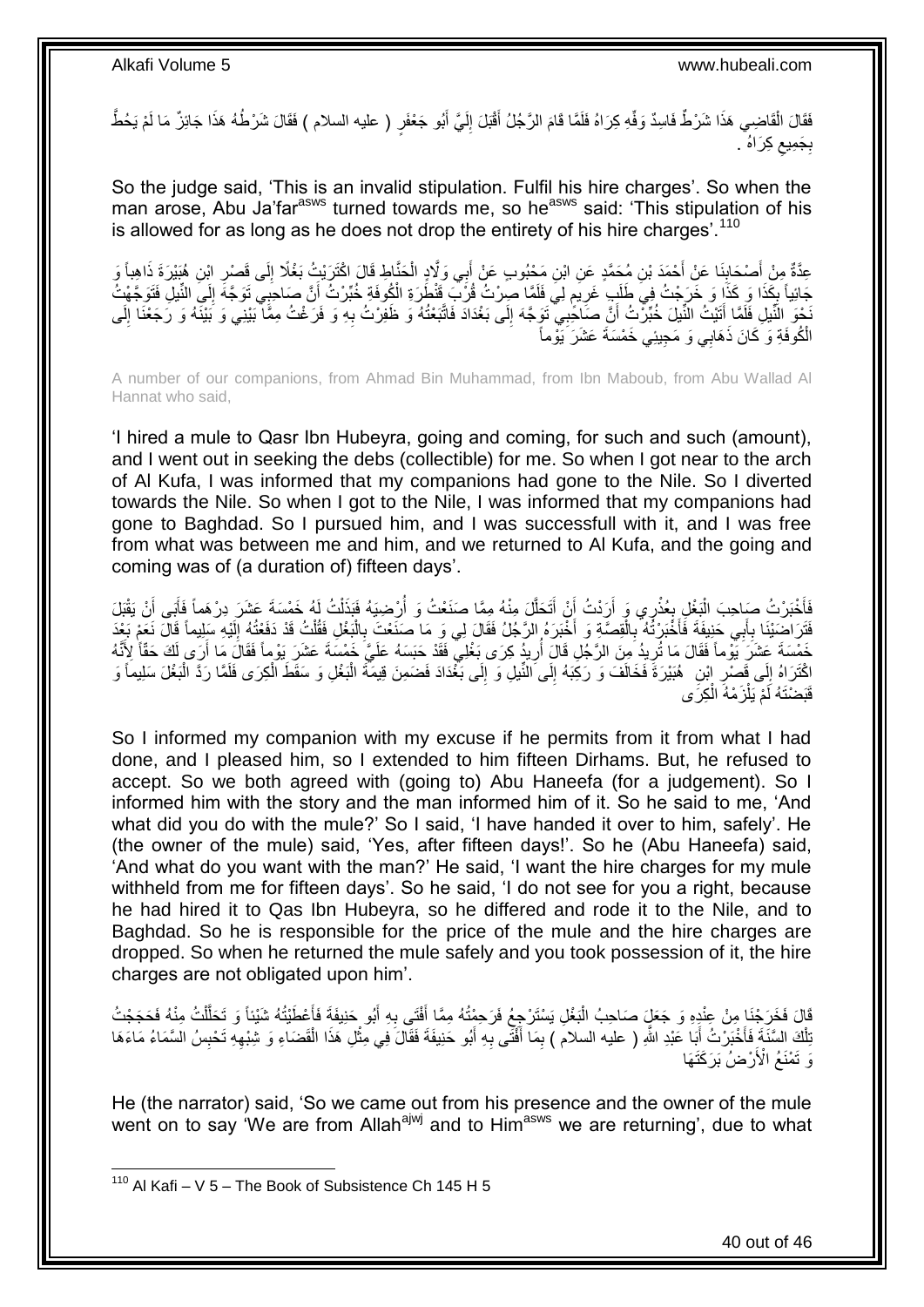فَقَالَ الْقَاضِي هَذَا شَرْطٌ فَاسِدٌ وَفِّهِ كِرَاهُ فَلَمَّا قَامَ الرَّجُلُ أَقْبَلَ إِلَيَّ أَبُو جَعْفَرٍ ( عليه السلام ) فَقَالَ شَرْطُهُ هَذَا جَائِزٌ مَا لَمْ يَحُطَّ بِجَمِيعِ كِرَاهُ .

So the judge said, 'This is an invalid stipulation. Fulfil his hire charges'. So when the man arose, Abu Ja'far[asws] turned towards me, so he[asws] said: 'This stipulation of his is allowed for as long as he does not drop the entirety of his hire charges'.[110]

عِدَّةٌ مِنْ أَصْحَابِنَا عَنْ أَحْمَدَ بْنِ مُحَمَّدٍ عَنِ ابْنِ مَحْبُوبٍ عَنْ أَبِي وَلَّادٍ الْحَنَّاطِ قَالَ اكْتَرَيْتُ بَغْلًا إِلَى قَصْرِ ابْنِ هُبَيْرَةَ ذَاهِباً وَ جَائِياً بِكَذَا وَ كَذَا وَ خَرَجْتُ فِي طَلَبِ غَرِيمٍ لِي فَلَمَّا صِرْتُ قُرْبَ قَنْطَرَةِ الْكُوفَةِ خُبِّرْتُ أَنَّ صَاحِبِي تَوَجَّهَ إِلَى النِّيلِ فَتَوَجَّهْتُ نَحْوَ النِّيلِ فَلَمَّا أَتَيْتُ النِّيلَ خُبِّرْتُ أَنَّ صَاحِبِي تَوَجَّهَ إِلَى بَغْدَادَ فَاتَّبَعْتُهُ وَ ظَفِرْتُ بِهِ وَ فَرَغْتُ مِمَّا بَيْنِي وَ بَيْنَهُ وَ رَجَعْنَا إِلَى الْكُوفَةِ وَ كَانَ ذَهَابِي وَ مَجِيئِي خَمْسَةَ عَشَرَ يَوْماً

A number of our companions, from Ahmad Bin Muhammad, from Ibn Maboub, from Abu Wallad Al Hannat who said,

'I hired a mule to Qasr Ibn Hubeyra, going and coming, for such and such (amount), and I went out in seeking the debs (collectible) for me. So when I got near to the arch of Al Kufa, I was informed that my companions had gone to the Nile. So I diverted towards the Nile. So when I got to the Nile, I was informed that my companions had gone to Baghdad. So I pursued him, and I was successful with it, and I was free from what was between me and him, and we returned to Al Kufa, and the going and coming was of (a duration of) fifteen days'.

فَأَخْبَرْتُ صَاحِبَ الْبَغْلِ بِعُذْرِي وَ أَرَدْتُ أَنْ أَتَحَلَّلَ مِنْهُ مِمَّا صَنَعْتُ وَ أُرْضِيَهُ فَبَذَلْتُ لَهُ خَمْسَةَ عَشَرَ دِرْهَماً فَأَبَى أَنْ يَقْبَلَ فَتَرَاضَيْنَا بِأَبِي حَنِيفَةَ فَأَخْبَرْتُهُ بِالْقِصَّةِ وَ أَخْبَرَهُ الرَّجُلُ فَقَالَ لِي وَ مَا صَنَعْتَ بِالْبَغْلِ فَقُلْتُ قَدْ دَفَعْتُهُ إِلَيْهِ سَلِيماً قَالَ نَعَمْ بَعْدَ خَمْسَةَ عَشَرَ يَوْماً فَقَالَ مَا تُرِيدُ مِنَ الرَّجُلِ قَالَ أُرِيدُ كِرَى بَغْلِي فَقَدْ حَبَسَهُ عَلَيَّ خَمْسَةَ عَشَرَ يَوْماً فَقَالَ مَا أَرَى لَكَ حَقّاً لِأَنَّهُ اكْتَرَاهُ إِلَى قَصْرِ ابْنِ هُبَيْرَةَ فَخَالَفَ وَ رَكِبَهُ إِلَى النِّيلِ وَ إِلَى بَغْدَادَ فَضَمِنَ قِيمَةَ الْبَغْلِ وَ سَقَطَ الْكِرَى فَلَمَّا رَدَّ الْبَغْلَ سَلِيماً وَ قَبَضْتَهُ لَمْ يَلْزَمْهُ الْكِرَى

So I informed my companion with my excuse if he permits from it from what I had done, and I pleased him, so I extended to him fifteen Dirhams. But, he refused to accept. So we both agreed with (going to) Abu Haneefa (for a judgement). So I informed him with the story and the man informed him of it. So he said to me, 'And what did you do with the mule?' So I said, 'I have handed it over to him, safely'. He (the owner of the mule) said, 'Yes, after fifteen days!'. So he (Abu Haneefa) said, 'And what do you want with the man?' He said, 'I want the hire charges for my mule withheld from me for fifteen days'. So he said, 'I do not see for you a right, because he had hired it to Qas Ibn Hubeyra, so he differed and rode it to the Nile, and to Baghdad. So he is responsible for the price of the mule and the hire charges are dropped. So when he returned the mule safely and you took possession of it, the hire charges are not obligated upon him'.

قَالَ فَخَرَجْنَا مِنْ عِنْدِهِ وَ جَعَلَ صَاحِبُ الْبَغْلِ يَسْتَرْجِعُ فَرَحِمْتُهُ مِمَّا أَفْتَى بِهِ أَبُو حَنِيفَةَ فَأَعْطَيْتُهُ شَيْئاً وَ تَحَلَّلْتُ مِنْهُ فَحَجَجْتُ تِلْكَ السَّنَةَ فَأَخْبَرْتُ أَبَا عَبْدِ اللَّهِ ( عليه السلام ) بِمَا أَفْتَى بِهِ أَبُو حَنِيفَةَ فَقَالَ فِي مِثْلِ هَذَا الْقَضَاءِ وَ شِبْهِهِ تَحْبِسُ السَّمَاءُ مَاءَهَا وَ تَمْنَعُ الْأَرْضُ بَرَكَتَهَا

He (the narrator) said, 'So we came out from his presence and the owner of the mule went on to say 'We are from Allah[ajwj] and to Him[asws] we are returning', due to what

[110] Al Kafi – V 5 – The Book of Subsistence Ch 145 H 5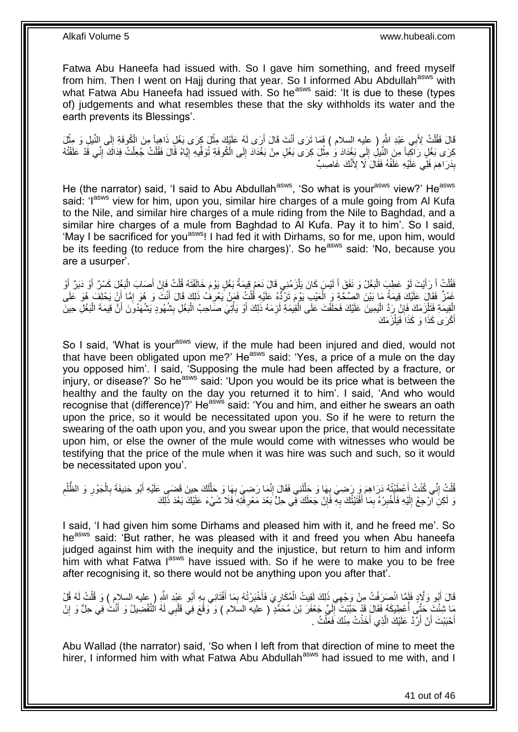Fatwa Abu Haneefa had issued with. So I gave him something, and freed myself from him. Then I went on Hajj during that year. So I informed Abu Abdullah[asws] with what Fatwa Abu Haneefa had issued with. So he[asws] said: 'It is due to these (types of) judgements and what resembles these that the sky withholds its water and the earth prevents its Blessings'.

قَالَ فَقُلْتُ لِأَبِي عَبْدِ اللَّهِ ( عليه السلام ) فَمَا تَرَى أَنْتَ قَالَ أَرَى لَهُ عَلَيْكَ مِثْلَ كِرَى بَغْلٍ ذَاهِباً مِنَ الْكُوفَةِ إِلَى النِّيلِ وَ مِثْلَ كِرَى بَغْلٍ رَاكِباً مِنَ النِّيلِ إِلَى بَغْدَادَ وَ مِثْلَ كِرَى بَغْلٍ مِنْ بَغْدَادَ إِلَى الْكُوفَةِ تُوَفِّيهِ إِيَّاهُ قَالَ فَقُلْتُ جُعِلْتُ فِدَاكَ إِنِّي قَدْ عَلَفْتُهُ بِدَرَاهِمَ فَلِي عَلَيْهِ عَلَفُهُ فَقَالَ لَا لِأَنَّكَ غَاصِبٌ

He (the narrator) said, 'I said to Abu Abdullah[asws], 'So what is your[asws] view?' He[asws] said: 'I[asws] view for him, upon you, similar hire charges of a mule going from Al Kufa to the Nile, and similar hire charges of a mule riding from the Nile to Baghdad, and a similar hire charges of a mule from Baghdad to Al Kufa. Pay it to him'. So I said, 'May I be sacrificed for you[asws]! I had fed it with Dirhams, so for me, upon him, would be its feeding (to reduce from the hire charges)'. So he[asws] said: 'No, because you are a usurper'.

فَقُلْتُ أَ رَأَيْتَ لَوْ عَطِبَ الْبَغْلُ وَ نَفَقَ أَ لَيْسَ كَانَ يَلْزَمُنِي قَالَ نَعَمْ قِيمَةُ بَغْلٍ يَوْمَ خَالَفْتَهُ قُلْتُ فَإِنْ أَصَابَ الْبَغْلَ كَسْرٌ أَوْ دَبَرٌ أَوْ غَمْزٌ فَقَالَ عَلَيْكَ قِيمَةُ مَا بَيْنَ الصِّحَّةِ وَ الْعَيْبِ يَوْمَ تَرُدُّهُ عَلَيْهِ قُلْتُ فَمَنْ يَعْرِفُ ذَلِكَ قَالَ أَنْتَ وَ هُوَ إِمَّا أَنْ يَحْلِفَ هُوَ عَلَى الْقِيمَةِ فَتَلْزَمَكَ فَإِنْ رَدَّ الْيَمِينَ عَلَيْكَ فَحَلَفْتَ عَلَى الْقِيمَةِ لَزِمَهُ ذَلِكَ أَوْ يَأْتِيَ صَاحِبُ الْبَغْلِ بِشُهُودٍ يَشْهَدُونَ أَنَّ قِيمَةَ الْبَغْلِ حِينَ أَكْرَى كَذَا وَ كَذَا فَيَلْزَمَكَ

So I said, 'What is your[asws] view, if the mule had been injured and died, would not that have been obligated upon me?' He[asws] said: 'Yes, a price of a mule on the day you opposed him'. I said, 'Supposing the mule had been affected by a fracture, or injury, or disease?' So he[asws] said: 'Upon you would be its price what is between the healthy and the faulty on the day you returned it to him'. I said, 'And who would recognise that (difference)?' He[asws] said: 'You and him, and either he swears an oath upon the price, so it would be necessitated upon you. So if he were to return the swearing of the oath upon you, and you swear upon the price, that would necessitate upon him, or else the owner of the mule would come with witnesses who would be testifying that the price of the mule when it was hire was such and such, so it would be necessitated upon you'.

قُلْتُ إِنِّي كُنْتُ أَعْطَيْتُهُ دَرَاهِمَ وَ رَضِيَ بِهَا وَ حَلَّلَنِي فَقَالَ إِنَّمَا رَضِيَ بِهَا وَ حَلَّلَكَ حِينَ قَضَى عَلَيْهِ أَبُو حَنِيفَةَ بِالْجَوْرِ وَ الظُّلْمِ وَ لَكِنِ ارْجِعْ إِلَيْهِ فَأَخْبِرْهُ بِمَا أَفْتَيْتُكَ بِهِ فَإِنْ جَعَلَكَ فِي حِلٍّ بَعْدَ مَعْرِفَتِهِ فَلَا شَيْءَ عَلَيْكَ بَعْدَ ذَلِكَ

I said, 'I had given him some Dirhams and pleased him with it, and he freed me'. So he[asws] said: 'But rather, he was pleased with it and freed you when Abu haneefa judged against him with the inequity and the injustice, but return to him and inform him with what Fatwa I[asws] have issued with. So if he were to make you to be free after recognising it, so there would not be anything upon you after that'.

قَالَ أَبُو وَلَّادٍ فَلَمَّا انْصَرَفْتُ مِنْ وَجْهِي ذَلِكَ لَقِيتُ الْمُكَارِيَ فَأَخْبَرْتُهُ بِمَا أَفْتَانِي بِهِ أَبُو عَبْدِ اللَّهِ ( عليه السلام ) وَ قُلْتُ لَهُ قُلْ مَا شِئْتَ حَتَّى أُعْطِيَكَهُ فَقَالَ قَدْ حَبَّبْتَ إِلَيَّ جَعْفَرَ بْنَ مُحَمَّدٍ ( عليه السلام ) وَ وَقَعَ فِي قَلْبِي لَهُ التَّفْضِيلُ وَ أَنْتَ فِي حِلٍّ وَ إِنْ أَحْبَبْتَ أَنْ أَرُدَّ عَلَيْكَ الَّذِي أَخَذْتُ مِنْكَ فَعَلْتُ .

Abu Wallad (the narrator) said, 'So when I left from that direction of mine to meet the hirer, I informed him with what Fatwa Abu Abdullah[asws] had issued to me with, and I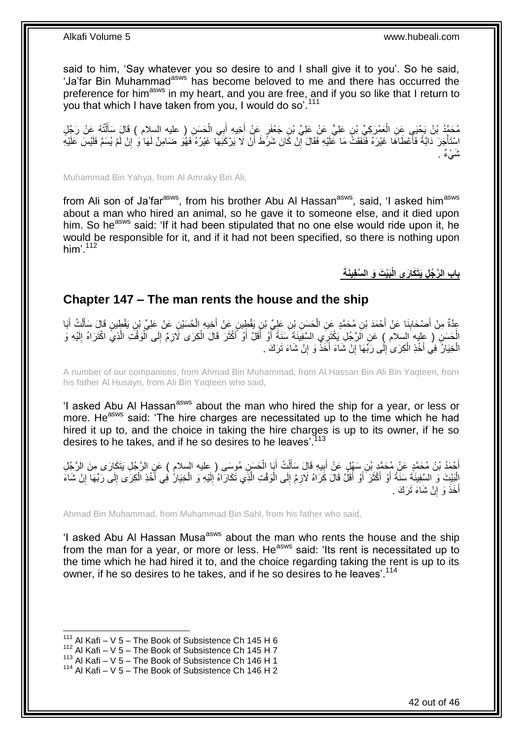said to him, 'Say whatever you so desire to and I shall give it to you'. So he said, 'Ja'far Bin Muhammad[asws] has become beloved to me and there has occurred the preference for him[asws] in my heart, and you are free, and if you so like that I return to you that which I have taken from you, I would do so'.[111]

مُحَمَّدُ بْنُ يَحْيَى عَنِ الْعَمْرَكِيِّ بْنِ عَلِيٍّ عَنْ عَلِيِّ بْنِ جَعْفَرٍ عَنْ أَخِيهِ أَبِي الْحَسَنِ ( عليه السلام ) قَالَ سَأَلْتُهُ عَنْ رَجُلٍ اسْتَأْجَرَ دَابَّةً فَأَعْطَاهَا غَيْرَهُ فَنَفَقَتْ مَا عَلَيْهِ فَقَالَ إِنْ كَانَ شَرَطَ أَنْ لَا يَرْكَبَهَا غَيْرُهُ فَهُوَ ضَامِنٌ لَهَا وَ إِنْ لَمْ يُسَمِّ فَلَيْسَ عَلَيْهِ شَيْءٌ .

Muhammad Bin Yahya, from Al Amraky Bin Ali,

from Ali son of Ja'far[asws], from his brother Abu Al Hassan[asws], said, 'I asked him[asws] about a man who hired an animal, so he gave it to someone else, and it died upon him. So he[asws] said: 'If it had been stipulated that no one else would ride upon it, he would be responsible for it, and if it had not been specified, so there is nothing upon him'.[112]

## باب الرَّجُلِ يَتَكَارَى الْبَيْتَ وَ السَّفِينَةَ

## Chapter 147 – The man rents the house and the ship

عِدَّةٌ مِنْ أَصْحَابِنَا عَنْ أَحْمَدَ بْنِ مُحَمَّدٍ عَنِ الْحَسَنِ بْنِ عَلِيِّ بْنِ يَقْطِينٍ عَنْ أَخِيهِ الْحُسَيْنِ عَنْ عَلِيِّ بْنِ يَقْطِينٍ قَالَ سَأَلْتُ أَبَا الْحَسَنِ ( عليه السلام ) عَنِ الرَّجُلِ يَكْتَرِي السَّفِينَةَ سَنَةً أَوْ أَقَلَّ أَوْ أَكْثَرَ قَالَ الْكِرَى لَازِمٌ إِلَى الْوَقْتِ الَّذِي اكْتَرَاهُ إِلَيْهِ وَ الْخِيَارُ فِي أَخْذِ الْكِرَى إِلَى رَبِّهَا إِنْ شَاءَ أَخَذَ وَ إِنْ شَاءَ تَرَكَ .

A number of our companions, from Ahmad Bin Muhammad, from Al Hassan Bin Ali Bin Yaqteen, from his father Al Husayn, from Ali Bin Yaqteen who said,

'I asked Abu Al Hassan[asws] about the man who hired the ship for a year, or less or more. He[asws] said: 'The hire charges are necessitated up to the time which he had hired it up to, and the choice in taking the hire charges is up to its owner, if he so desires to he takes, and if he so desires to he leaves'.[113]

أَحْمَدُ بْنُ مُحَمَّدٍ عَنْ مُحَمَّدِ بْنِ سَهْلٍ عَنْ أَبِيهِ قَالَ سَأَلْتُ أَبَا الْحَسَنِ مُوسَى ( عليه السلام ) عَنِ الرَّجُلِ يَتَكَارَى مِنَ الرَّجُلِ الْبَيْتَ وَ السَّفِينَةَ سَنَةً أَوْ أَكْثَرَ أَوْ أَقَلَّ قَالَ كِرَاهُ لَازِمٌ إِلَى الْوَقْتِ الَّذِي تَكَارَاهُ إِلَيْهِ وَ الْخِيَارُ فِي أَخْذِ الْكِرَى إِلَى رَبِّهَا إِنْ شَاءَ أَخَذَ وَ إِنْ شَاءَ تَرَكَ .

Ahmad Bin Muhammad, from Muhammad Bin Sahl, from his father who said,

'I asked Abu Al Hassan Musa[asws] about the man who rents the house and the ship from the man for a year, or more or less. He[asws] said: 'Its rent is necessitated up to the time which he had hired it to, and the choice regarding taking the rent is up to its owner, if he so desires to he takes, and if he so desires to he leaves'.[114]

[111] Al Kafi – V 5 – The Book of Subsistence Ch 145 H 6
[112] Al Kafi – V 5 – The Book of Subsistence Ch 145 H 7
[113] Al Kafi – V 5 – The Book of Subsistence Ch 146 H 1
[114] Al Kafi – V 5 – The Book of Subsistence Ch 146 H 2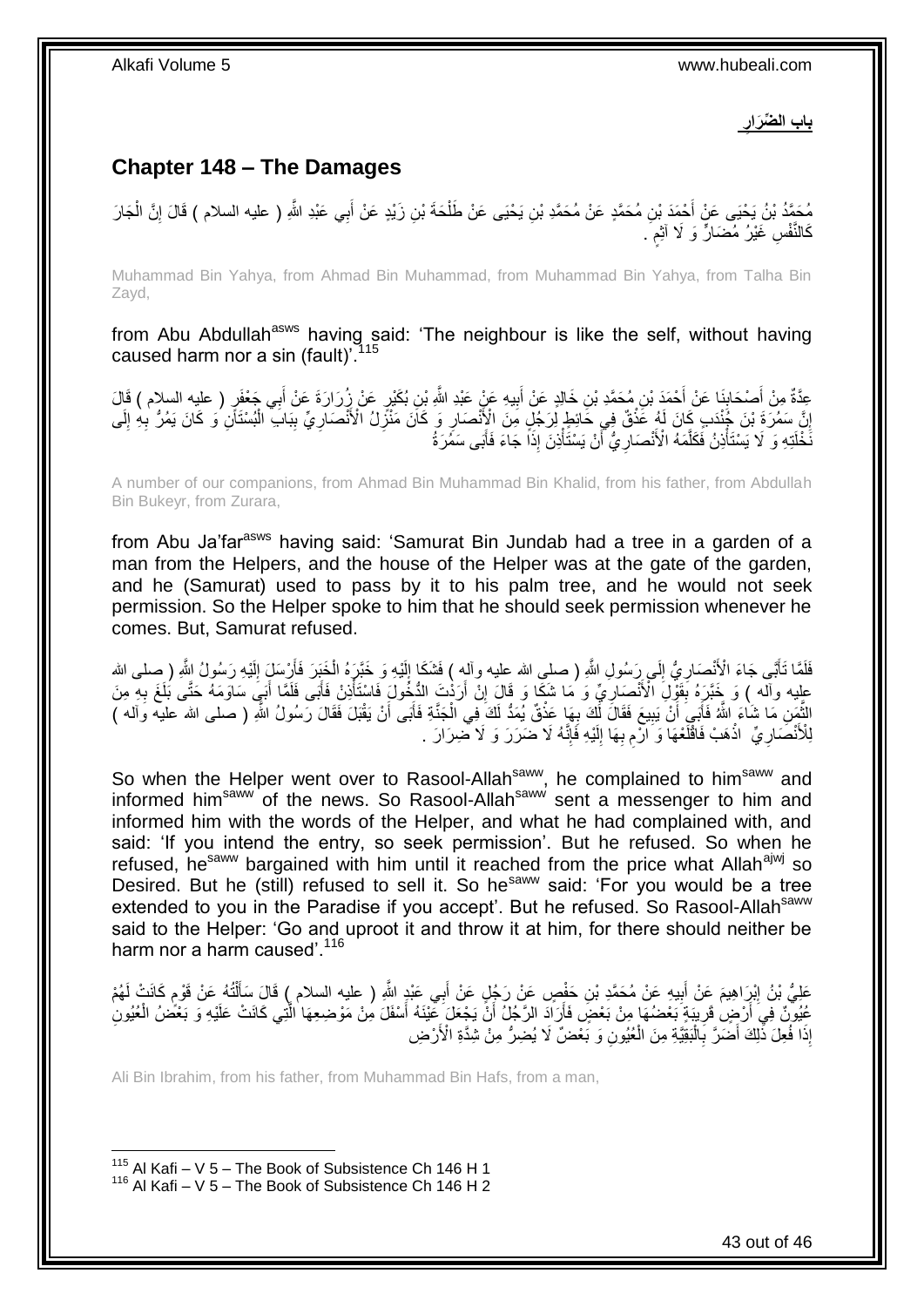**باب الضِّرَارِ**

## Chapter 148 – The Damages

مُحَمَّدُ بْنُ يَحْيَى عَنْ أَحْمَدَ بْنِ مُحَمَّدٍ عَنْ مُحَمَّدِ بْنِ يَحْيَى عَنْ طَلْحَةَ بْنِ زَيْدٍ عَنْ أَبِي عَبْدِ اللَّهِ ( عليه السلام ) قَالَ إِنَّ الْجَارَ كَالنَّفْسِ غَيْرُ مُضَارٍّ وَ لَا آثِمٍ .

Muhammad Bin Yahya, from Ahmad Bin Muhammad, from Muhammad Bin Yahya, from Talha Bin Zayd,

from Abu Abdullah[asws] having said: 'The neighbour is like the self, without having caused harm nor a sin (fault)'.[115]

عِدَّةٌ مِنْ أَصْحَابِنَا عَنْ أَحْمَدَ بْنِ مُحَمَّدِ بْنِ خَالِدٍ عَنْ أَبِيهِ عَنْ عَبْدِ اللَّهِ بْنِ بُكَيْرٍ عَنْ زُرَارَةَ عَنْ أَبِي جَعْفَرٍ ( عليه السلام ) قَالَ إِنَّ سَمُرَةَ بْنَ جُنْدَبٍ كَانَ لَهُ عَذْقٌ فِي حَائِطٍ لِرَجُلٍ مِنَ الْأَنْصَارِ وَ كَانَ مَنْزِلُ الْأَنْصَارِيِّ بِبَابِ الْبُسْتَانِ وَ كَانَ يَمُرُّ بِهِ إِلَى نَخْلَتِهِ وَ لَا يَسْتَأْذِنُ فَكَلَّمَهُ الْأَنْصَارِيُّ أَنْ يَسْتَأْذِنَ إِذَا جَاءَ فَأَبَى سَمُرَةُ

A number of our companions, from Ahmad Bin Muhammad Bin Khalid, from his father, from Abdullah Bin Bukeyr, from Zurara,

from Abu Ja'far[asws] having said: 'Samurat Bin Jundab had a tree in a garden of a man from the Helpers, and the house of the Helper was at the gate of the garden, and he (Samurat) used to pass by it to his palm tree, and he would not seek permission. So the Helper spoke to him that he should seek permission whenever he comes. But, Samurat refused.

فَلَمَّا تَأَبَّى جَاءَ الْأَنْصَارِيُّ إِلَى رَسُولِ اللَّهِ ( صلى الله عليه وآله ) فَشَكَا إِلَيْهِ وَ خَبَّرَهُ الْخَبَرَ فَأَرْسَلَ إِلَيْهِ رَسُولُ اللَّهِ ( صلى الله عليه وآله ) وَ خَبَّرَهُ بِقَوْلِ الْأَنْصَارِيِّ وَ مَا شَكَا وَ قَالَ إِنْ أَرَدْتَ الدُّخُولَ فَاسْتَأْذِنْ فَأَبَى فَلَمَّا أَبَى سَاوَمَهُ حَتَّى بَلَغَ بِهِ مِنَ الثَّمَنِ مَا شَاءَ اللَّهُ فَأَبَى أَنْ يَبِيعَ فَقَالَ لَكَ بِهَا عَذْقٌ يُمَدُّ لَكَ فِي الْجَنَّةِ فَأَبَى أَنْ يَقْبَلَ فَقَالَ رَسُولُ اللَّهِ ( صلى الله عليه وآله ) لِلْأَنْصَارِيِّ اذْهَبْ فَاقْلَعْهَا وَ ارْمِ بِهَا إِلَيْهِ فَإِنَّهُ لَا ضَرَرَ وَ لَا ضِرَارَ .

So when the Helper went over to Rasool-Allah[saww], he complained to him[saww] and informed him[saww] of the news. So Rasool-Allah[saww] sent a messenger to him and informed him with the words of the Helper, and what he had complained with, and said: 'If you intend the entry, so seek permission'. But he refused. So when he refused, he[saww] bargained with him until it reached from the price what Allah[ajwj] so Desired. But he (still) refused to sell it. So he[saww] said: 'For you would be a tree extended to you in the Paradise if you accept'. But he refused. So Rasool-Allah[saww] said to the Helper: 'Go and uproot it and throw it at him, for there should neither be harm nor a harm caused'.[116]

عَلِيُّ بْنُ إِبْرَاهِيمَ عَنْ أَبِيهِ عَنْ مُحَمَّدِ بْنِ حَفْصٍ عَنْ رَجُلٍ عَنْ أَبِي عَبْدِ اللَّهِ ( عليه السلام ) قَالَ سَأَلْتُهُ عَنْ قَوْمٍ كَانَتْ لَهُمْ عُيُونٌ فِي أَرْضٍ قَرِيبَةٍ بَعْضُهَا مِنْ بَعْضٍ فَأَرَادَ الرَّجُلُ أَنْ يَجْعَلَ عَيْنَهُ أَسْفَلَ مِنْ مَوْضِعِهَا الَّتِي كَانَتْ عَلَيْهِ وَ بَعْضُ الْعُيُونِ إِذَا فُعِلَ ذَلِكَ أَضَرَّ بِالْبَقِيَّةِ مِنَ الْعُيُونِ وَ بَعْضٌ لَا يُضِرُّ مِنْ شِدَّةِ الْأَرْضِ

Ali Bin Ibrahim, from his father, from Muhammad Bin Hafs, from a man,

[115] Al Kafi – V 5 – The Book of Subsistence Ch 146 H 1
[116] Al Kafi – V 5 – The Book of Subsistence Ch 146 H 2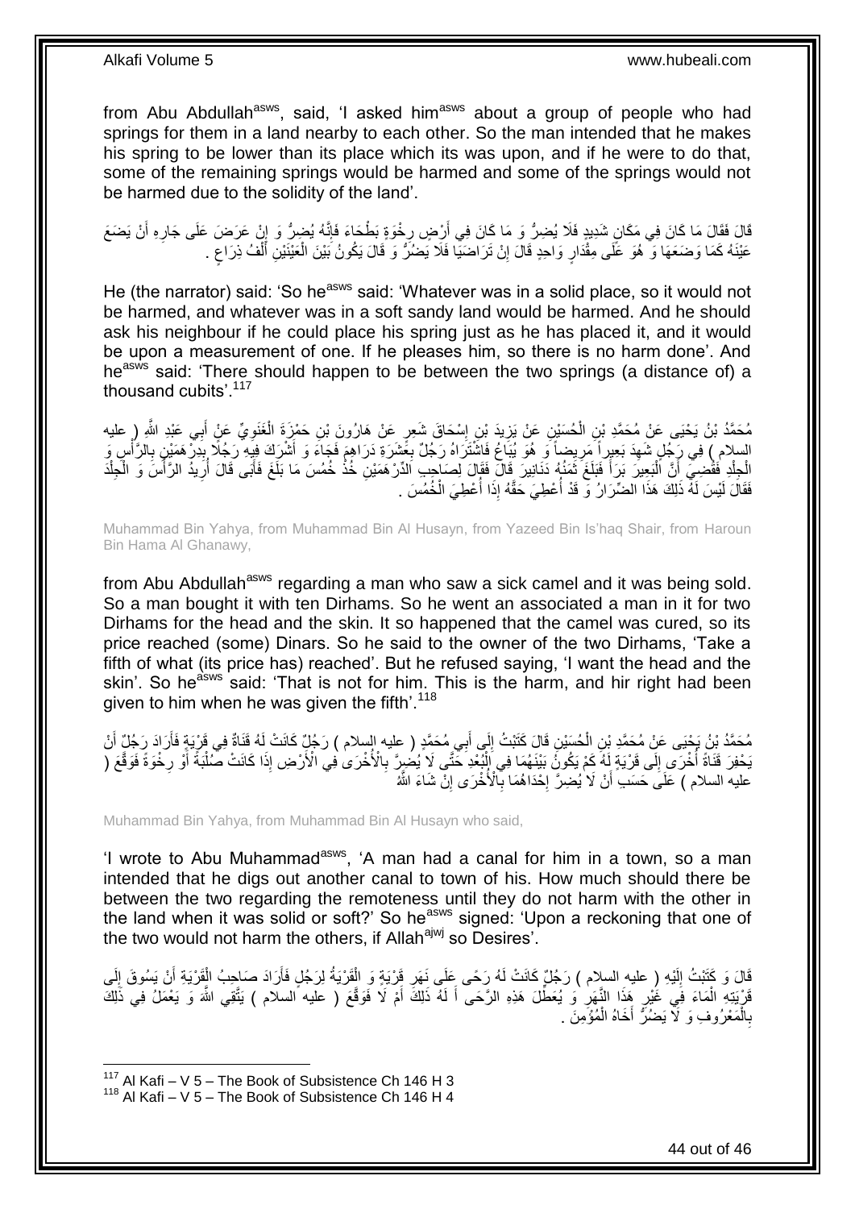from Abu Abdullah[asws], said, 'I asked him[asws] about a group of people who had springs for them in a land nearby to each other. So the man intended that he makes his spring to be lower than its place which its was upon, and if he were to do that, some of the remaining springs would be harmed and some of the springs would not be harmed due to the solidity of the land'.

قَالَ فَقَالَ مَا كَانَ فِي مَكَانٍ شَدِيدٍ فَلَا يُضِرُّ وَ مَا كَانَ فِي أَرْضٍ رِخْوَةٍ بَطْحَاءَ فَإِنَّهُ يُضِرُّ وَ إِنْ عَرَضَ عَلَى جَارِهِ أَنْ يَضَعَ عَيْنَهُ كَمَا وَضَعَهَا وَ هُوَ عَلَى مِقْدَارٍ وَاحِدٍ قَالَ إِنْ تَرَاضَيَا فَلَا يَضُرُّ وَ قَالَ يَكُونُ بَيْنَ الْعَيْنَيْنِ أَلْفُ ذِرَاعٍ .

He (the narrator) said: 'So he[asws] said: 'Whatever was in a solid place, so it would not be harmed, and whatever was in a soft sandy land would be harmed. And he should ask his neighbour if he could place his spring just as he has placed it, and it would be upon a measurement of one. If he pleases him, so there is no harm done'. And he[asws] said: 'There should happen to be between the two springs (a distance of) a thousand cubits'.[117]

مُحَمَّدُ بْنُ يَحْيَى عَنْ مُحَمَّدِ بْنِ الْحُسَيْنِ عَنْ يَزِيدَ بْنِ إِسْحَاقَ شَعِرٍ عَنْ هَارُونَ بْنِ حَمْزَةَ الْغَنَوِيِّ عَنْ أَبِي عَبْدِ اللَّهِ ( عليه السلام ) فِي رَجُلٍ شَهِدَ بَعِيراً مَرِيضاً وَ هُوَ يُبَاعُ فَاشْتَرَاهُ رَجُلٌ بِعَشَرَةِ دَرَاهِمَ فَجَاءَ وَ أَشْرَكَ فِيهِ رَجُلًا بِدِرْهَمَيْنِ بِالرَّأْسِ وَ الْجِلْدِ فَقُضِيَ أَنَّ الْبَعِيرَ بَرَأَ فَبَلَغَ ثَمَنُهُ دَنَانِيرَ قَالَ فَقَالَ لِصَاحِبِ الدِّرْهَمَيْنِ خُذْ خُمُسَ مَا بَلَغَ فَأَبَى قَالَ أُرِيدُ الرَّأْسَ وَ الْجِلْدَ فَقَالَ لَيْسَ لَهُ ذَلِكَ هَذَا الضِّرَارُ وَ قَدْ أُعْطِيَ حَقَّهُ إِذَا أُعْطِيَ الْخُمُسَ .

Muhammad Bin Yahya, from Muhammad Bin Al Husayn, from Yazeed Bin Is'haq Shair, from Haroun Bin Hama Al Ghanawy,

from Abu Abdullah[asws] regarding a man who saw a sick camel and it was being sold. So a man bought it with ten Dirhams. So he went an associated a man in it for two Dirhams for the head and the skin. It so happened that the camel was cured, so its price reached (some) Dinars. So he said to the owner of the two Dirhams, 'Take a fifth of what (its price has) reached'. But he refused saying, 'I want the head and the skin'. So he[asws] said: 'That is not for him. This is the harm, and hir right had been given to him when he was given the fifth'.[118]

مُحَمَّدُ بْنُ يَحْيَى عَنْ مُحَمَّدِ بْنِ الْحُسَيْنِ قَالَ كَتَبْتُ إِلَى أَبِي مُحَمَّدٍ ( عليه السلام ) رَجُلٌ كَانَتْ لَهُ قَنَاةٌ فِي قَرْيَةٍ فَأَرَادَ رَجُلٌ أَنْ يَحْفِرَ قَنَاةً أُخْرَى إِلَى قَرْيَةٍ لَهُ كَمْ يَكُونُ بَيْنَهُمَا فِي الْبُعْدِ حَتَّى لَا يُضِرَّ بِالْأُخْرَى فِي الْأَرْضِ إِذَا كَانَتْ صُلْبَةً أَوْ رِخْوَةً فَوَقَّعَ ( عليه السلام ) عَلَى حَسَبِ أَنْ لَا يُضِرَّ إِحْدَاهُمَا بِالْأُخْرَى إِنْ شَاءَ اللَّهُ

Muhammad Bin Yahya, from Muhammad Bin Al Husayn who said,

'I wrote to Abu Muhammad[asws], 'A man had a canal for him in a town, so a man intended that he digs out another canal to town of his. How much should there be between the two regarding the remoteness until they do not harm with the other in the land when it was solid or soft?' So he[asws] signed: 'Upon a reckoning that one of the two would not harm the others, if Allah[ajwj] so Desires'.

قَالَ وَ كَتَبْتُ إِلَيْهِ ( عليه السلام ) رَجُلٌ كَانَتْ لَهُ رَحًى عَلَى نَهَرِ قَرْيَةٍ وَ الْقَرْيَةُ لِرَجُلٍ فَأَرَادَ صَاحِبُ الْقَرْيَةِ أَنْ يَسُوقَ إِلَى قَرْيَتِهِ الْمَاءَ فِي غَيْرِ هَذَا النَّهَرِ وَ يُعَطِّلَ هَذِهِ الرَّحَى أَ لَهُ ذَلِكَ أَمْ لَا فَوَقَّعَ ( عليه السلام ) يَتَّقِي اللَّهَ وَ يَعْمَلُ فِي ذَلِكَ بِالْمَعْرُوفِ وَ لَا يَضُرُّ أَخَاهُ الْمُؤْمِنَ .

[117] Al Kafi – V 5 – The Book of Subsistence Ch 146 H 3
[118] Al Kafi – V 5 – The Book of Subsistence Ch 146 H 4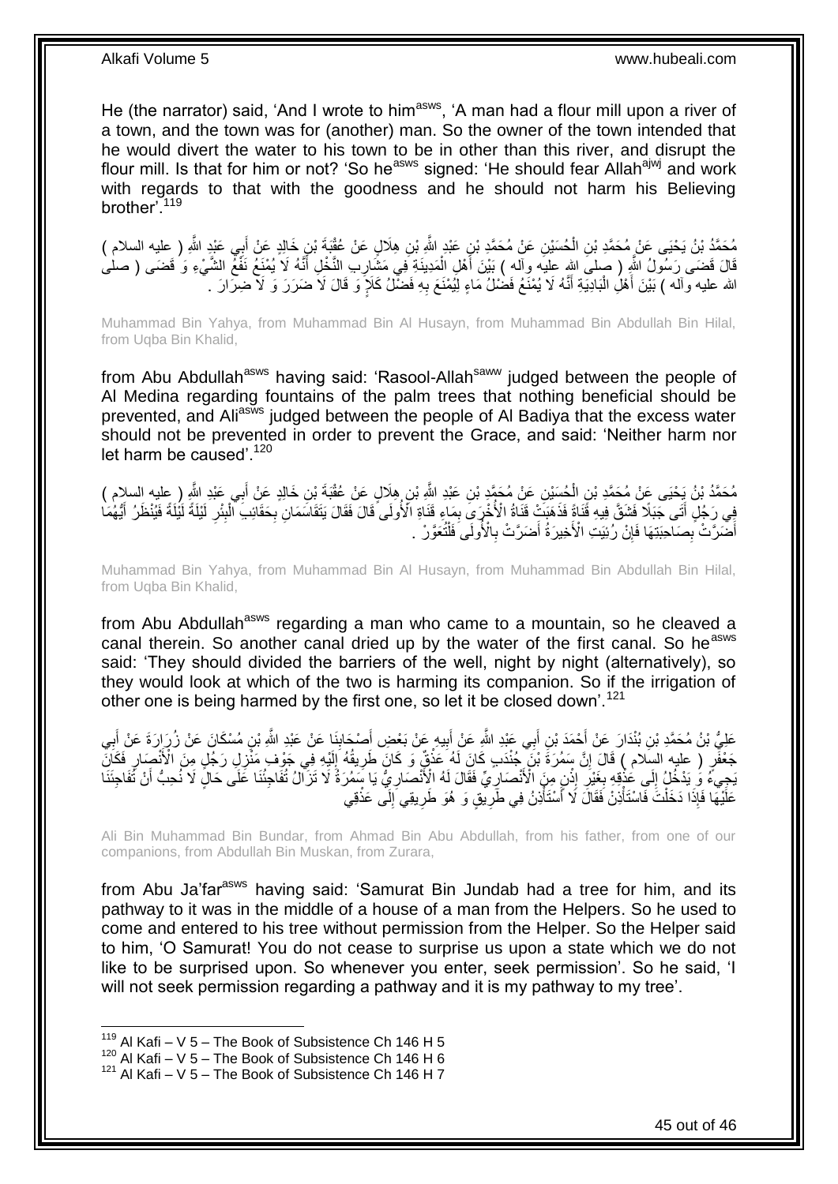He (the narrator) said, 'And I wrote to him[asws], 'A man had a flour mill upon a river of a town, and the town was for (another) man. So the owner of the town intended that he would divert the water to his town to be in other than this river, and disrupt the flour mill. Is that for him or not? 'So he[asws] signed: 'He should fear Allah[ajwj] and work with regards to that with the goodness and he should not harm his Believing brother'.[119]

مُحَمَّدُ بْنُ يَحْيَى عَنْ مُحَمَّدِ بْنِ الْحُسَيْنِ عَنْ مُحَمَّدِ بْنِ عَبْدِ اللَّهِ بْنِ هِلَالٍ عَنْ عُقْبَةَ بْنِ خَالِدٍ عَنْ أَبِي عَبْدِ اللَّهِ ( عليه السلام ) قَالَ قَضَى رَسُولُ اللَّهِ ( صلى الله عليه وآله ) بَيْنَ أَهْلِ الْمَدِينَةِ فِي مَشَارِبِ النَّخْلِ أَنَّهُ لَا يُمْنَعُ نَفْعُ الشَّيْءِ وَ قَضَى ( صلى الله عليه وآله ) بَيْنَ أَهْلِ الْبَادِيَةِ أَنَّهُ لَا يُمْنَعُ فَضْلُ مَاءٍ لِيُمْنَعَ بِهِ فَضْلُ كَلَإٍ وَ قَالَ لَا ضَرَرَ وَ لَا ضِرَارَ .

Muhammad Bin Yahya, from Muhammad Bin Al Husayn, from Muhammad Bin Abdullah Bin Hilal, from Uqba Bin Khalid,

from Abu Abdullah[asws] having said: 'Rasool-Allah[saww] judged between the people of Al Medina regarding fountains of the palm trees that nothing beneficial should be prevented, and Ali[asws] judged between the people of Al Badiya that the excess water should not be prevented in order to prevent the Grace, and said: 'Neither harm nor let harm be caused'.[120]

مُحَمَّدُ بْنُ يَحْيَى عَنْ مُحَمَّدِ بْنِ الْحُسَيْنِ عَنْ مُحَمَّدِ بْنِ عَبْدِ اللَّهِ بْنِ هِلَالٍ عَنْ عُقْبَةَ بْنِ خَالِدٍ عَنْ أَبِي عَبْدِ اللَّهِ ( عليه السلام ) فِي رَجُلٍ أَتَى جَبَلًا فَشَقَّ فِيهِ قَنَاةً فَذَهَبَتْ قَنَاةُ الْأُخْرَى بِمَاءِ قَنَاةِ الْأُولَى قَالَ فَقَالَ يَتَقَاسَمَانِ بِحَقَائِبِ الْبِئْرِ لَيْلَةً لَيْلَةً فَيُنْظَرُ أَيُّهُمَا أَضَرَّتْ بِصَاحِبَتِهَا فَإِنْ رُئِيَتِ الْأَخِيرَةُ أَضَرَّتْ بِالْأُولَى فَلْتُعَوَّرْ .

Muhammad Bin Yahya, from Muhammad Bin Al Husayn, from Muhammad Bin Abdullah Bin Hilal, from Uqba Bin Khalid,

from Abu Abdullah[asws] regarding a man who came to a mountain, so he cleaved a canal therein. So another canal dried up by the water of the first canal. So he[asws] said: 'They should divided the barriers of the well, night by night (alternatively), so they would look at which of the two is harming its companion. So if the irrigation of other one is being harmed by the first one, so let it be closed down'.[121]

عَلِيُّ بْنُ مُحَمَّدِ بْنِ بُنْدَارَ عَنْ أَحْمَدَ بْنِ أَبِي عَبْدِ اللَّهِ عَنْ أَبِيهِ عَنْ بَعْضِ أَصْحَابِنَا عَنْ عَبْدِ اللَّهِ بْنِ مُسْكَانَ عَنْ زُرَارَةَ عَنْ أَبِي جَعْفَرٍ ( عليه السلام ) قَالَ إِنَّ سَمُرَةَ بْنَ جُنْدَبٍ كَانَ لَهُ عَذْقٌ وَ كَانَ طَرِيقُهُ إِلَيْهِ فِي جَوْفِ مَنْزِلِ رَجُلٍ مِنَ الْأَنْصَارِ فَكَانَ يَجِيءُ وَ يَدْخُلُ إِلَى عَذْقِهِ بِغَيْرِ إِذْنٍ مِنَ الْأَنْصَارِيِّ فَقَالَ لَهُ الْأَنْصَارِيُّ يَا سَمُرَةُ لَا تَزَالُ تُفَاجِئُنَا عَلَى حَالٍ لَا نُحِبُّ أَنْ تُفَاجِئَنَا عَلَيْهَا فَإِذَا دَخَلْتَ فَاسْتَأْذِنْ فَقَالَ لَا أَسْتَأْذِنُ فِي طَرِيقٍ وَ هُوَ طَرِيقِي إِلَى عَذْقِي

Ali Bin Muhammad Bin Bundar, from Ahmad Bin Abu Abdullah, from his father, from one of our companions, from Abdullah Bin Muskan, from Zurara,

from Abu Ja'far[asws] having said: 'Samurat Bin Jundab had a tree for him, and its pathway to it was in the middle of a house of a man from the Helpers. So he used to come and entered to his tree without permission from the Helper. So the Helper said to him, 'O Samurat! You do not cease to surprise us upon a state which we do not like to be surprised upon. So whenever you enter, seek permission'. So he said, 'I will not seek permission regarding a pathway and it is my pathway to my tree'.

[119] Al Kafi – V 5 – The Book of Subsistence Ch 146 H 5
[120] Al Kafi – V 5 – The Book of Subsistence Ch 146 H 6
[121] Al Kafi – V 5 – The Book of Subsistence Ch 146 H 7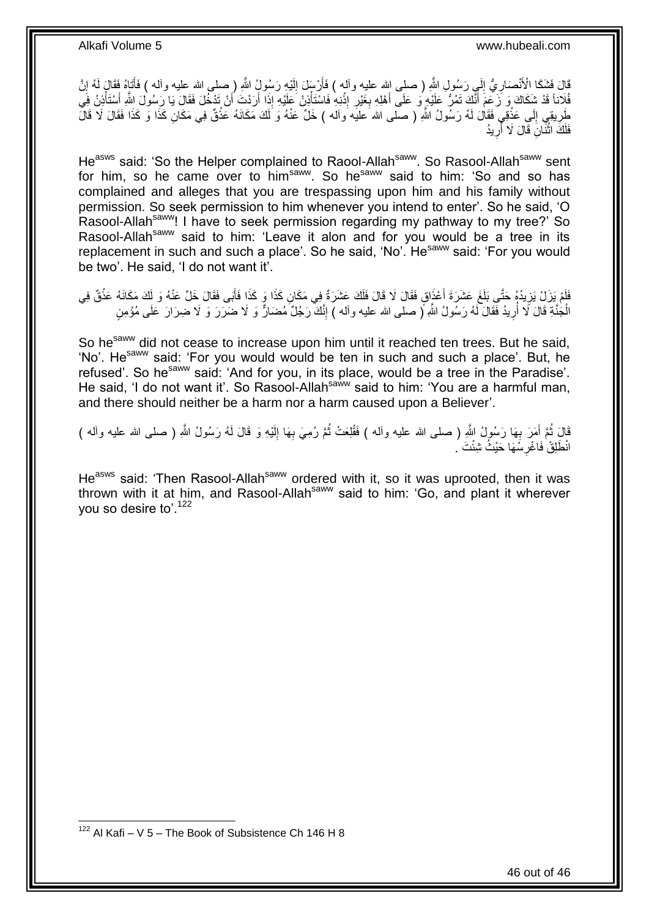قَالَ فَشَكَا الْأَنْصَارِيُّ إِلَى رَسُولِ اللَّهِ ( صلى الله عليه وآله ) فَأَرْسَلَ إِلَيْهِ رَسُولُ اللَّهِ ( صلى الله عليه وآله ) فَأَتَاهُ فَقَالَ لَهُ إِنَّ فُلَاناً قَدْ شَكَاكَ وَ زَعَمَ أَنَّكَ تَمُرُّ عَلَيْهِ وَ عَلَى أَهْلِهِ بِغَيْرِ إِذْنِهِ فَاسْتَأْذِنْ عَلَيْهِ إِذَا أَرَدْتَ أَنْ تَدْخُلَ فَقَالَ يَا رَسُولَ اللَّهِ أَسْتَأْذِنُ فِي طَرِيقِي إِلَى عَذْقِي فَقَالَ لَهُ رَسُولُ اللَّهِ ( صلى الله عليه وآله ) خَلِّ عَنْهُ وَ لَكَ مَكَانَهُ عَذْقٌ فِي مَكَانِ كَذَا وَ كَذَا فَقَالَ لَا قَالَ فَلَكَ اثْنَانِ قَالَ لَا أُرِيدُ

He[asws] said: 'So the Helper complained to Raool-Allah[saww]. So Rasool-Allah[saww] sent for him, so he came over to him[saww]. So he[saww] said to him: 'So and so has complained and alleges that you are trespassing upon him and his family without permission. So seek permission to him whenever you intend to enter'. So he said, 'O Rasool-Allah[saww]! I have to seek permission regarding my pathway to my tree?' So Rasool-Allah[saww] said to him: 'Leave it alon and for you would be a tree in its replacement in such and such a place'. So he said, 'No'. He[saww] said: 'For you would be two'. He said, 'I do not want it'.

فَلَمْ يَزَلْ يَزِيدُهُ حَتَّى بَلَغَ عَشَرَةَ أَعْذَاقٍ فَقَالَ لَا قَالَ فَلَكَ عَشَرَةٌ فِي مَكَانِ كَذَا وَ كَذَا فَأَبَى فَقَالَ خَلِّ عَنْهُ وَ لَكَ مَكَانَهُ عَذْقٌ فِي الْجَنَّةِ قَالَ لَا أُرِيدُ فَقَالَ لَهُ رَسُولُ اللَّهِ ( صلى الله عليه وآله ) إِنَّكَ رَجُلٌ مُضَارٌّ وَ لَا ضَرَرَ وَ لَا ضِرَارَ عَلَى مُؤْمِنٍ

So he[saww] did not cease to increase upon him until it reached ten trees. But he said, 'No'. He[saww] said: 'For you would would be ten in such and such a place'. But, he refused'. So he[saww] said: 'And for you, in its place, would be a tree in the Paradise'. He said, 'I do not want it'. So Rasool-Allah[saww] said to him: 'You are a harmful man, and there should neither be a harm nor a harm caused upon a Believer'.

قَالَ ثُمَّ أَمَرَ بِهَا رَسُولُ اللَّهِ ( صلى الله عليه وآله ) فَقُلِعَتْ ثُمَّ رُمِيَ بِهَا إِلَيْهِ وَ قَالَ لَهُ رَسُولُ اللَّهِ ( صلى الله عليه وآله ) انْطَلِقْ فَاغْرِسْهَا حَيْثُ شِئْتَ .

He[asws] said: 'Then Rasool-Allah[saww] ordered with it, so it was uprooted, then it was thrown with it at him, and Rasool-Allah[saww] said to him: 'Go, and plant it wherever you so desire to'.[122]

[122] Al Kafi – V 5 – The Book of Subsistence Ch 146 H 8